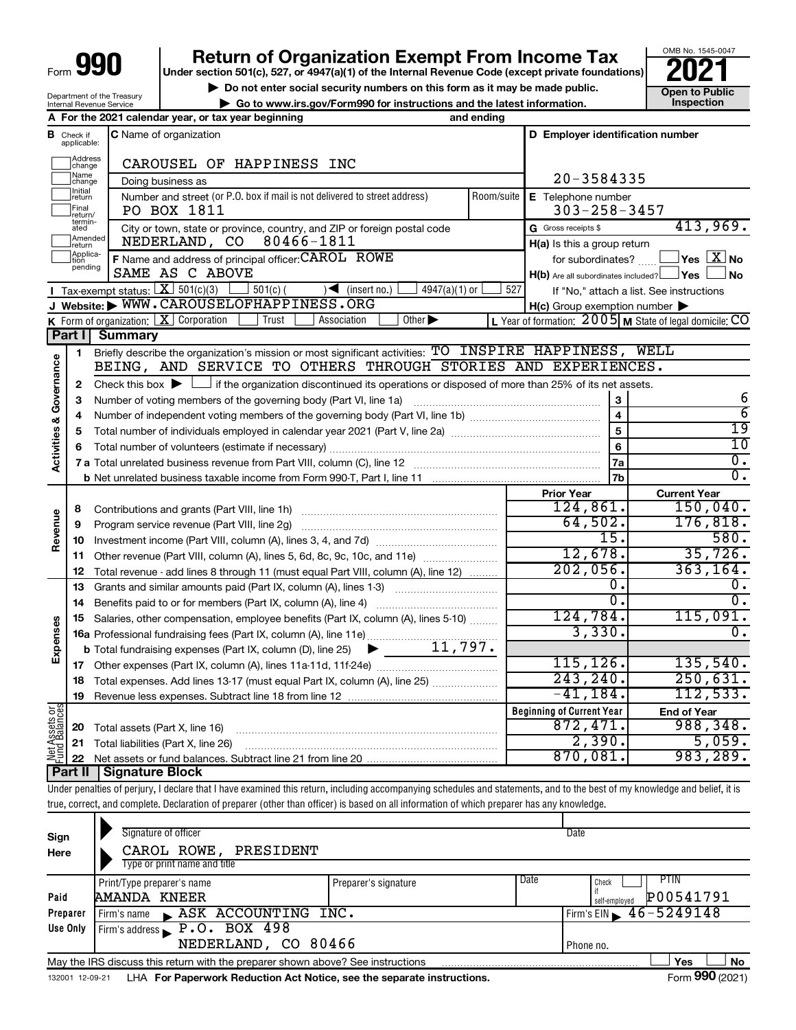Form **990**

# Return of Organization Exempt From Income Tax

**Under section 501(c), 527, or 4947(a)(1) of the Internal Revenue Code (except private foundations)**

▶ Do not enter social security numbers on this form as it may be made public.

▶ Go to www.irs.gov/Form990 for instructions and the latest information.

OMB No. 1545-0047

**2021**

**Open to Public Inspection**

Department of the Treasury
Internal Revenue Service

**A** For the 2021 calendar year, or tax year beginning and ending

**B** Check if applicable: Address change, Name change, Initial return, Final return/terminated, Amended return, Application pending

**C** Name of organization: CAROUSEL OF HAPPINESS INC

Doing business as

Number and street (or P.O. box if mail is not delivered to street address): PO BOX 1811 — Room/suite

City or town, state or province, country, and ZIP or foreign postal code: NEDERLAND, CO 80466-1811

**F** Name and address of principal officer: CAROL ROWE, SAME AS C ABOVE

**D** Employer identification number: 20-3584335

**E** Telephone number: 303-258-3457

**G** Gross receipts $ 413,969.

**H(a)** Is this a group return for subordinates? ☐ Yes ☒ No

**H(b)** Are all subordinates included? ☐ Yes ☐ No — If "No," attach a list. See instructions

**H(c)** Group exemption number ▶

**I** Tax-exempt status: ☒ 501(c)(3) ☐ 501(c) ( ) ◀ (insert no.) ☐ 4947(a)(1) or ☐ 527

**J** Website: ▶ WWW.CAROUSELOFHAPPINESS.ORG

**K** Form of organization: ☒ Corporation ☐ Trust ☐ Association ☐ Other ▶

**L** Year of formation: 2005 **M** State of legal domicile: CO

## Part I Summary

**Activities & Governance**

1 Briefly describe the organization's mission or most significant activities: TO INSPIRE HAPPINESS, WELL BEING, AND SERVICE TO OTHERS THROUGH STORIES AND EXPERIENCES.

2 Check this box ▶ ☐ if the organization discontinued its operations or disposed of more than 25% of its net assets.

| | | | |
|---|---|---|---|
| 3 | Number of voting members of the governing body (Part VI, line 1a) | 3 | 6 |
| 4 | Number of independent voting members of the governing body (Part VI, line 1b) | 4 | 6 |
| 5 | Total number of individuals employed in calendar year 2021 (Part V, line 2a) | 5 | 19 |
| 6 | Total number of volunteers (estimate if necessary) | 6 | 10 |
| 7a | Total unrelated business revenue from Part VIII, column (C), line 12 | 7a | 0. |
| b | Net unrelated business taxable income from Form 990-T, Part I, line 11 | 7b | 0. |

| | | | Prior Year | Current Year |
|---|---|---|---|---|
| **Revenue** | 8 | Contributions and grants (Part VIII, line 1h) | 124,861. | 150,040. |
| | 9 | Program service revenue (Part VIII, line 2g) | 64,502. | 176,818. |
| | 10 | Investment income (Part VIII, column (A), lines 3, 4, and 7d) | 15. | 580. |
| | 11 | Other revenue (Part VIII, column (A), lines 5, 6d, 8c, 9c, 10c, and 11e) | 12,678. | 35,726. |
| | 12 | Total revenue - add lines 8 through 11 (must equal Part VIII, column (A), line 12) | 202,056. | 363,164. |
| **Expenses** | 13 | Grants and similar amounts paid (Part IX, column (A), lines 1-3) | 0. | 0. |
| | 14 | Benefits paid to or for members (Part IX, column (A), line 4) | 0. | 0. |
| | 15 | Salaries, other compensation, employee benefits (Part IX, column (A), lines 5-10) | 124,784. | 115,091. |
| | 16a | Professional fundraising fees (Part IX, column (A), line 11e) | 3,330. | 0. |
| | b | Total fundraising expenses (Part IX, column (D), line 25) ▶ 11,797. | | |
| | 17 | Other expenses (Part IX, column (A), lines 11a-11d, 11f-24e) | 115,126. | 135,540. |
| | 18 | Total expenses. Add lines 13-17 (must equal Part IX, column (A), line 25) | 243,240. | 250,631. |
| | 19 | Revenue less expenses. Subtract line 18 from line 12 | -41,184. | 112,533. |

| | | | Beginning of Current Year | End of Year |
|---|---|---|---|---|
| **Net Assets or Fund Balances** | 20 | Total assets (Part X, line 16) | 872,471. | 988,348. |
| | 21 | Total liabilities (Part X, line 26) | 2,390. | 5,059. |
| | 22 | Net assets or fund balances. Subtract line 21 from line 20 | 870,081. | 983,289. |

## Part II Signature Block

Under penalties of perjury, I declare that I have examined this return, including accompanying schedules and statements, and to the best of my knowledge and belief, it is true, correct, and complete. Declaration of preparer (other than officer) is based on all information of which preparer has any knowledge.

**Sign Here**

Signature of officer — Date

CAROL ROWE, PRESIDENT
Type or print name and title

**Paid Preparer Use Only**

| Print/Type preparer's name | Preparer's signature | Date | Check if self-employed | PTIN |
|---|---|---|---|---|
| AMANDA KNEER | | | ☐ | P00541791 |

Firm's name ▶ ASK ACCOUNTING INC. — Firm's EIN ▶ 46-5249148

Firm's address ▶ P.O. BOX 498, NEDERLAND, CO 80466 — Phone no.

May the IRS discuss this return with the preparer shown above? See instructions ☐ Yes ☐ No

132001 12-09-21 LHA **For Paperwork Reduction Act Notice, see the separate instructions.** Form **990** (2021)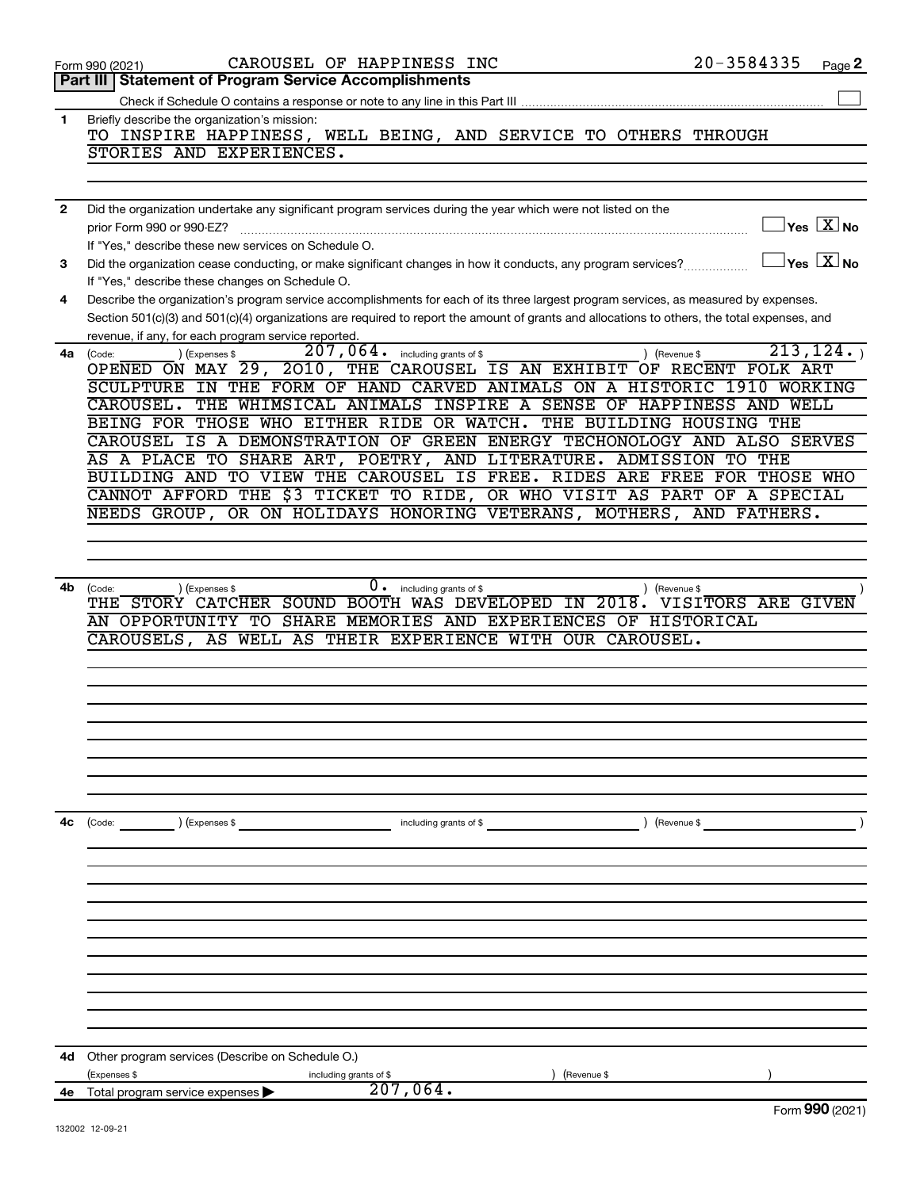Form 990 (2021) CAROUSEL OF HAPPINESS INC 20-3584335

## Part III Statement of Program Service Accomplishments

Check if Schedule O contains a response or note to any line in this Part III [ ]

**1** Briefly describe the organization's mission:

TO INSPIRE HAPPINESS, WELL BEING, AND SERVICE TO OTHERS THROUGH STORIES AND EXPERIENCES.

**2** Did the organization undertake any significant program services during the year which were not listed on the prior Form 990 or 990-EZ? [ ] Yes [X] No

If "Yes," describe these new services on Schedule O.

**3** Did the organization cease conducting, or make significant changes in how it conducts, any program services? [ ] Yes [X] No

If "Yes," describe these changes on Schedule O.

**4** Describe the organization's program service accomplishments for each of its three largest program services, as measured by expenses. Section 501(c)(3) and 501(c)(4) organizations are required to report the amount of grants and allocations to others, the total expenses, and revenue, if any, for each program service reported.

**4a** (Code: ) (Expenses $ 207,064. including grants of $ ) (Revenue $ 213,124. )

OPENED ON MAY 29, 2010, THE CAROUSEL IS AN EXHIBIT OF RECENT FOLK ART SCULPTURE IN THE FORM OF HAND CARVED ANIMALS ON A HISTORIC 1910 WORKING CAROUSEL. THE WHIMSICAL ANIMALS INSPIRE A SENSE OF HAPPINESS AND WELL BEING FOR THOSE WHO EITHER RIDE OR WATCH. THE BUILDING HOUSING THE CAROUSEL IS A DEMONSTRATION OF GREEN ENERGY TECHONOLOGY AND ALSO SERVES AS A PLACE TO SHARE ART, POETRY, AND LITERATURE. ADMISSION TO THE BUILDING AND TO VIEW THE CAROUSEL IS FREE. RIDES ARE FREE FOR THOSE WHO CANNOT AFFORD THE $3 TICKET TO RIDE, OR WHO VISIT AS PART OF A SPECIAL NEEDS GROUP, OR ON HOLIDAYS HONORING VETERANS, MOTHERS, AND FATHERS.

**4b** (Code: ) (Expenses $ 0. including grants of $ ) (Revenue $ )

THE STORY CATCHER SOUND BOOTH WAS DEVELOPED IN 2018. VISITORS ARE GIVEN AN OPPORTUNITY TO SHARE MEMORIES AND EXPERIENCES OF HISTORICAL CAROUSELS, AS WELL AS THEIR EXPERIENCE WITH OUR CAROUSEL.

**4c** (Code: ) (Expenses $ including grants of $ ) (Revenue $ )

**4d** Other program services (Describe on Schedule O.)

(Expenses $ including grants of $ ) (Revenue $ )

**4e** Total program service expenses ▶ 207,064.

Form 990 (2021)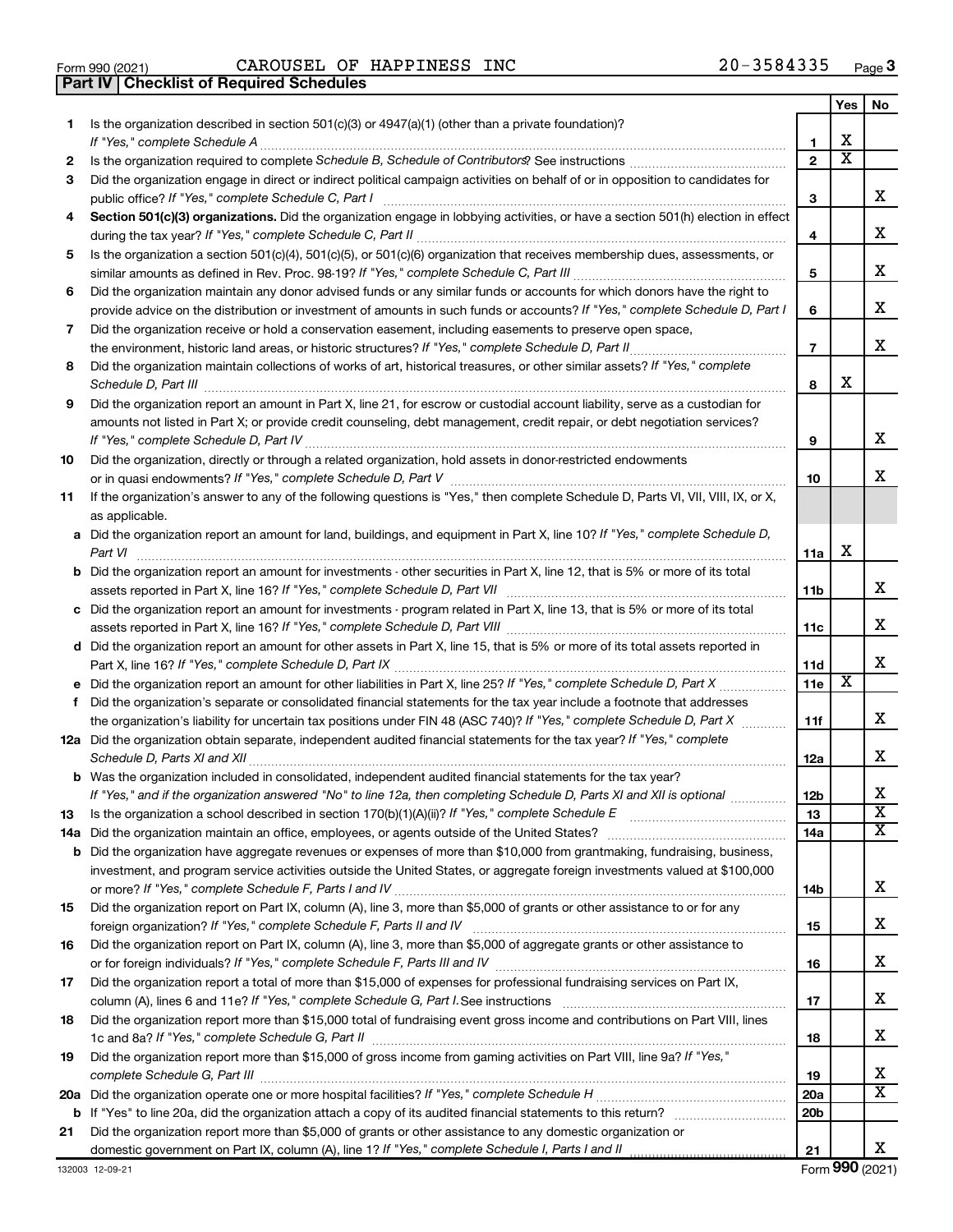Form 990 (2021) CAROUSEL OF HAPPINESS INC 20-3584335

## Part IV Checklist of Required Schedules

| | | | Yes | No |
|---|---|---|---|---|
| **1** | Is the organization described in section 501(c)(3) or 4947(a)(1) (other than a private foundation)? *If "Yes," complete Schedule A* | 1 | X | |
| **2** | Is the organization required to complete *Schedule B, Schedule of Contributors*? See instructions | 2 | X | |
| **3** | Did the organization engage in direct or indirect political campaign activities on behalf of or in opposition to candidates for public office? *If "Yes," complete Schedule C, Part I* | 3 | | X |
| **4** | **Section 501(c)(3) organizations.** Did the organization engage in lobbying activities, or have a section 501(h) election in effect during the tax year? *If "Yes," complete Schedule C, Part II* | 4 | | X |
| **5** | Is the organization a section 501(c)(4), 501(c)(5), or 501(c)(6) organization that receives membership dues, assessments, or similar amounts as defined in Rev. Proc. 98-19? *If "Yes," complete Schedule C, Part III* | 5 | | X |
| **6** | Did the organization maintain any donor advised funds or any similar funds or accounts for which donors have the right to provide advice on the distribution or investment of amounts in such funds or accounts? *If "Yes," complete Schedule D, Part I* | 6 | | X |
| **7** | Did the organization receive or hold a conservation easement, including easements to preserve open space, the environment, historic land areas, or historic structures? *If "Yes," complete Schedule D, Part II* | 7 | | X |
| **8** | Did the organization maintain collections of works of art, historical treasures, or other similar assets? *If "Yes," complete Schedule D, Part III* | 8 | X | |
| **9** | Did the organization report an amount in Part X, line 21, for escrow or custodial account liability, serve as a custodian for amounts not listed in Part X; or provide credit counseling, debt management, credit repair, or debt negotiation services? *If "Yes," complete Schedule D, Part IV* | 9 | | X |
| **10** | Did the organization, directly or through a related organization, hold assets in donor-restricted endowments or in quasi endowments? *If "Yes," complete Schedule D, Part V* | 10 | | X |
| **11** | If the organization's answer to any of the following questions is "Yes," then complete Schedule D, Parts VI, VII, VIII, IX, or X, as applicable. | | | |
| **a** | Did the organization report an amount for land, buildings, and equipment in Part X, line 10? *If "Yes," complete Schedule D, Part VI* | 11a | X | |
| **b** | Did the organization report an amount for investments - other securities in Part X, line 12, that is 5% or more of its total assets reported in Part X, line 16? *If "Yes," complete Schedule D, Part VII* | 11b | | X |
| **c** | Did the organization report an amount for investments - program related in Part X, line 13, that is 5% or more of its total assets reported in Part X, line 16? *If "Yes," complete Schedule D, Part VIII* | 11c | | X |
| **d** | Did the organization report an amount for other assets in Part X, line 15, that is 5% or more of its total assets reported in Part X, line 16? *If "Yes," complete Schedule D, Part IX* | 11d | | X |
| **e** | Did the organization report an amount for other liabilities in Part X, line 25? *If "Yes," complete Schedule D, Part X* | 11e | X | |
| **f** | Did the organization's separate or consolidated financial statements for the tax year include a footnote that addresses the organization's liability for uncertain tax positions under FIN 48 (ASC 740)? *If "Yes," complete Schedule D, Part X* | 11f | | X |
| **12a** | Did the organization obtain separate, independent audited financial statements for the tax year? *If "Yes," complete Schedule D, Parts XI and XII* | 12a | | X |
| **b** | Was the organization included in consolidated, independent audited financial statements for the tax year? *If "Yes," and if the organization answered "No" to line 12a, then completing Schedule D, Parts XI and XII is optional* | 12b | | X |
| **13** | Is the organization a school described in section 170(b)(1)(A)(ii)? *If "Yes," complete Schedule E* | 13 | | X |
| **14a** | Did the organization maintain an office, employees, or agents outside of the United States? | 14a | | X |
| **b** | Did the organization have aggregate revenues or expenses of more than $10,000 from grantmaking, fundraising, business, investment, and program service activities outside the United States, or aggregate foreign investments valued at $100,000 or more? *If "Yes," complete Schedule F, Parts I and IV* | 14b | | X |
| **15** | Did the organization report on Part IX, column (A), line 3, more than $5,000 of grants or other assistance to or for any foreign organization? *If "Yes," complete Schedule F, Parts II and IV* | 15 | | X |
| **16** | Did the organization report on Part IX, column (A), line 3, more than $5,000 of aggregate grants or other assistance to or for foreign individuals? *If "Yes," complete Schedule F, Parts III and IV* | 16 | | X |
| **17** | Did the organization report a total of more than $15,000 of expenses for professional fundraising services on Part IX, column (A), lines 6 and 11e? *If "Yes," complete Schedule G, Part I.* See instructions | 17 | | X |
| **18** | Did the organization report more than $15,000 total of fundraising event gross income and contributions on Part VIII, lines 1c and 8a? *If "Yes," complete Schedule G, Part II* | 18 | | X |
| **19** | Did the organization report more than $15,000 of gross income from gaming activities on Part VIII, line 9a? *If "Yes," complete Schedule G, Part III* | 19 | | X |
| **20a** | Did the organization operate one or more hospital facilities? *If "Yes," complete Schedule H* | 20a | | X |
| **b** | If "Yes" to line 20a, did the organization attach a copy of its audited financial statements to this return? | 20b | | |
| **21** | Did the organization report more than $5,000 of grants or other assistance to any domestic organization or domestic government on Part IX, column (A), line 1? *If "Yes," complete Schedule I, Parts I and II* | 21 | | X |

132003 12-09-21 Form **990** (2021)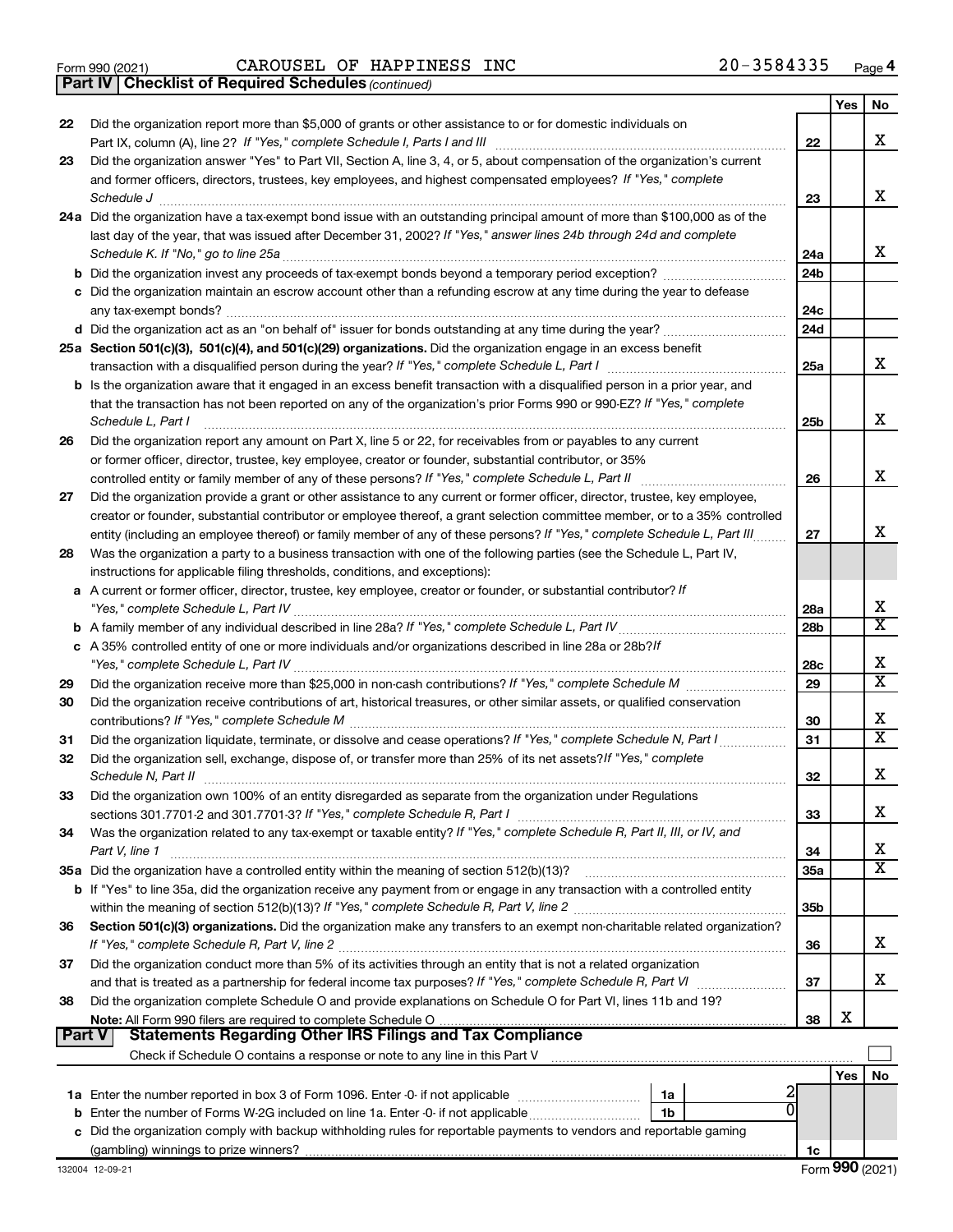Form 990 (2021) CAROUSEL OF HAPPINESS INC 20-3584335

## Part IV | Checklist of Required Schedules *(continued)*

| | | | Yes | No |
|---|---|---|---|---|
| 22 | Did the organization report more than $5,000 of grants or other assistance to or for domestic individuals on Part IX, column (A), line 2? *If "Yes," complete Schedule I, Parts I and III* | 22 | | X |
| 23 | Did the organization answer "Yes" to Part VII, Section A, line 3, 4, or 5, about compensation of the organization's current and former officers, directors, trustees, key employees, and highest compensated employees? *If "Yes," complete Schedule J* | 23 | | X |
| 24a | Did the organization have a tax-exempt bond issue with an outstanding principal amount of more than $100,000 as of the last day of the year, that was issued after December 31, 2002? *If "Yes," answer lines 24b through 24d and complete Schedule K. If "No," go to line 25a* | 24a | | X |
| b | Did the organization invest any proceeds of tax-exempt bonds beyond a temporary period exception? | 24b | | |
| c | Did the organization maintain an escrow account other than a refunding escrow at any time during the year to defease any tax-exempt bonds? | 24c | | |
| d | Did the organization act as an "on behalf of" issuer for bonds outstanding at any time during the year? | 24d | | |
| 25a | **Section 501(c)(3), 501(c)(4), and 501(c)(29) organizations.** Did the organization engage in an excess benefit transaction with a disqualified person during the year? *If "Yes," complete Schedule L, Part I* | 25a | | X |
| b | Is the organization aware that it engaged in an excess benefit transaction with a disqualified person in a prior year, and that the transaction has not been reported on any of the organization's prior Forms 990 or 990-EZ? *If "Yes," complete Schedule L, Part I* | 25b | | X |
| 26 | Did the organization report any amount on Part X, line 5 or 22, for receivables from or payables to any current or former officer, director, trustee, key employee, creator or founder, substantial contributor, or 35% controlled entity or family member of any of these persons? *If "Yes," complete Schedule L, Part II* | 26 | | X |
| 27 | Did the organization provide a grant or other assistance to any current or former officer, director, trustee, key employee, creator or founder, substantial contributor or employee thereof, a grant selection committee member, or to a 35% controlled entity (including an employee thereof) or family member of any of these persons? *If "Yes," complete Schedule L, Part III* | 27 | | X |
| 28 | Was the organization a party to a business transaction with one of the following parties (see the Schedule L, Part IV, instructions for applicable filing thresholds, conditions, and exceptions): | | | |
| a | A current or former officer, director, trustee, key employee, creator or founder, or substantial contributor? *If "Yes," complete Schedule L, Part IV* | 28a | | X |
| b | A family member of any individual described in line 28a? *If "Yes," complete Schedule L, Part IV* | 28b | | X |
| c | A 35% controlled entity of one or more individuals and/or organizations described in line 28a or 28b? *If "Yes," complete Schedule L, Part IV* | 28c | | X |
| 29 | Did the organization receive more than $25,000 in non-cash contributions? *If "Yes," complete Schedule M* | 29 | | X |
| 30 | Did the organization receive contributions of art, historical treasures, or other similar assets, or qualified conservation contributions? *If "Yes," complete Schedule M* | 30 | | X |
| 31 | Did the organization liquidate, terminate, or dissolve and cease operations? *If "Yes," complete Schedule N, Part I* | 31 | | X |
| 32 | Did the organization sell, exchange, dispose of, or transfer more than 25% of its net assets? *If "Yes," complete Schedule N, Part II* | 32 | | X |
| 33 | Did the organization own 100% of an entity disregarded as separate from the organization under Regulations sections 301.7701-2 and 301.7701-3? *If "Yes," complete Schedule R, Part I* | 33 | | X |
| 34 | Was the organization related to any tax-exempt or taxable entity? *If "Yes," complete Schedule R, Part II, III, or IV, and Part V, line 1* | 34 | | X |
| 35a | Did the organization have a controlled entity within the meaning of section 512(b)(13)? | 35a | | X |
| b | If "Yes" to line 35a, did the organization receive any payment from or engage in any transaction with a controlled entity within the meaning of section 512(b)(13)? *If "Yes," complete Schedule R, Part V, line 2* | 35b | | |
| 36 | **Section 501(c)(3) organizations.** Did the organization make any transfers to an exempt non-charitable related organization? *If "Yes," complete Schedule R, Part V, line 2* | 36 | | X |
| 37 | Did the organization conduct more than 5% of its activities through an entity that is not a related organization and that is treated as a partnership for federal income tax purposes? *If "Yes," complete Schedule R, Part VI* | 37 | | X |
| 38 | Did the organization complete Schedule O and provide explanations on Schedule O for Part VI, lines 11b and 19? **Note:** All Form 990 filers are required to complete Schedule O | 38 | X | |

## Part V | Statements Regarding Other IRS Filings and Tax Compliance

Check if Schedule O contains a response or note to any line in this Part V ☐

| | | | | | Yes | No |
|---|---|---|---|---|---|---|
| 1a | Enter the number reported in box 3 of Form 1096. Enter -0- if not applicable | 1a | 2 | | | |
| b | Enter the number of Forms W-2G included on line 1a. Enter -0- if not applicable | 1b | 0 | | | |
| c | Did the organization comply with backup withholding rules for reportable payments to vendors and reportable gaming (gambling) winnings to prize winners? | | | 1c | | |

132004 12-09-21 Form **990** (2021)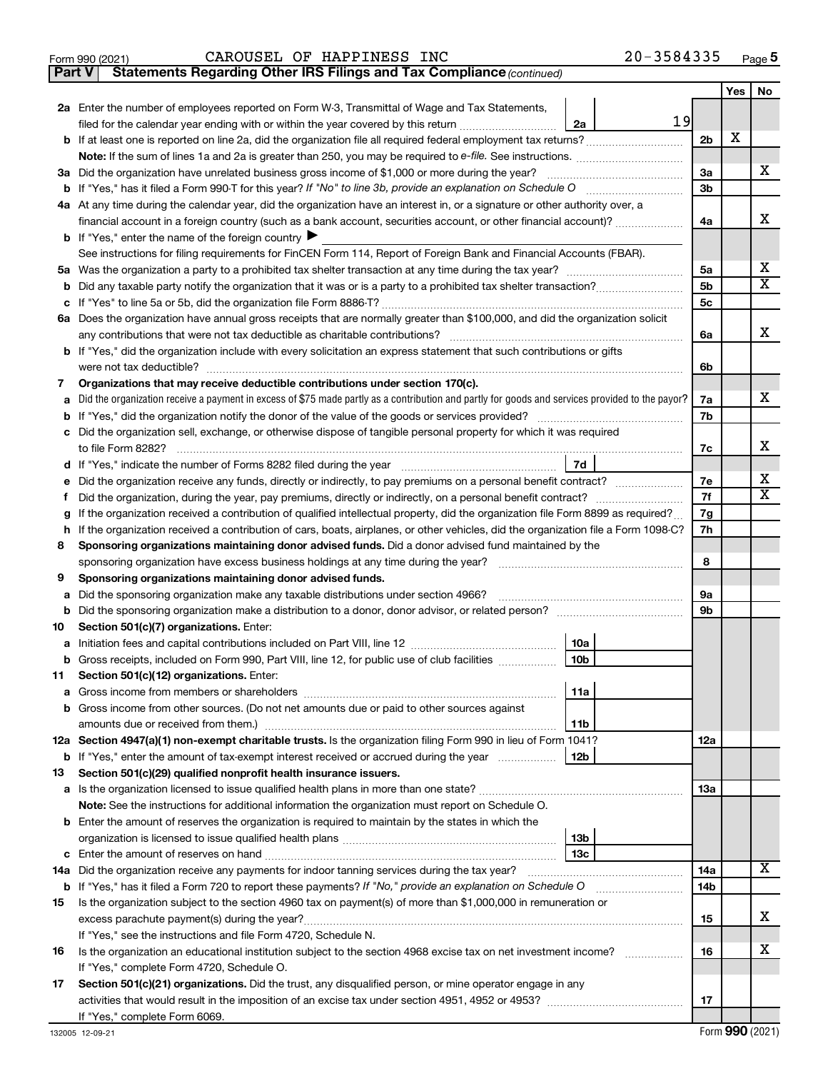Form 990 (2021) CAROUSEL OF HAPPINESS INC 20-3584335 Page **5**

## Part V Statements Regarding Other IRS Filings and Tax Compliance *(continued)*

| | | | | Yes | No |
|---|---|---|---|---|---|
| **2a** | Enter the number of employees reported on Form W-3, Transmittal of Wage and Tax Statements, filed for the calendar year ending with or within the year covered by this return | 2a 19 | | | |
| **b** | If at least one is reported on line 2a, did the organization file all required federal employment tax returns? | | 2b | X | |
| | **Note:** If the sum of lines 1a and 2a is greater than 250, you may be required to *e-file*. See instructions. | | | | |
| **3a** | Did the organization have unrelated business gross income of $1,000 or more during the year? | | 3a | | X |
| **b** | If "Yes," has it filed a Form 990-T for this year? *If "No" to line 3b, provide an explanation on Schedule O* | | 3b | | |
| **4a** | At any time during the calendar year, did the organization have an interest in, or a signature or other authority over, a financial account in a foreign country (such as a bank account, securities account, or other financial account)? | | 4a | | X |
| **b** | If "Yes," enter the name of the foreign country ▶ | | | | |
| | See instructions for filing requirements for FinCEN Form 114, Report of Foreign Bank and Financial Accounts (FBAR). | | | | |
| **5a** | Was the organization a party to a prohibited tax shelter transaction at any time during the tax year? | | 5a | | X |
| **b** | Did any taxable party notify the organization that it was or is a party to a prohibited tax shelter transaction? | | 5b | | X |
| **c** | If "Yes" to line 5a or 5b, did the organization file Form 8886-T? | | 5c | | |
| **6a** | Does the organization have annual gross receipts that are normally greater than $100,000, and did the organization solicit any contributions that were not tax deductible as charitable contributions? | | 6a | | X |
| **b** | If "Yes," did the organization include with every solicitation an express statement that such contributions or gifts were not tax deductible? | | 6b | | |
| **7** | **Organizations that may receive deductible contributions under section 170(c).** | | | | |
| **a** | Did the organization receive a payment in excess of $75 made partly as a contribution and partly for goods and services provided to the payor? | | 7a | | X |
| **b** | If "Yes," did the organization notify the donor of the value of the goods or services provided? | | 7b | | |
| **c** | Did the organization sell, exchange, or otherwise dispose of tangible personal property for which it was required to file Form 8282? | | 7c | | X |
| **d** | If "Yes," indicate the number of Forms 8282 filed during the year | 7d | | | |
| **e** | Did the organization receive any funds, directly or indirectly, to pay premiums on a personal benefit contract? | | 7e | | X |
| **f** | Did the organization, during the year, pay premiums, directly or indirectly, on a personal benefit contract? | | 7f | | X |
| **g** | If the organization received a contribution of qualified intellectual property, did the organization file Form 8899 as required? | | 7g | | |
| **h** | If the organization received a contribution of cars, boats, airplanes, or other vehicles, did the organization file a Form 1098-C? | | 7h | | |
| **8** | **Sponsoring organizations maintaining donor advised funds.** Did a donor advised fund maintained by the sponsoring organization have excess business holdings at any time during the year? | | 8 | | |
| **9** | **Sponsoring organizations maintaining donor advised funds.** | | | | |
| **a** | Did the sponsoring organization make any taxable distributions under section 4966? | | 9a | | |
| **b** | Did the sponsoring organization make a distribution to a donor, donor advisor, or related person? | | 9b | | |
| **10** | **Section 501(c)(7) organizations.** Enter: | | | | |
| **a** | Initiation fees and capital contributions included on Part VIII, line 12 | 10a | | | |
| **b** | Gross receipts, included on Form 990, Part VIII, line 12, for public use of club facilities | 10b | | | |
| **11** | **Section 501(c)(12) organizations.** Enter: | | | | |
| **a** | Gross income from members or shareholders | 11a | | | |
| **b** | Gross income from other sources. (Do not net amounts due or paid to other sources against amounts due or received from them.) | 11b | | | |
| **12a** | **Section 4947(a)(1) non-exempt charitable trusts.** Is the organization filing Form 990 in lieu of Form 1041? | | 12a | | |
| **b** | If "Yes," enter the amount of tax-exempt interest received or accrued during the year | 12b | | | |
| **13** | **Section 501(c)(29) qualified nonprofit health insurance issuers.** | | | | |
| **a** | Is the organization licensed to issue qualified health plans in more than one state? | | 13a | | |
| | **Note:** See the instructions for additional information the organization must report on Schedule O. | | | | |
| **b** | Enter the amount of reserves the organization is required to maintain by the states in which the organization is licensed to issue qualified health plans | 13b | | | |
| **c** | Enter the amount of reserves on hand | 13c | | | |
| **14a** | Did the organization receive any payments for indoor tanning services during the tax year? | | 14a | | X |
| **b** | If "Yes," has it filed a Form 720 to report these payments? *If "No," provide an explanation on Schedule O* | | 14b | | |
| **15** | Is the organization subject to the section 4960 tax on payment(s) of more than $1,000,000 in remuneration or excess parachute payment(s) during the year? | | 15 | | X |
| | If "Yes," see the instructions and file Form 4720, Schedule N. | | | | |
| **16** | Is the organization an educational institution subject to the section 4968 excise tax on net investment income? | | 16 | | X |
| | If "Yes," complete Form 4720, Schedule O. | | | | |
| **17** | **Section 501(c)(21) organizations.** Did the trust, any disqualified person, or mine operator engage in any activities that would result in the imposition of an excise tax under section 4951, 4952 or 4953? | | 17 | | |
| | If "Yes," complete Form 6069. | | | | |

Form **990** (2021)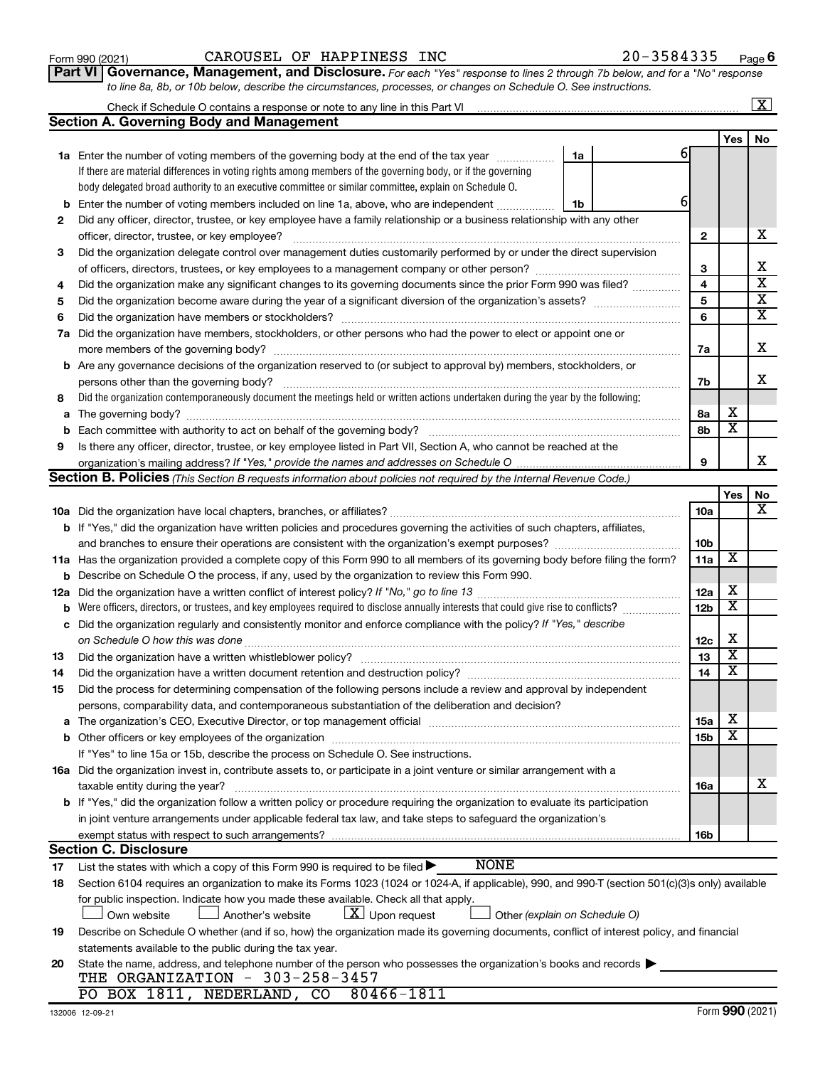Form 990 (2021) CAROUSEL OF HAPPINESS INC 20-3584335 Page 6

**Part VI Governance, Management, and Disclosure.** *For each "Yes" response to lines 2 through 7b below, and for a "No" response to line 8a, 8b, or 10b below, describe the circumstances, processes, or changes on Schedule O. See instructions.*

Check if Schedule O contains a response or note to any line in this Part VI [X]

## Section A. Governing Body and Management

| | | | Yes | No |
|---|---|---|---|---|
| **1a** | Enter the number of voting members of the governing body at the end of the tax year — 1a: 6<br>If there are material differences in voting rights among members of the governing body, or if the governing body delegated broad authority to an executive committee or similar committee, explain on Schedule O. | | | |
| **b** | Enter the number of voting members included on line 1a, above, who are independent — 1b: 6 | | | |
| **2** | Did any officer, director, trustee, or key employee have a family relationship or a business relationship with any other officer, director, trustee, or key employee? | 2 | | X |
| **3** | Did the organization delegate control over management duties customarily performed by or under the direct supervision of officers, directors, trustees, or key employees to a management company or other person? | 3 | | X |
| **4** | Did the organization make any significant changes to its governing documents since the prior Form 990 was filed? | 4 | | X |
| **5** | Did the organization become aware during the year of a significant diversion of the organization's assets? | 5 | | X |
| **6** | Did the organization have members or stockholders? | 6 | | X |
| **7a** | Did the organization have members, stockholders, or other persons who had the power to elect or appoint one or more members of the governing body? | 7a | | X |
| **b** | Are any governance decisions of the organization reserved to (or subject to approval by) members, stockholders, or persons other than the governing body? | 7b | | X |
| **8** | Did the organization contemporaneously document the meetings held or written actions undertaken during the year by the following: | | | |
| **a** | The governing body? | 8a | X | |
| **b** | Each committee with authority to act on behalf of the governing body? | 8b | X | |
| **9** | Is there any officer, director, trustee, or key employee listed in Part VII, Section A, who cannot be reached at the organization's mailing address? *If "Yes," provide the names and addresses on Schedule O* | 9 | | X |

## Section B. Policies *(This Section B requests information about policies not required by the Internal Revenue Code.)*

| | | | Yes | No |
|---|---|---|---|---|
| **10a** | Did the organization have local chapters, branches, or affiliates? | 10a | | X |
| **b** | If "Yes," did the organization have written policies and procedures governing the activities of such chapters, affiliates, and branches to ensure their operations are consistent with the organization's exempt purposes? | 10b | | |
| **11a** | Has the organization provided a complete copy of this Form 990 to all members of its governing body before filing the form? | 11a | X | |
| **b** | Describe on Schedule O the process, if any, used by the organization to review this Form 990. | | | |
| **12a** | Did the organization have a written conflict of interest policy? *If "No," go to line 13* | 12a | X | |
| **b** | Were officers, directors, or trustees, and key employees required to disclose annually interests that could give rise to conflicts? | 12b | X | |
| **c** | Did the organization regularly and consistently monitor and enforce compliance with the policy? *If "Yes," describe on Schedule O how this was done* | 12c | X | |
| **13** | Did the organization have a written whistleblower policy? | 13 | X | |
| **14** | Did the organization have a written document retention and destruction policy? | 14 | X | |
| **15** | Did the process for determining compensation of the following persons include a review and approval by independent persons, comparability data, and contemporaneous substantiation of the deliberation and decision? | | | |
| **a** | The organization's CEO, Executive Director, or top management official | 15a | X | |
| **b** | Other officers or key employees of the organization | 15b | X | |
| | If "Yes" to line 15a or 15b, describe the process on Schedule O. See instructions. | | | |
| **16a** | Did the organization invest in, contribute assets to, or participate in a joint venture or similar arrangement with a taxable entity during the year? | 16a | | X |
| **b** | If "Yes," did the organization follow a written policy or procedure requiring the organization to evaluate its participation in joint venture arrangements under applicable federal tax law, and take steps to safeguard the organization's exempt status with respect to such arrangements? | 16b | | |

## Section C. Disclosure

**17** List the states with which a copy of this Form 990 is required to be filed ▶ NONE

**18** Section 6104 requires an organization to make its Forms 1023 (1024 or 1024-A, if applicable), 990, and 990-T (section 501(c)(3)s only) available for public inspection. Indicate how you made these available. Check all that apply.

[ ] Own website [ ] Another's website [X] Upon request [ ] Other *(explain on Schedule O)*

**19** Describe on Schedule O whether (and if so, how) the organization made its governing documents, conflict of interest policy, and financial statements available to the public during the tax year.

**20** State the name, address, and telephone number of the person who possesses the organization's books and records ▶

THE ORGANIZATION - 303-258-3457
PO BOX 1811, NEDERLAND, CO 80466-1811

132006 12-09-21 Form **990** (2021)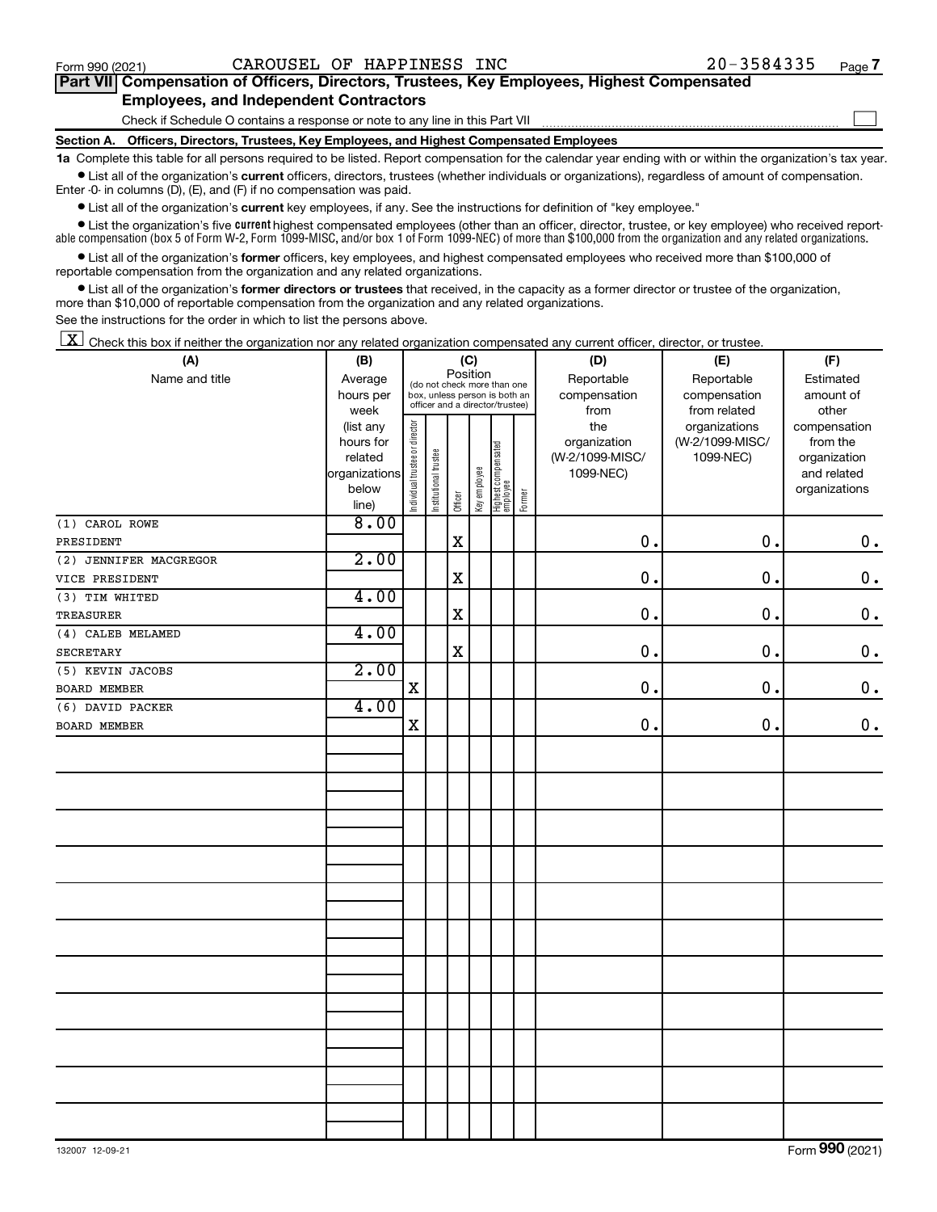Form 990 (2021) CAROUSEL OF HAPPINESS INC 20-3584335

## Part VII Compensation of Officers, Directors, Trustees, Key Employees, Highest Compensated Employees, and Independent Contractors

Check if Schedule O contains a response or note to any line in this Part VII ☐

### Section A. Officers, Directors, Trustees, Key Employees, and Highest Compensated Employees

**1a** Complete this table for all persons required to be listed. Report compensation for the calendar year ending with or within the organization's tax year.

- List all of the organization's **current** officers, directors, trustees (whether individuals or organizations), regardless of amount of compensation. Enter -0- in columns (D), (E), and (F) if no compensation was paid.
- List all of the organization's **current** key employees, if any. See the instructions for definition of "key employee."
- List the organization's five **current** highest compensated employees (other than an officer, director, trustee, or key employee) who received reportable compensation (box 5 of Form W-2, Form 1099-MISC, and/or box 1 of Form 1099-NEC) of more than $100,000 from the organization and any related organizations.
- List all of the organization's **former** officers, key employees, and highest compensated employees who received more than $100,000 of reportable compensation from the organization and any related organizations.
- List all of the organization's **former directors or trustees** that received, in the capacity as a former director or trustee of the organization, more than $10,000 of reportable compensation from the organization and any related organizations.

See the instructions for the order in which to list the persons above.

☒ Check this box if neither the organization nor any related organization compensated any current officer, director, or trustee.

| (A) Name and title | (B) Average hours per week (list any hours for related organizations below line) | (C) Position (do not check more than one box, unless person is both an officer and a director/trustee) | | | | | | (D) Reportable compensation from the organization (W-2/1099-MISC/ 1099-NEC) | (E) Reportable compensation from related organizations (W-2/1099-MISC/ 1099-NEC) | (F) Estimated amount of other compensation from the organization and related organizations |
|---|---|---|---|---|---|---|---|---|---|---|
| | | Individual trustee or director | Institutional trustee | Officer | Key employee | Highest compensated employee | Former | | | |
| (1) CAROL ROWE<br>PRESIDENT | 8.00 | | | X | | | | 0. | 0. | 0. |
| (2) JENNIFER MACGREGOR<br>VICE PRESIDENT | 2.00 | | | X | | | | 0. | 0. | 0. |
| (3) TIM WHITED<br>TREASURER | 4.00 | | | X | | | | 0. | 0. | 0. |
| (4) CALEB MELAMED<br>SECRETARY | 4.00 | | | X | | | | 0. | 0. | 0. |
| (5) KEVIN JACOBS<br>BOARD MEMBER | 2.00 | X | | | | | | 0. | 0. | 0. |
| (6) DAVID PACKER<br>BOARD MEMBER | 4.00 | X | | | | | | 0. | 0. | 0. |

132007 12-09-21 Form **990** (2021)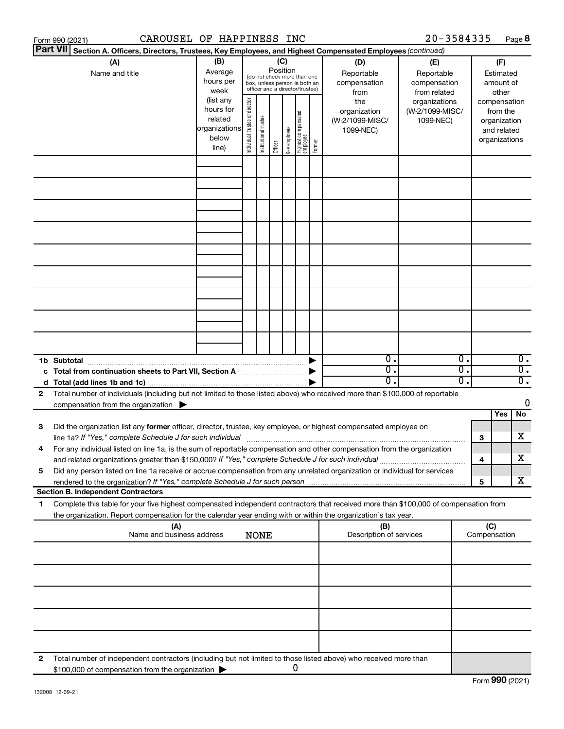Form 990 (2021) CAROUSEL OF HAPPINESS INC 20-3584335 Page **8**

**Part VII** **Section A. Officers, Directors, Trustees, Key Employees, and Highest Compensated Employees** *(continued)*

| (A) Name and title | (B) Average hours per week (list any hours for related organizations below line) | (C) Position (do not check more than one box, unless person is both an officer and a director/trustee): Individual trustee or director | Institutional trustee | Officer | Key employee | Highest compensated employee | Former | (D) Reportable compensation from the organization (W-2/1099-MISC/ 1099-NEC) | (E) Reportable compensation from related organizations (W-2/1099-MISC/ 1099-NEC) | (F) Estimated amount of other compensation from the organization and related organizations |
|---|---|---|---|---|---|---|---|---|---|---|
| | | | | | | | | | | |
| | | | | | | | | | | |
| | | | | | | | | | | |
| | | | | | | | | | | |
| | | | | | | | | | | |
| | | | | | | | | | | |
| | | | | | | | | | | |
| | | | | | | | | | | |
| | | | | | | | | | | |
| **1b Subtotal** | | | | | | | ▶ | 0. | 0. | 0. |
| **c Total from continuation sheets to Part VII, Section A** | | | | | | | ▶ | 0. | 0. | 0. |
| **d Total (add lines 1b and 1c)** | | | | | | | ▶ | 0. | 0. | 0. |

**2** Total number of individuals (including but not limited to those listed above) who received more than $100,000 of reportable compensation from the organization ▶ 0

| | | | Yes | No |
|---|---|---|---|---|
| **3** | Did the organization list any **former** officer, director, trustee, key employee, or highest compensated employee on line 1a? *If "Yes," complete Schedule J for such individual* | **3** | | X |
| **4** | For any individual listed on line 1a, is the sum of reportable compensation and other compensation from the organization and related organizations greater than $150,000? *If "Yes," complete Schedule J for such individual* | **4** | | X |
| **5** | Did any person listed on line 1a receive or accrue compensation from any unrelated organization or individual for services rendered to the organization? *If "Yes," complete Schedule J for such person* | **5** | | X |

**Section B. Independent Contractors**

**1** Complete this table for your five highest compensated independent contractors that received more than $100,000 of compensation from the organization. Report compensation for the calendar year ending with or within the organization's tax year.

| (A) Name and business address | (B) Description of services | (C) Compensation |
|---|---|---|
| NONE | | |
| | | |
| | | |
| | | |
| | | |

**2** Total number of independent contractors (including but not limited to those listed above) who received more than $100,000 of compensation from the organization ▶ 0

Form **990** (2021)

132008 12-09-21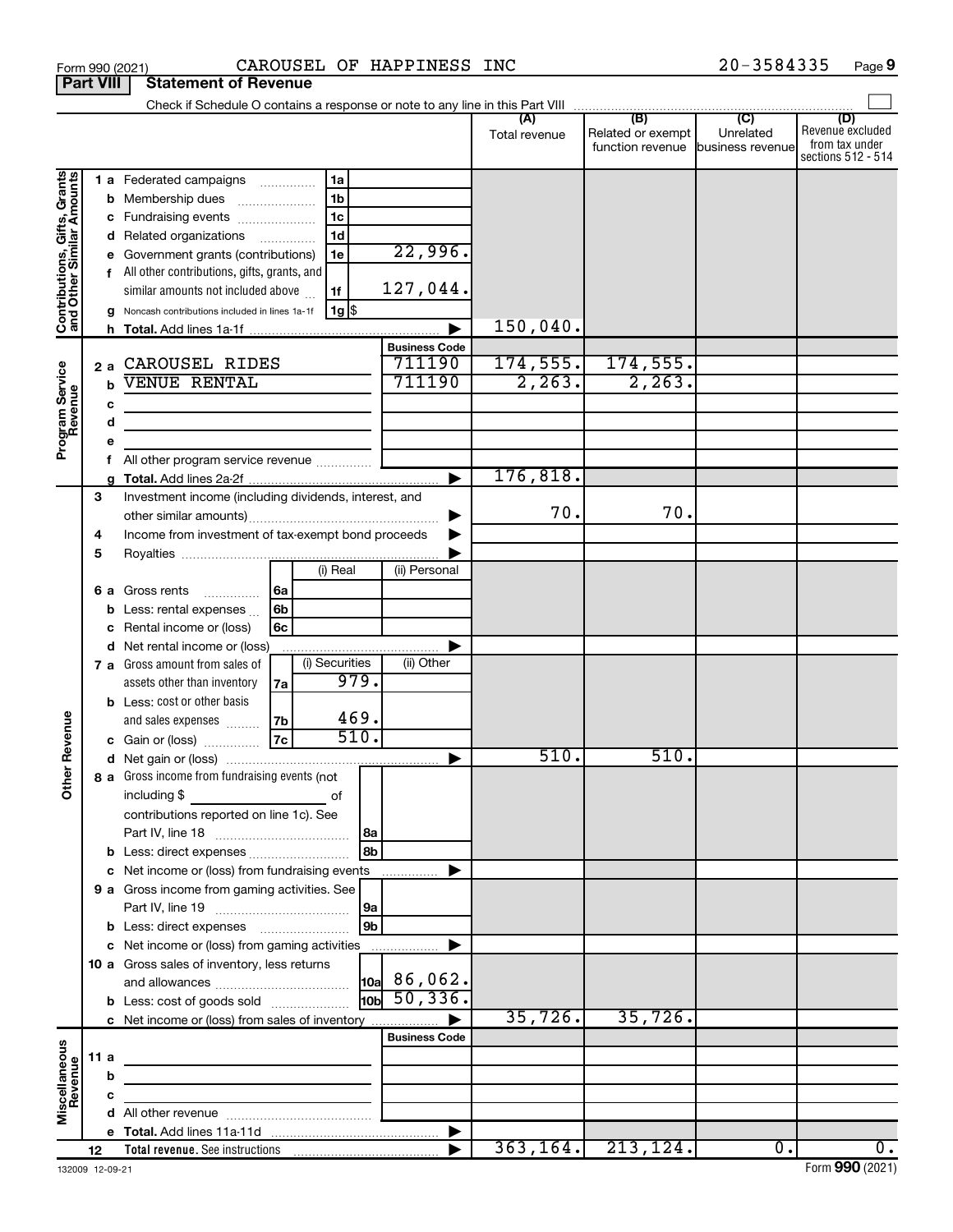Form 990 (2021) CAROUSEL OF HAPPINESS INC 20-3584335 Page 9

**Part VIII Statement of Revenue**

Check if Schedule O contains a response or note to any line in this Part VIII

| | | | (A) Total revenue | (B) Related or exempt function revenue | (C) Unrelated business revenue | (D) Revenue excluded from tax under sections 512 - 514 |
|---|---|---|---|---|---|---|
| **Contributions, Gifts, Grants and Other Similar Amounts** | 1 a Federated campaigns (1a) | | | | | |
| | b Membership dues (1b) | | | | | |
| | c Fundraising events (1c) | | | | | |
| | d Related organizations (1d) | | | | | |
| | e Government grants (contributions) (1e) | 22,996. | | | | |
| | f All other contributions, gifts, grants, and similar amounts not included above (1f) | 127,044. | | | | |
| | g Noncash contributions included in lines 1a-1f (1g) $ | | | | | |
| | h Total. Add lines 1a-1f | | 150,040. | | | |
| **Program Service Revenue** | | **Business Code** | | | | |
| | 2 a CAROUSEL RIDES | 711190 | 174,555. | 174,555. | | |
| | b VENUE RENTAL | 711190 | 2,263. | 2,263. | | |
| | c | | | | | |
| | d | | | | | |
| | e | | | | | |
| | f All other program service revenue | | | | | |
| | g Total. Add lines 2a-2f | | 176,818. | | | |
| **Other Revenue** | 3 Investment income (including dividends, interest, and other similar amounts) | | 70. | 70. | | |
| | 4 Income from investment of tax-exempt bond proceeds | | | | | |
| | 5 Royalties | | | | | |
| | 6 a Gross rents (6a) — (i) Real / (ii) Personal | | | | | |
| | b Less: rental expenses (6b) | | | | | |
| | c Rental income or (loss) (6c) | | | | | |
| | d Net rental income or (loss) | | | | | |
| | 7 a Gross amount from sales of assets other than inventory (7a) — (i) Securities: 979. / (ii) Other | | | | | |
| | b Less: cost or other basis and sales expenses (7b) — (i) Securities: 469. | | | | | |
| | c Gain or (loss) (7c) — (i) Securities: 510. | | | | | |
| | d Net gain or (loss) | | 510. | 510. | | |
| | 8 a Gross income from fundraising events (not including $ of contributions reported on line 1c). See Part IV, line 18 (8a) | | | | | |
| | b Less: direct expenses (8b) | | | | | |
| | c Net income or (loss) from fundraising events | | | | | |
| | 9 a Gross income from gaming activities. See Part IV, line 19 (9a) | | | | | |
| | b Less: direct expenses (9b) | | | | | |
| | c Net income or (loss) from gaming activities | | | | | |
| | 10 a Gross sales of inventory, less returns and allowances (10a) | 86,062. | | | | |
| | b Less: cost of goods sold (10b) | 50,336. | | | | |
| | c Net income or (loss) from sales of inventory | | 35,726. | 35,726. | | |
| **Miscellaneous Revenue** | | **Business Code** | | | | |
| | 11 a | | | | | |
| | b | | | | | |
| | c | | | | | |
| | d All other revenue | | | | | |
| | e Total. Add lines 11a-11d | | | | | |
| | 12 **Total revenue.** See instructions | | 363,164. | 213,124. | 0. | 0. |

132009 12-09-21 Form **990** (2021)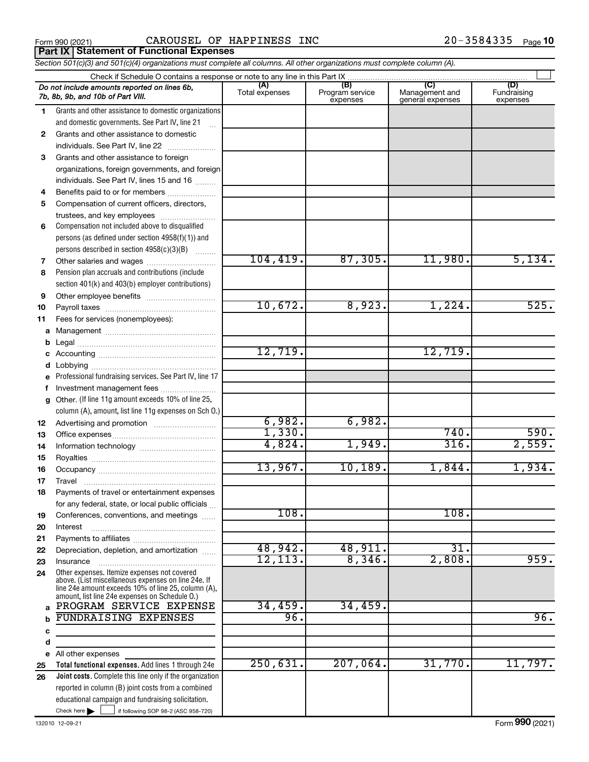Form 990 (2021) CAROUSEL OF HAPPINESS INC 20-3584335 Page 10

## Part IX Statement of Functional Expenses

*Section 501(c)(3) and 501(c)(4) organizations must complete all columns. All other organizations must complete column (A).*

Check if Schedule O contains a response or note to any line in this Part IX

| | *Do not include amounts reported on lines 6b, 7b, 8b, 9b, and 10b of Part VIII.* | (A) Total expenses | (B) Program service expenses | (C) Management and general expenses | (D) Fundraising expenses |
|---|---|---|---|---|---|
| 1 | Grants and other assistance to domestic organizations and domestic governments. See Part IV, line 21 | | | | |
| 2 | Grants and other assistance to domestic individuals. See Part IV, line 22 | | | | |
| 3 | Grants and other assistance to foreign organizations, foreign governments, and foreign individuals. See Part IV, lines 15 and 16 | | | | |
| 4 | Benefits paid to or for members | | | | |
| 5 | Compensation of current officers, directors, trustees, and key employees | | | | |
| 6 | Compensation not included above to disqualified persons (as defined under section 4958(f)(1)) and persons described in section 4958(c)(3)(B) | | | | |
| 7 | Other salaries and wages | 104,419. | 87,305. | 11,980. | 5,134. |
| 8 | Pension plan accruals and contributions (include section 401(k) and 403(b) employer contributions) | | | | |
| 9 | Other employee benefits | | | | |
| 10 | Payroll taxes | 10,672. | 8,923. | 1,224. | 525. |
| 11 | Fees for services (nonemployees): | | | | |
| a | Management | | | | |
| b | Legal | | | | |
| c | Accounting | 12,719. | | 12,719. | |
| d | Lobbying | | | | |
| e | Professional fundraising services. See Part IV, line 17 | | | | |
| f | Investment management fees | | | | |
| g | Other. (If line 11g amount exceeds 10% of line 25, column (A), amount, list line 11g expenses on Sch O.) | | | | |
| 12 | Advertising and promotion | 6,982. | 6,982. | | |
| 13 | Office expenses | 1,330. | | 740. | 590. |
| 14 | Information technology | 4,824. | 1,949. | 316. | 2,559. |
| 15 | Royalties | | | | |
| 16 | Occupancy | 13,967. | 10,189. | 1,844. | 1,934. |
| 17 | Travel | | | | |
| 18 | Payments of travel or entertainment expenses for any federal, state, or local public officials | | | | |
| 19 | Conferences, conventions, and meetings | 108. | | 108. | |
| 20 | Interest | | | | |
| 21 | Payments to affiliates | | | | |
| 22 | Depreciation, depletion, and amortization | 48,942. | 48,911. | 31. | |
| 23 | Insurance | 12,113. | 8,346. | 2,808. | 959. |
| 24 | Other expenses. Itemize expenses not covered above. (List miscellaneous expenses on line 24e. If line 24e amount exceeds 10% of line 25, column (A), amount, list line 24e expenses on Schedule O.) | | | | |
| a | PROGRAM SERVICE EXPENSE | 34,459. | 34,459. | | |
| b | FUNDRAISING EXPENSES | 96. | | | 96. |
| c | | | | | |
| d | | | | | |
| e | All other expenses | | | | |
| 25 | **Total functional expenses.** Add lines 1 through 24e | 250,631. | 207,064. | 31,770. | 11,797. |
| 26 | **Joint costs.** Complete this line only if the organization reported in column (B) joint costs from a combined educational campaign and fundraising solicitation. Check here ☐ if following SOP 98-2 (ASC 958-720) | | | | |

132010 12-09-21 Form 990 (2021)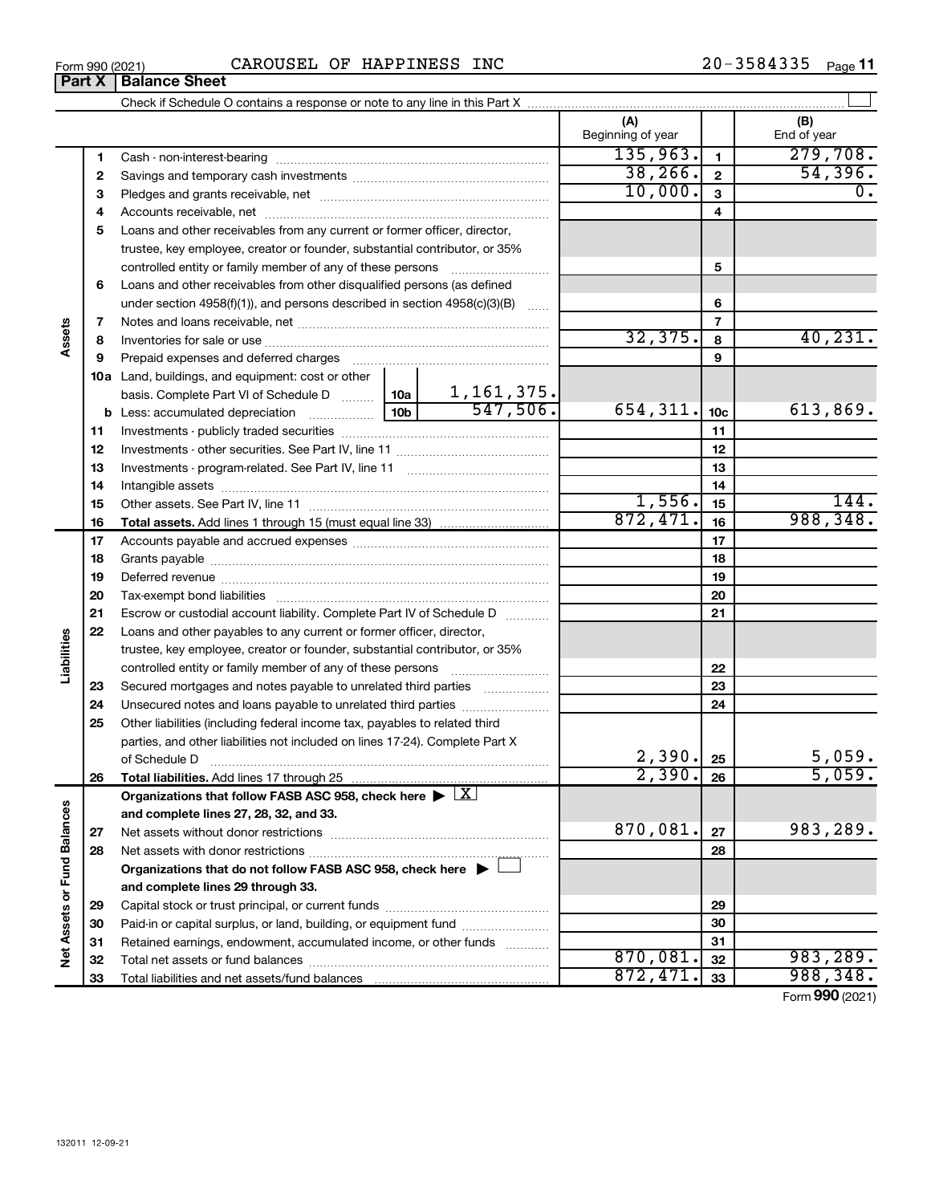Form 990 (2021) CAROUSEL OF HAPPINESS INC 20-3584335

## Part X | Balance Sheet

Check if Schedule O contains a response or note to any line in this Part X

| Section | Line | Description | | (A) Beginning of year | Line | (B) End of year |
|---|---|---|---|---|---|---|
| Assets | 1 | Cash - non-interest-bearing | | 135,963. | 1 | 279,708. |
| | 2 | Savings and temporary cash investments | | 38,266. | 2 | 54,396. |
| | 3 | Pledges and grants receivable, net | | 10,000. | 3 | 0. |
| | 4 | Accounts receivable, net | | | 4 | |
| | 5 | Loans and other receivables from any current or former officer, director, trustee, key employee, creator or founder, substantial contributor, or 35% controlled entity or family member of any of these persons | | | 5 | |
| | 6 | Loans and other receivables from other disqualified persons (as defined under section 4958(f)(1)), and persons described in section 4958(c)(3)(B) | | | 6 | |
| | 7 | Notes and loans receivable, net | | | 7 | |
| | 8 | Inventories for sale or use | | 32,375. | 8 | 40,231. |
| | 9 | Prepaid expenses and deferred charges | | | 9 | |
| | 10a | Land, buildings, and equipment: cost or other basis. Complete Part VI of Schedule D | 10a 1,161,375. | | | |
| | b | Less: accumulated depreciation | 10b 547,506. | 654,311. | 10c | 613,869. |
| | 11 | Investments - publicly traded securities | | | 11 | |
| | 12 | Investments - other securities. See Part IV, line 11 | | | 12 | |
| | 13 | Investments - program-related. See Part IV, line 11 | | | 13 | |
| | 14 | Intangible assets | | | 14 | |
| | 15 | Other assets. See Part IV, line 11 | | 1,556. | 15 | 144. |
| | 16 | **Total assets.** Add lines 1 through 15 (must equal line 33) | | 872,471. | 16 | 988,348. |
| Liabilities | 17 | Accounts payable and accrued expenses | | | 17 | |
| | 18 | Grants payable | | | 18 | |
| | 19 | Deferred revenue | | | 19 | |
| | 20 | Tax-exempt bond liabilities | | | 20 | |
| | 21 | Escrow or custodial account liability. Complete Part IV of Schedule D | | | 21 | |
| | 22 | Loans and other payables to any current or former officer, director, trustee, key employee, creator or founder, substantial contributor, or 35% controlled entity or family member of any of these persons | | | 22 | |
| | 23 | Secured mortgages and notes payable to unrelated third parties | | | 23 | |
| | 24 | Unsecured notes and loans payable to unrelated third parties | | | 24 | |
| | 25 | Other liabilities (including federal income tax, payables to related third parties, and other liabilities not included on lines 17-24). Complete Part X of Schedule D | | 2,390. | 25 | 5,059. |
| | 26 | **Total liabilities.** Add lines 17 through 25 | | 2,390. | 26 | 5,059. |
| Net Assets or Fund Balances | | **Organizations that follow FASB ASC 958, check here ▶ [X] and complete lines 27, 28, 32, and 33.** | | | | |
| | 27 | Net assets without donor restrictions | | 870,081. | 27 | 983,289. |
| | 28 | Net assets with donor restrictions | | | 28 | |
| | | **Organizations that do not follow FASB ASC 958, check here ▶ [ ] and complete lines 29 through 33.** | | | | |
| | 29 | Capital stock or trust principal, or current funds | | | 29 | |
| | 30 | Paid-in or capital surplus, or land, building, or equipment fund | | | 30 | |
| | 31 | Retained earnings, endowment, accumulated income, or other funds | | | 31 | |
| | 32 | Total net assets or fund balances | | 870,081. | 32 | 983,289. |
| | 33 | Total liabilities and net assets/fund balances | | 872,471. | 33 | 988,348. |

Form 990 (2021)

132011 12-09-21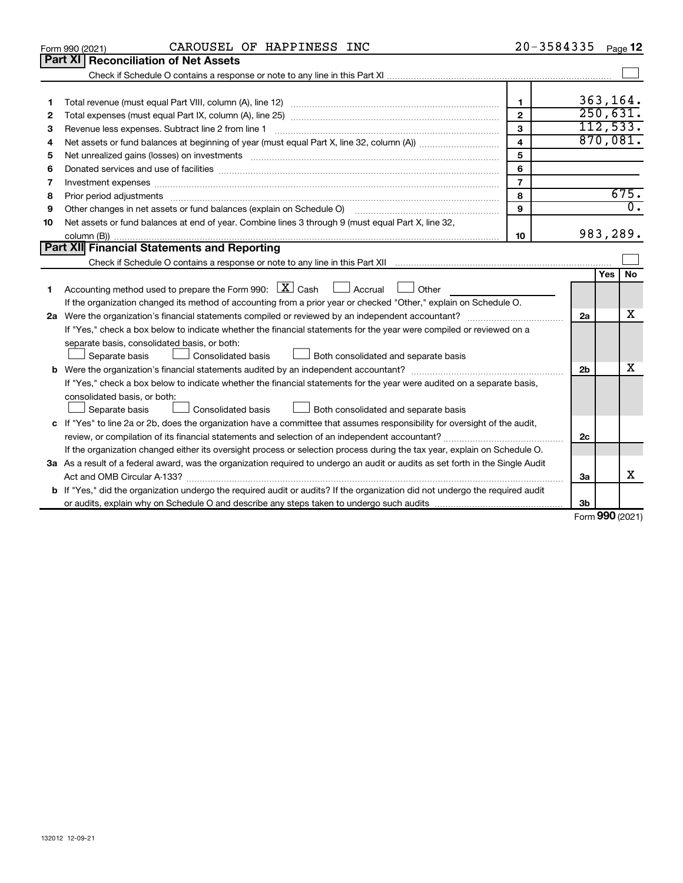Form 990 (2021) CAROUSEL OF HAPPINESS INC 20-3584335 Page 12

## Part XI Reconciliation of Net Assets

Check if Schedule O contains a response or note to any line in this Part XI ☐

| | | | |
|---|---|---|---|
| 1 | Total revenue (must equal Part VIII, column (A), line 12) | 1 | 363,164. |
| 2 | Total expenses (must equal Part IX, column (A), line 25) | 2 | 250,631. |
| 3 | Revenue less expenses. Subtract line 2 from line 1 | 3 | 112,533. |
| 4 | Net assets or fund balances at beginning of year (must equal Part X, line 32, column (A)) | 4 | 870,081. |
| 5 | Net unrealized gains (losses) on investments | 5 | |
| 6 | Donated services and use of facilities | 6 | |
| 7 | Investment expenses | 7 | |
| 8 | Prior period adjustments | 8 | 675. |
| 9 | Other changes in net assets or fund balances (explain on Schedule O) | 9 | 0. |
| 10 | Net assets or fund balances at end of year. Combine lines 3 through 9 (must equal Part X, line 32, column (B)) | 10 | 983,289. |

## Part XII Financial Statements and Reporting

Check if Schedule O contains a response or note to any line in this Part XII ☐

| | | | Yes | No |
|---|---|---|---|---|
| 1 | Accounting method used to prepare the Form 990: ☒ Cash ☐ Accrual ☐ Other | | | |
| | If the organization changed its method of accounting from a prior year or checked "Other," explain on Schedule O. | | | |
| 2a | Were the organization's financial statements compiled or reviewed by an independent accountant? | 2a | | X |
| | If "Yes," check a box below to indicate whether the financial statements for the year were compiled or reviewed on a separate basis, consolidated basis, or both: ☐ Separate basis ☐ Consolidated basis ☐ Both consolidated and separate basis | | | |
| b | Were the organization's financial statements audited by an independent accountant? | 2b | | X |
| | If "Yes," check a box below to indicate whether the financial statements for the year were audited on a separate basis, consolidated basis, or both: ☐ Separate basis ☐ Consolidated basis ☐ Both consolidated and separate basis | | | |
| c | If "Yes" to line 2a or 2b, does the organization have a committee that assumes responsibility for oversight of the audit, review, or compilation of its financial statements and selection of an independent accountant? | 2c | | |
| | If the organization changed either its oversight process or selection process during the tax year, explain on Schedule O. | | | |
| 3a | As a result of a federal award, was the organization required to undergo an audit or audits as set forth in the Single Audit Act and OMB Circular A-133? | 3a | | X |
| b | If "Yes," did the organization undergo the required audit or audits? If the organization did not undergo the required audit or audits, explain why on Schedule O and describe any steps taken to undergo such audits | 3b | | |

Form 990 (2021)

132012 12-09-21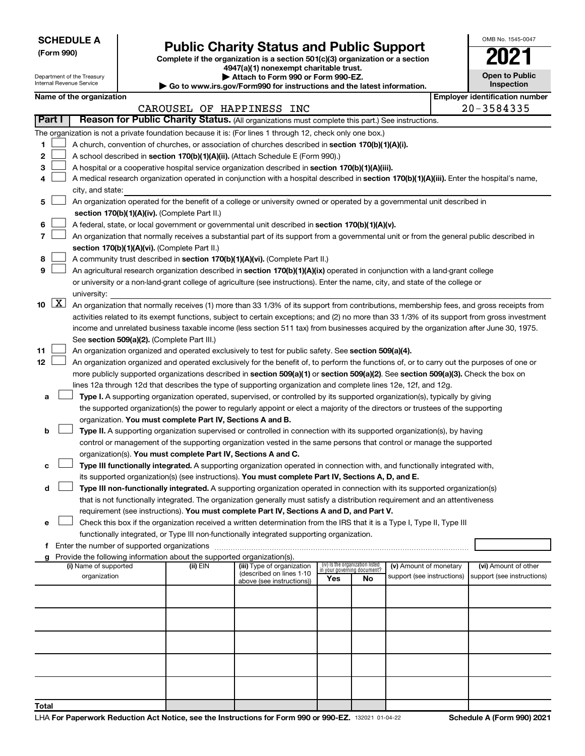**SCHEDULE A**
**(Form 990)**

Department of the Treasury
Internal Revenue Service

# Public Charity Status and Public Support

**Complete if the organization is a section 501(c)(3) organization or a section 4947(a)(1) nonexempt charitable trust.**
**▶ Attach to Form 990 or Form 990-EZ.**
**▶ Go to www.irs.gov/Form990 for instructions and the latest information.**

OMB No. 1545-0047

**2021**

**Open to Public Inspection**

**Name of the organization**
CAROUSEL OF HAPPINESS INC

**Employer identification number**
20-3584335

## Part I — Reason for Public Charity Status. (All organizations must complete this part.) See instructions.

The organization is not a private foundation because it is: (For lines 1 through 12, check only one box.)

1 ☐ A church, convention of churches, or association of churches described in **section 170(b)(1)(A)(i).**

2 ☐ A school described in **section 170(b)(1)(A)(ii).** (Attach Schedule E (Form 990).)

3 ☐ A hospital or a cooperative hospital service organization described in **section 170(b)(1)(A)(iii).**

4 ☐ A medical research organization operated in conjunction with a hospital described in **section 170(b)(1)(A)(iii).** Enter the hospital's name, city, and state:

5 ☐ An organization operated for the benefit of a college or university owned or operated by a governmental unit described in **section 170(b)(1)(A)(iv).** (Complete Part II.)

6 ☐ A federal, state, or local government or governmental unit described in **section 170(b)(1)(A)(v).**

7 ☐ An organization that normally receives a substantial part of its support from a governmental unit or from the general public described in **section 170(b)(1)(A)(vi).** (Complete Part II.)

8 ☐ A community trust described in **section 170(b)(1)(A)(vi).** (Complete Part II.)

9 ☐ An agricultural research organization described in **section 170(b)(1)(A)(ix)** operated in conjunction with a land-grant college or university or a non-land-grant college of agriculture (see instructions). Enter the name, city, and state of the college or university:

10 ☒ An organization that normally receives (1) more than 33 1/3% of its support from contributions, membership fees, and gross receipts from activities related to its exempt functions, subject to certain exceptions; and (2) no more than 33 1/3% of its support from gross investment income and unrelated business taxable income (less section 511 tax) from businesses acquired by the organization after June 30, 1975. See **section 509(a)(2).** (Complete Part III.)

11 ☐ An organization organized and operated exclusively to test for public safety. See **section 509(a)(4).**

12 ☐ An organization organized and operated exclusively for the benefit of, to perform the functions of, or to carry out the purposes of one or more publicly supported organizations described in **section 509(a)(1)** or **section 509(a)(2).** See **section 509(a)(3).** Check the box on lines 12a through 12d that describes the type of supporting organization and complete lines 12e, 12f, and 12g.

a ☐ **Type I.** A supporting organization operated, supervised, or controlled by its supported organization(s), typically by giving the supported organization(s) the power to regularly appoint or elect a majority of the directors or trustees of the supporting organization. **You must complete Part IV, Sections A and B.**

b ☐ **Type II.** A supporting organization supervised or controlled in connection with its supported organization(s), by having control or management of the supporting organization vested in the same persons that control or manage the supported organization(s). **You must complete Part IV, Sections A and C.**

c ☐ **Type III functionally integrated.** A supporting organization operated in connection with, and functionally integrated with, its supported organization(s) (see instructions). **You must complete Part IV, Sections A, D, and E.**

d ☐ **Type III non-functionally integrated.** A supporting organization operated in connection with its supported organization(s) that is not functionally integrated. The organization generally must satisfy a distribution requirement and an attentiveness requirement (see instructions). **You must complete Part IV, Sections A and D, and Part V.**

e ☐ Check this box if the organization received a written determination from the IRS that it is a Type I, Type II, Type III functionally integrated, or Type III non-functionally integrated supporting organization.

f Enter the number of supported organizations

g Provide the following information about the supported organization(s).

| (i) Name of supported organization | (ii) EIN | (iii) Type of organization (described on lines 1-10 above (see instructions)) | (iv) Is the organization listed in your governing document? Yes | No | (v) Amount of monetary support (see instructions) | (vi) Amount of other support (see instructions) |
|---|---|---|---|---|---|---|
| | | | | | | |
| | | | | | | |
| | | | | | | |
| | | | | | | |
| | | | | | | |
| **Total** | | | | | | |

LHA **For Paperwork Reduction Act Notice, see the Instructions for Form 990 or 990-EZ.** 132021 01-04-22 **Schedule A (Form 990) 2021**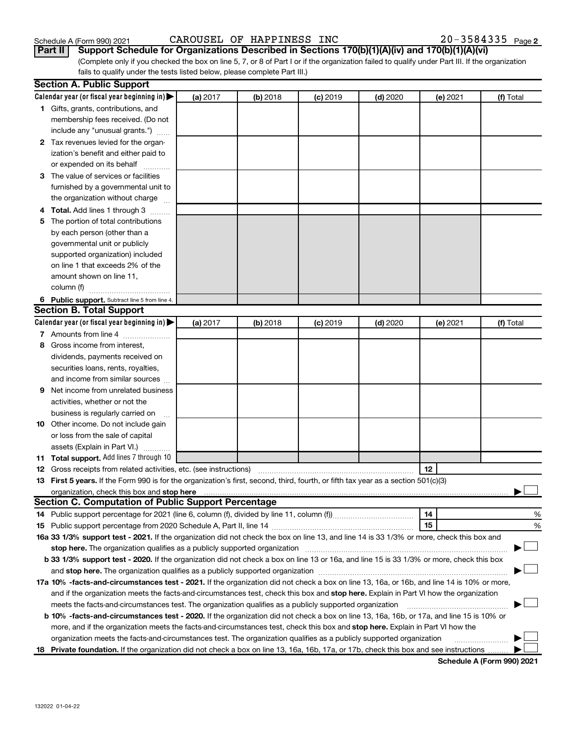Schedule A (Form 990) 2021 CAROUSEL OF HAPPINESS INC 20-3584335 Page 2

**Part II** **Support Schedule for Organizations Described in Sections 170(b)(1)(A)(iv) and 170(b)(1)(A)(vi)**

(Complete only if you checked the box on line 5, 7, or 8 of Part I or if the organization failed to qualify under Part III. If the organization fails to qualify under the tests listed below, please complete Part III.)

## Section A. Public Support

| Calendar year (or fiscal year beginning in) ▶ | (a) 2017 | (b) 2018 | (c) 2019 | (d) 2020 | (e) 2021 | (f) Total |
|---|---|---|---|---|---|---|
| **1** Gifts, grants, contributions, and membership fees received. (Do not include any "unusual grants.") | | | | | | |
| **2** Tax revenues levied for the organization's benefit and either paid to or expended on its behalf | | | | | | |
| **3** The value of services or facilities furnished by a governmental unit to the organization without charge | | | | | | |
| **4** **Total.** Add lines 1 through 3 | | | | | | |
| **5** The portion of total contributions by each person (other than a governmental unit or publicly supported organization) included on line 1 that exceeds 2% of the amount shown on line 11, column (f) | | | | | | |
| **6** **Public support.** Subtract line 5 from line 4. | | | | | | |

## Section B. Total Support

| Calendar year (or fiscal year beginning in) ▶ | (a) 2017 | (b) 2018 | (c) 2019 | (d) 2020 | (e) 2021 | (f) Total |
|---|---|---|---|---|---|---|
| **7** Amounts from line 4 | | | | | | |
| **8** Gross income from interest, dividends, payments received on securities loans, rents, royalties, and income from similar sources | | | | | | |
| **9** Net income from unrelated business activities, whether or not the business is regularly carried on | | | | | | |
| **10** Other income. Do not include gain or loss from the sale of capital assets (Explain in Part VI.) | | | | | | |
| **11** **Total support.** Add lines 7 through 10 | | | | | | |

**12** Gross receipts from related activities, etc. (see instructions) | **12** |

**13** **First 5 years.** If the Form 990 is for the organization's first, second, third, fourth, or fifth tax year as a 501(c)(3) organization, check this box and **stop here** ▶ ☐

## Section C. Computation of Public Support Percentage

**14** Public support percentage for 2021 (line 6, column (f), divided by line 11, column (f)) | **14** | %

**15** Public support percentage from 2020 Schedule A, Part II, line 14 | **15** | %

**16a** **33 1/3% support test - 2021.** If the organization did not check the box on line 13, and line 14 is 33 1/3% or more, check this box and **stop here.** The organization qualifies as a publicly supported organization ▶ ☐

**b** **33 1/3% support test - 2020.** If the organization did not check a box on line 13 or 16a, and line 15 is 33 1/3% or more, check this box and **stop here.** The organization qualifies as a publicly supported organization ▶ ☐

**17a** **10% -facts-and-circumstances test - 2021.** If the organization did not check a box on line 13, 16a, or 16b, and line 14 is 10% or more, and if the organization meets the facts-and-circumstances test, check this box and **stop here.** Explain in Part VI how the organization meets the facts-and-circumstances test. The organization qualifies as a publicly supported organization ▶ ☐

**b** **10% -facts-and-circumstances test - 2020.** If the organization did not check a box on line 13, 16a, 16b, or 17a, and line 15 is 10% or more, and if the organization meets the facts-and-circumstances test, check this box and **stop here.** Explain in Part VI how the organization meets the facts-and-circumstances test. The organization qualifies as a publicly supported organization ▶ ☐

**18** **Private foundation.** If the organization did not check a box on line 13, 16a, 16b, 17a, or 17b, check this box and see instructions ▶ ☐

**Schedule A (Form 990) 2021**

132022 01-04-22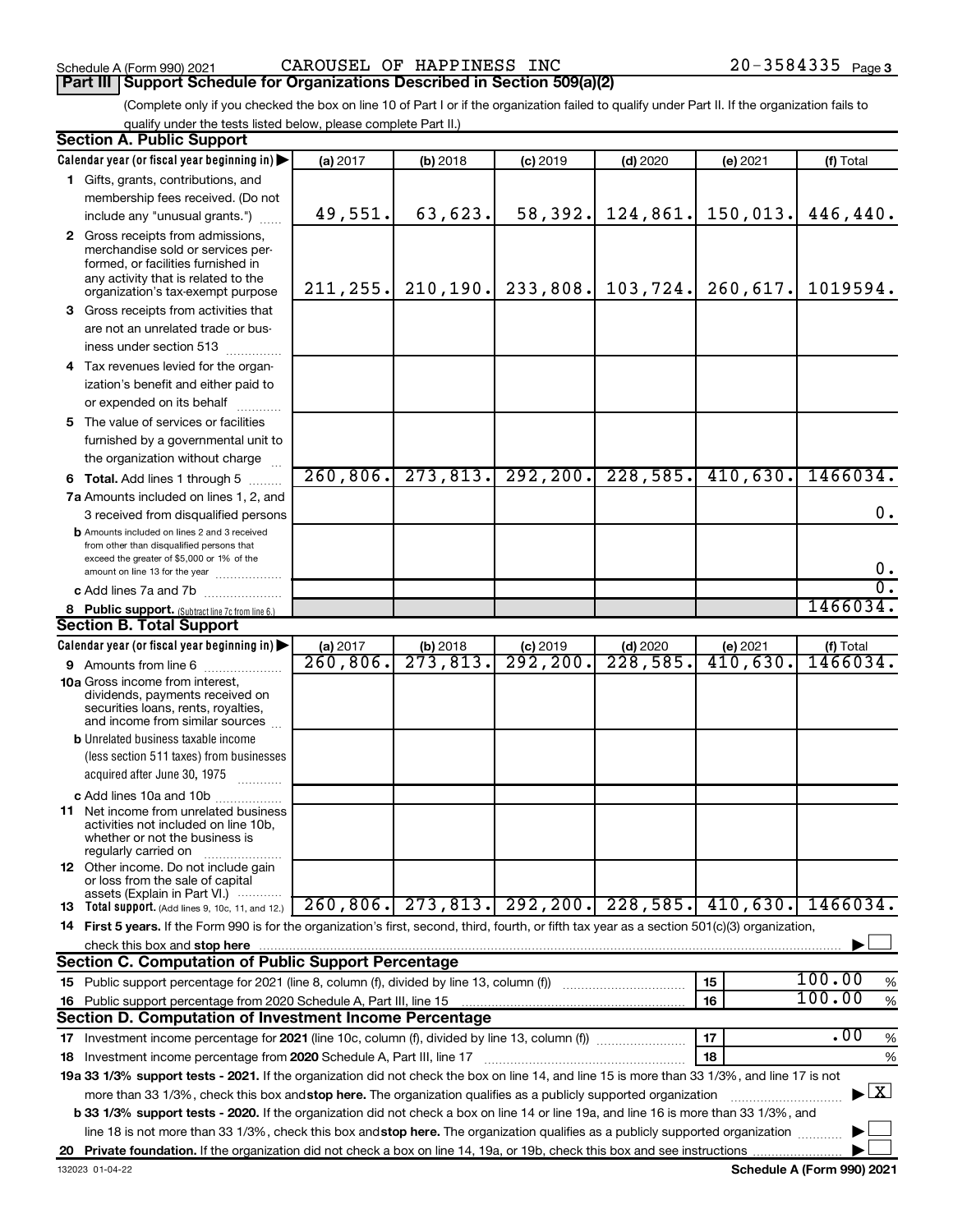Schedule A (Form 990) 2021 CAROUSEL OF HAPPINESS INC 20-3584335 Page 3

## Part III Support Schedule for Organizations Described in Section 509(a)(2)

(Complete only if you checked the box on line 10 of Part I or if the organization failed to qualify under Part II. If the organization fails to qualify under the tests listed below, please complete Part II.)

### Section A. Public Support

| Calendar year (or fiscal year beginning in) | (a) 2017 | (b) 2018 | (c) 2019 | (d) 2020 | (e) 2021 | (f) Total |
|---|---|---|---|---|---|---|
| 1 Gifts, grants, contributions, and membership fees received. (Do not include any "unusual grants.") | 49,551. | 63,623. | 58,392. | 124,861. | 150,013. | 446,440. |
| 2 Gross receipts from admissions, merchandise sold or services performed, or facilities furnished in any activity that is related to the organization's tax-exempt purpose | 211,255. | 210,190. | 233,808. | 103,724. | 260,617. | 1019594. |
| 3 Gross receipts from activities that are not an unrelated trade or business under section 513 | | | | | | |
| 4 Tax revenues levied for the organization's benefit and either paid to or expended on its behalf | | | | | | |
| 5 The value of services or facilities furnished by a governmental unit to the organization without charge | | | | | | |
| 6 Total. Add lines 1 through 5 | 260,806. | 273,813. | 292,200. | 228,585. | 410,630. | 1466034. |
| 7a Amounts included on lines 1, 2, and 3 received from disqualified persons | | | | | | 0. |
| b Amounts included on lines 2 and 3 received from other than disqualified persons that exceed the greater of $5,000 or 1% of the amount on line 13 for the year | | | | | | 0. |
| c Add lines 7a and 7b | | | | | | 0. |
| 8 Public support. (Subtract line 7c from line 6.) | | | | | | 1466034. |

### Section B. Total Support

| Calendar year (or fiscal year beginning in) | (a) 2017 | (b) 2018 | (c) 2019 | (d) 2020 | (e) 2021 | (f) Total |
|---|---|---|---|---|---|---|
| 9 Amounts from line 6 | 260,806. | 273,813. | 292,200. | 228,585. | 410,630. | 1466034. |
| 10a Gross income from interest, dividends, payments received on securities loans, rents, royalties, and income from similar sources | | | | | | |
| b Unrelated business taxable income (less section 511 taxes) from businesses acquired after June 30, 1975 | | | | | | |
| c Add lines 10a and 10b | | | | | | |
| 11 Net income from unrelated business activities not included on line 10b, whether or not the business is regularly carried on | | | | | | |
| 12 Other income. Do not include gain or loss from the sale of capital assets (Explain in Part VI.) | | | | | | |
| 13 Total support. (Add lines 9, 10c, 11, and 12.) | 260,806. | 273,813. | 292,200. | 228,585. | 410,630. | 1466034. |

14 First 5 years. If the Form 990 is for the organization's first, second, third, fourth, or fifth tax year as a section 501(c)(3) organization, check this box and stop here ☐

### Section C. Computation of Public Support Percentage

| | | | |
|---|---|---|---|
| 15 | Public support percentage for 2021 (line 8, column (f), divided by line 13, column (f)) | 15 | 100.00 % |
| 16 | Public support percentage from 2020 Schedule A, Part III, line 15 | 16 | 100.00 % |

### Section D. Computation of Investment Income Percentage

| | | | |
|---|---|---|---|
| 17 | Investment income percentage for 2021 (line 10c, column (f), divided by line 13, column (f)) | 17 | .00 % |
| 18 | Investment income percentage from 2020 Schedule A, Part III, line 17 | 18 | % |

19a 33 1/3% support tests - 2021. If the organization did not check the box on line 14, and line 15 is more than 33 1/3%, and line 17 is not more than 33 1/3%, check this box and stop here. The organization qualifies as a publicly supported organization ☒

b 33 1/3% support tests - 2020. If the organization did not check a box on line 14 or line 19a, and line 16 is more than 33 1/3%, and line 18 is not more than 33 1/3%, check this box and stop here. The organization qualifies as a publicly supported organization ☐

20 Private foundation. If the organization did not check a box on line 14, 19a, or 19b, check this box and see instructions ☐

132023 01-04-22 Schedule A (Form 990) 2021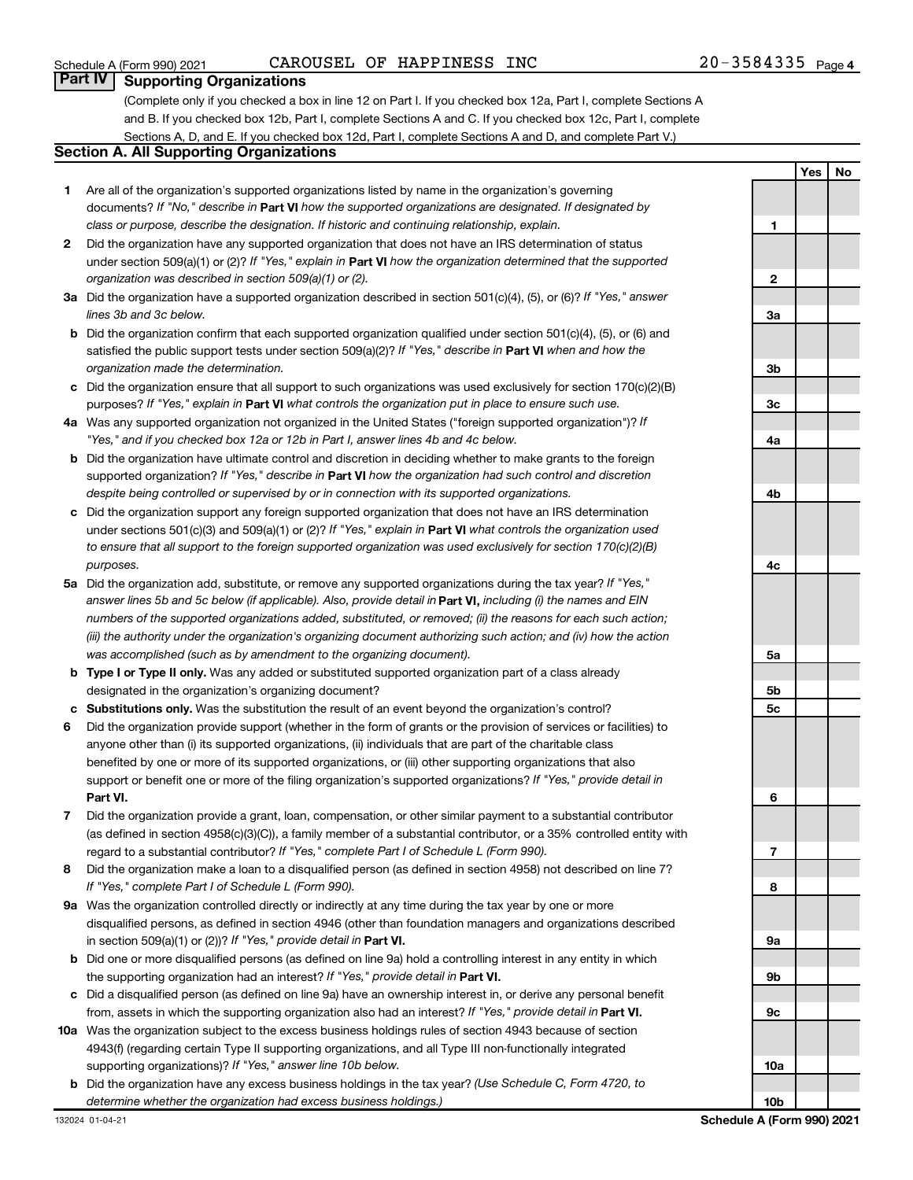Schedule A (Form 990) 2021 CAROUSEL OF HAPPINESS INC 20-3584335

## Part IV Supporting Organizations

(Complete only if you checked a box in line 12 on Part I. If you checked box 12a, Part I, complete Sections A and B. If you checked box 12b, Part I, complete Sections A and C. If you checked box 12c, Part I, complete Sections A, D, and E. If you checked box 12d, Part I, complete Sections A and D, and complete Part V.)

### Section A. All Supporting Organizations

| | | Line | Yes | No |
|---|---|---|---|---|
| **1** | Are all of the organization's supported organizations listed by name in the organization's governing documents? *If "No," describe in* **Part VI** *how the supported organizations are designated. If designated by class or purpose, describe the designation. If historic and continuing relationship, explain.* | 1 | | |
| **2** | Did the organization have any supported organization that does not have an IRS determination of status under section 509(a)(1) or (2)? *If "Yes," explain in* **Part VI** *how the organization determined that the supported organization was described in section 509(a)(1) or (2).* | 2 | | |
| **3a** | Did the organization have a supported organization described in section 501(c)(4), (5), or (6)? *If "Yes," answer lines 3b and 3c below.* | 3a | | |
| **b** | Did the organization confirm that each supported organization qualified under section 501(c)(4), (5), or (6) and satisfied the public support tests under section 509(a)(2)? *If "Yes," describe in* **Part VI** *when and how the organization made the determination.* | 3b | | |
| **c** | Did the organization ensure that all support to such organizations was used exclusively for section 170(c)(2)(B) purposes? *If "Yes," explain in* **Part VI** *what controls the organization put in place to ensure such use.* | 3c | | |
| **4a** | Was any supported organization not organized in the United States ("foreign supported organization")? *If "Yes," and if you checked box 12a or 12b in Part I, answer lines 4b and 4c below.* | 4a | | |
| **b** | Did the organization have ultimate control and discretion in deciding whether to make grants to the foreign supported organization? *If "Yes," describe in* **Part VI** *how the organization had such control and discretion despite being controlled or supervised by or in connection with its supported organizations.* | 4b | | |
| **c** | Did the organization support any foreign supported organization that does not have an IRS determination under sections 501(c)(3) and 509(a)(1) or (2)? *If "Yes," explain in* **Part VI** *what controls the organization used to ensure that all support to the foreign supported organization was used exclusively for section 170(c)(2)(B) purposes.* | 4c | | |
| **5a** | Did the organization add, substitute, or remove any supported organizations during the tax year? *If "Yes," answer lines 5b and 5c below (if applicable). Also, provide detail in* **Part VI,** *including (i) the names and EIN numbers of the supported organizations added, substituted, or removed; (ii) the reasons for each such action; (iii) the authority under the organization's organizing document authorizing such action; and (iv) how the action was accomplished (such as by amendment to the organizing document).* | 5a | | |
| **b** | **Type I or Type II only.** Was any added or substituted supported organization part of a class already designated in the organization's organizing document? | 5b | | |
| **c** | **Substitutions only.** Was the substitution the result of an event beyond the organization's control? | 5c | | |
| **6** | Did the organization provide support (whether in the form of grants or the provision of services or facilities) to anyone other than (i) its supported organizations, (ii) individuals that are part of the charitable class benefited by one or more of its supported organizations, or (iii) other supporting organizations that also support or benefit one or more of the filing organization's supported organizations? *If "Yes," provide detail in* **Part VI.** | 6 | | |
| **7** | Did the organization provide a grant, loan, compensation, or other similar payment to a substantial contributor (as defined in section 4958(c)(3)(C)), a family member of a substantial contributor, or a 35% controlled entity with regard to a substantial contributor? *If "Yes," complete Part I of Schedule L (Form 990).* | 7 | | |
| **8** | Did the organization make a loan to a disqualified person (as defined in section 4958) not described on line 7? *If "Yes," complete Part I of Schedule L (Form 990).* | 8 | | |
| **9a** | Was the organization controlled directly or indirectly at any time during the tax year by one or more disqualified persons, as defined in section 4946 (other than foundation managers and organizations described in section 509(a)(1) or (2))? *If "Yes," provide detail in* **Part VI.** | 9a | | |
| **b** | Did one or more disqualified persons (as defined on line 9a) hold a controlling interest in any entity in which the supporting organization had an interest? *If "Yes," provide detail in* **Part VI.** | 9b | | |
| **c** | Did a disqualified person (as defined on line 9a) have an ownership interest in, or derive any personal benefit from, assets in which the supporting organization also had an interest? *If "Yes," provide detail in* **Part VI.** | 9c | | |
| **10a** | Was the organization subject to the excess business holdings rules of section 4943 because of section 4943(f) (regarding certain Type II supporting organizations, and all Type III non-functionally integrated supporting organizations)? *If "Yes," answer line 10b below.* | 10a | | |
| **b** | Did the organization have any excess business holdings in the tax year? *(Use Schedule C, Form 4720, to determine whether the organization had excess business holdings.)* | 10b | | |

132024 01-04-21 **Schedule A (Form 990) 2021**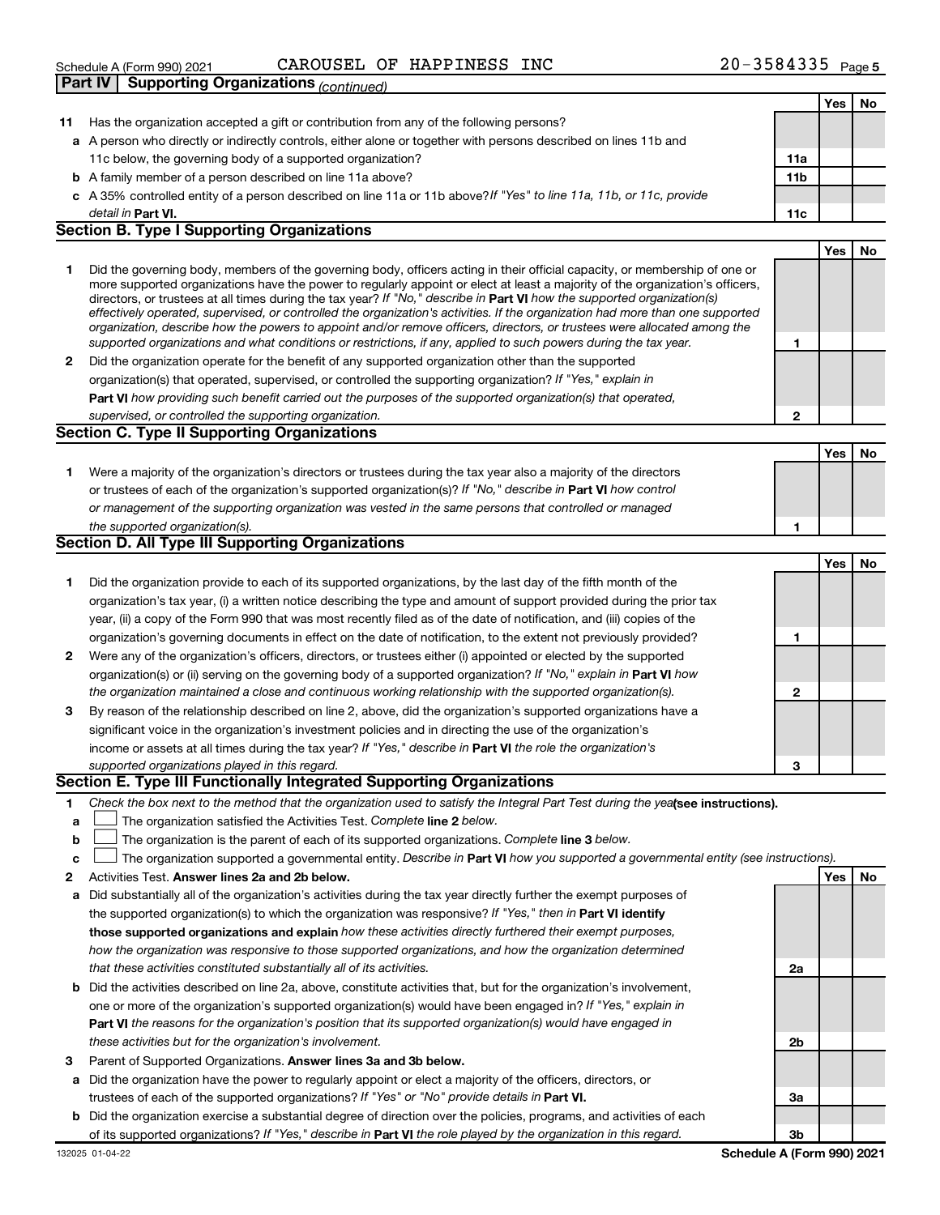Schedule A (Form 990) 2021 CAROUSEL OF HAPPINESS INC 20-3584335

## Part IV Supporting Organizations *(continued)*

| | | | Yes | No |
|---|---|---|---|---|
| **11** | Has the organization accepted a gift or contribution from any of the following persons? | | | |
| **a** | A person who directly or indirectly controls, either alone or together with persons described on lines 11b and 11c below, the governing body of a supported organization? | **11a** | | |
| **b** | A family member of a person described on line 11a above? | **11b** | | |
| **c** | A 35% controlled entity of a person described on line 11a or 11b above? *If "Yes" to line 11a, 11b, or 11c, provide detail in* **Part VI.** | **11c** | | |

### Section B. Type I Supporting Organizations

| | | | Yes | No |
|---|---|---|---|---|
| **1** | Did the governing body, members of the governing body, officers acting in their official capacity, or membership of one or more supported organizations have the power to regularly appoint or elect at least a majority of the organization's officers, directors, or trustees at all times during the tax year? *If "No," describe in* **Part VI** *how the supported organization(s) effectively operated, supervised, or controlled the organization's activities. If the organization had more than one supported organization, describe how the powers to appoint and/or remove officers, directors, or trustees were allocated among the supported organizations and what conditions or restrictions, if any, applied to such powers during the tax year.* | **1** | | |
| **2** | Did the organization operate for the benefit of any supported organization other than the supported organization(s) that operated, supervised, or controlled the supporting organization? *If "Yes," explain in* **Part VI** *how providing such benefit carried out the purposes of the supported organization(s) that operated, supervised, or controlled the supporting organization.* | **2** | | |

### Section C. Type II Supporting Organizations

| | | | Yes | No |
|---|---|---|---|---|
| **1** | Were a majority of the organization's directors or trustees during the tax year also a majority of the directors or trustees of each of the organization's supported organization(s)? *If "No," describe in* **Part VI** *how control or management of the supporting organization was vested in the same persons that controlled or managed the supported organization(s).* | **1** | | |

### Section D. All Type III Supporting Organizations

| | | | Yes | No |
|---|---|---|---|---|
| **1** | Did the organization provide to each of its supported organizations, by the last day of the fifth month of the organization's tax year, (i) a written notice describing the type and amount of support provided during the prior tax year, (ii) a copy of the Form 990 that was most recently filed as of the date of notification, and (iii) copies of the organization's governing documents in effect on the date of notification, to the extent not previously provided? | **1** | | |
| **2** | Were any of the organization's officers, directors, or trustees either (i) appointed or elected by the supported organization(s) or (ii) serving on the governing body of a supported organization? *If "No," explain in* **Part VI** *how the organization maintained a close and continuous working relationship with the supported organization(s).* | **2** | | |
| **3** | By reason of the relationship described on line 2, above, did the organization's supported organizations have a significant voice in the organization's investment policies and in directing the use of the organization's income or assets at all times during the tax year? *If "Yes," describe in* **Part VI** *the role the organization's supported organizations played in this regard.* | **3** | | |

### Section E. Type III Functionally Integrated Supporting Organizations

**1** *Check the box next to the method that the organization used to satisfy the Integral Part Test during the year* **(see instructions).**

- **a** ☐ The organization satisfied the Activities Test. *Complete* **line 2** *below.*
- **b** ☐ The organization is the parent of each of its supported organizations. *Complete* **line 3** *below.*
- **c** ☐ The organization supported a governmental entity. *Describe in* **Part VI** *how you supported a governmental entity (see instructions).*

| | | | Yes | No |
|---|---|---|---|---|
| **2** | Activities Test. **Answer lines 2a and 2b below.** | | | |
| **a** | Did substantially all of the organization's activities during the tax year directly further the exempt purposes of the supported organization(s) to which the organization was responsive? *If "Yes," then in* **Part VI identify those supported organizations and explain** *how these activities directly furthered their exempt purposes, how the organization was responsive to those supported organizations, and how the organization determined that these activities constituted substantially all of its activities.* | **2a** | | |
| **b** | Did the activities described on line 2a, above, constitute activities that, but for the organization's involvement, one or more of the organization's supported organization(s) would have been engaged in? *If "Yes," explain in* **Part VI** *the reasons for the organization's position that its supported organization(s) would have engaged in these activities but for the organization's involvement.* | **2b** | | |
| **3** | Parent of Supported Organizations. **Answer lines 3a and 3b below.** | | | |
| **a** | Did the organization have the power to regularly appoint or elect a majority of the officers, directors, or trustees of each of the supported organizations? *If "Yes" or "No" provide details in* **Part VI.** | **3a** | | |
| **b** | Did the organization exercise a substantial degree of direction over the policies, programs, and activities of each of its supported organizations? *If "Yes," describe in* **Part VI** *the role played by the organization in this regard.* | **3b** | | |

132025 01-04-22 **Schedule A (Form 990) 2021**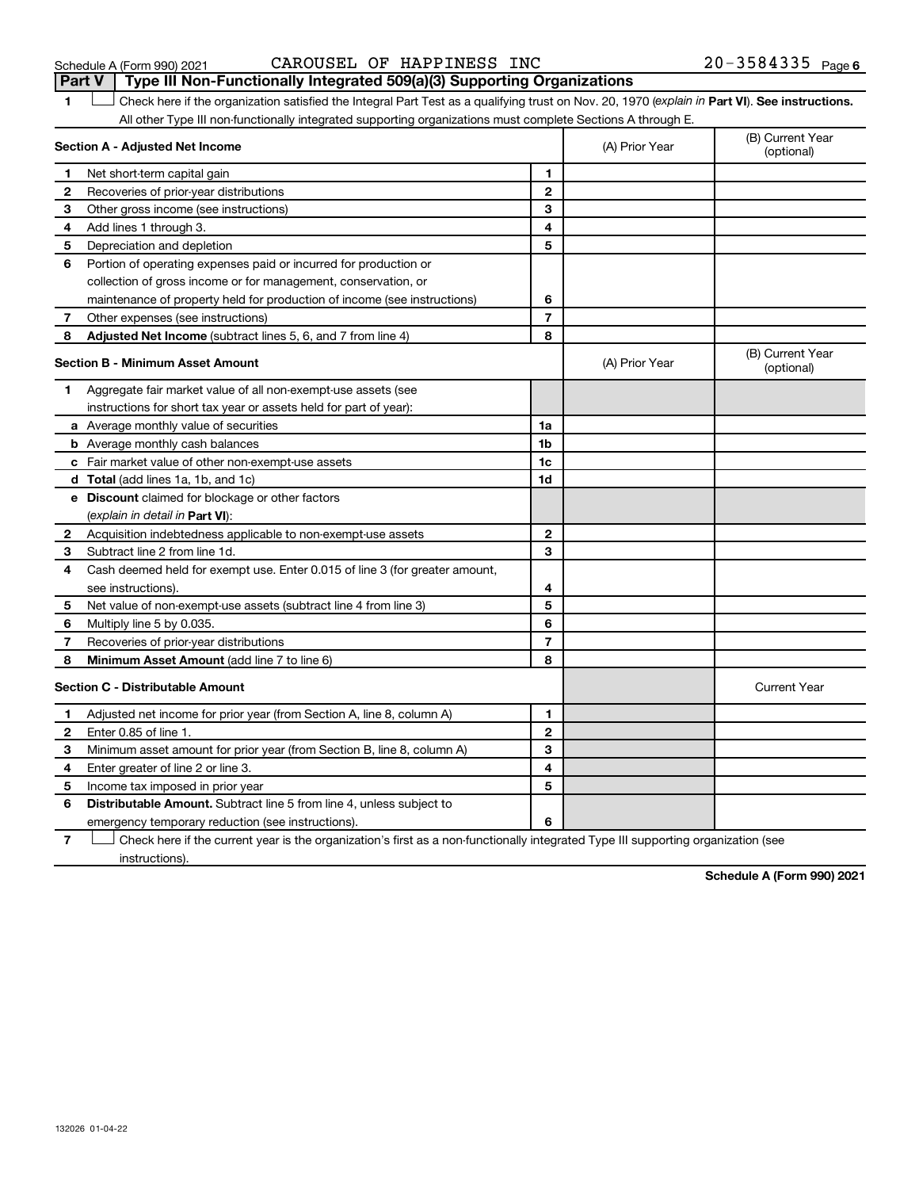Schedule A (Form 990) 2021 CAROUSEL OF HAPPINESS INC 20-3584335

## Part V | Type III Non-Functionally Integrated 509(a)(3) Supporting Organizations

1 ☐ Check here if the organization satisfied the Integral Part Test as a qualifying trust on Nov. 20, 1970 (*explain in* **Part VI**). **See instructions.** All other Type III non-functionally integrated supporting organizations must complete Sections A through E.

| **Section A - Adjusted Net Income** | | | (A) Prior Year | (B) Current Year (optional) |
|---|---|---|---|---|
| 1 | Net short-term capital gain | 1 | | |
| 2 | Recoveries of prior-year distributions | 2 | | |
| 3 | Other gross income (see instructions) | 3 | | |
| 4 | Add lines 1 through 3. | 4 | | |
| 5 | Depreciation and depletion | 5 | | |
| 6 | Portion of operating expenses paid or incurred for production or collection of gross income or for management, conservation, or maintenance of property held for production of income (see instructions) | 6 | | |
| 7 | Other expenses (see instructions) | 7 | | |
| 8 | **Adjusted Net Income** (subtract lines 5, 6, and 7 from line 4) | 8 | | |

| **Section B - Minimum Asset Amount** | | | (A) Prior Year | (B) Current Year (optional) |
|---|---|---|---|---|
| 1 | Aggregate fair market value of all non-exempt-use assets (see instructions for short tax year or assets held for part of year): | | | |
| a | Average monthly value of securities | 1a | | |
| b | Average monthly cash balances | 1b | | |
| c | Fair market value of other non-exempt-use assets | 1c | | |
| d | **Total** (add lines 1a, 1b, and 1c) | 1d | | |
| e | **Discount** claimed for blockage or other factors (*explain in detail in* **Part VI**): | | | |
| 2 | Acquisition indebtedness applicable to non-exempt-use assets | 2 | | |
| 3 | Subtract line 2 from line 1d. | 3 | | |
| 4 | Cash deemed held for exempt use. Enter 0.015 of line 3 (for greater amount, see instructions). | 4 | | |
| 5 | Net value of non-exempt-use assets (subtract line 4 from line 3) | 5 | | |
| 6 | Multiply line 5 by 0.035. | 6 | | |
| 7 | Recoveries of prior-year distributions | 7 | | |
| 8 | **Minimum Asset Amount** (add line 7 to line 6) | 8 | | |

| **Section C - Distributable Amount** | | | | Current Year |
|---|---|---|---|---|
| 1 | Adjusted net income for prior year (from Section A, line 8, column A) | 1 | | |
| 2 | Enter 0.85 of line 1. | 2 | | |
| 3 | Minimum asset amount for prior year (from Section B, line 8, column A) | 3 | | |
| 4 | Enter greater of line 2 or line 3. | 4 | | |
| 5 | Income tax imposed in prior year | 5 | | |
| 6 | **Distributable Amount.** Subtract line 5 from line 4, unless subject to emergency temporary reduction (see instructions). | 6 | | |

7 ☐ Check here if the current year is the organization's first as a non-functionally integrated Type III supporting organization (see instructions).

**Schedule A (Form 990) 2021**

132026 01-04-22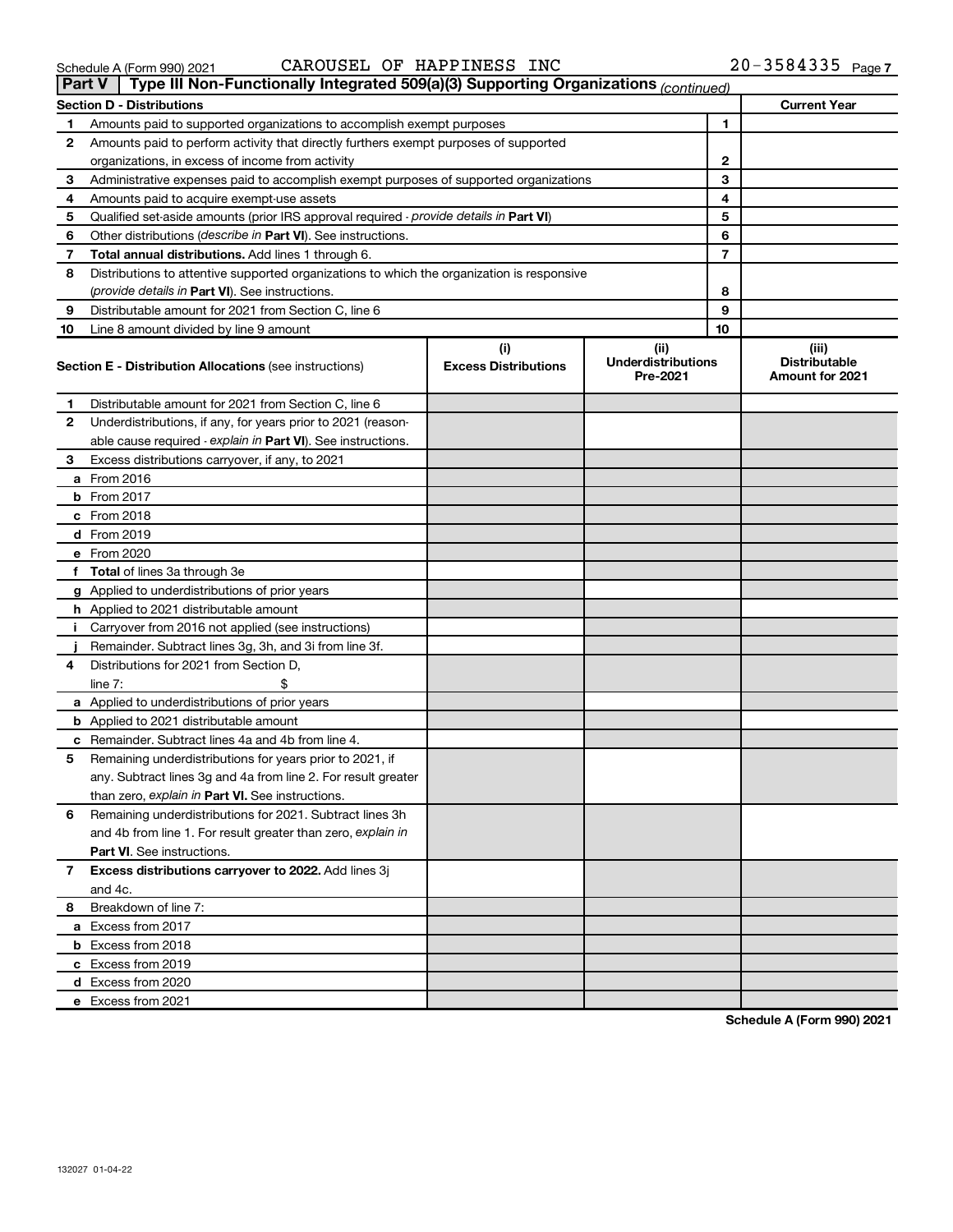Schedule A (Form 990) 2021 CAROUSEL OF HAPPINESS INC 20-3584335 Page 7

## Part V Type III Non-Functionally Integrated 509(a)(3) Supporting Organizations *(continued)*

| Section D - Distributions | | | Current Year |
|---|---|---|---|
| 1 | Amounts paid to supported organizations to accomplish exempt purposes | 1 | |
| 2 | Amounts paid to perform activity that directly furthers exempt purposes of supported organizations, in excess of income from activity | 2 | |
| 3 | Administrative expenses paid to accomplish exempt purposes of supported organizations | 3 | |
| 4 | Amounts paid to acquire exempt-use assets | 4 | |
| 5 | Qualified set-aside amounts (prior IRS approval required - *provide details in* **Part VI**) | 5 | |
| 6 | Other distributions (*describe in* **Part VI**). See instructions. | 6 | |
| 7 | **Total annual distributions.** Add lines 1 through 6. | 7 | |
| 8 | Distributions to attentive supported organizations to which the organization is responsive (*provide details in* **Part VI**). See instructions. | 8 | |
| 9 | Distributable amount for 2021 from Section C, line 6 | 9 | |
| 10 | Line 8 amount divided by line 9 amount | 10 | |

| | **Section E - Distribution Allocations** (see instructions) | (i) Excess Distributions | (ii) Underdistributions Pre-2021 | (iii) Distributable Amount for 2021 |
|---|---|---|---|---|
| 1 | Distributable amount for 2021 from Section C, line 6 | | | |
| 2 | Underdistributions, if any, for years prior to 2021 (reasonable cause required - *explain in* **Part VI**). See instructions. | | | |
| 3 | Excess distributions carryover, if any, to 2021 | | | |
| a | From 2016 | | | |
| b | From 2017 | | | |
| c | From 2018 | | | |
| d | From 2019 | | | |
| e | From 2020 | | | |
| f | **Total** of lines 3a through 3e | | | |
| g | Applied to underdistributions of prior years | | | |
| h | Applied to 2021 distributable amount | | | |
| i | Carryover from 2016 not applied (see instructions) | | | |
| j | Remainder. Subtract lines 3g, 3h, and 3i from line 3f. | | | |
| 4 | Distributions for 2021 from Section D, line 7: $ | | | |
| a | Applied to underdistributions of prior years | | | |
| b | Applied to 2021 distributable amount | | | |
| c | Remainder. Subtract lines 4a and 4b from line 4. | | | |
| 5 | Remaining underdistributions for years prior to 2021, if any. Subtract lines 3g and 4a from line 2. For result greater than zero, *explain in* **Part VI.** See instructions. | | | |
| 6 | Remaining underdistributions for 2021. Subtract lines 3h and 4b from line 1. For result greater than zero, *explain in* **Part VI**. See instructions. | | | |
| 7 | **Excess distributions carryover to 2022.** Add lines 3j and 4c. | | | |
| 8 | Breakdown of line 7: | | | |
| a | Excess from 2017 | | | |
| b | Excess from 2018 | | | |
| c | Excess from 2019 | | | |
| d | Excess from 2020 | | | |
| e | Excess from 2021 | | | |

**Schedule A (Form 990) 2021**

132027 01-04-22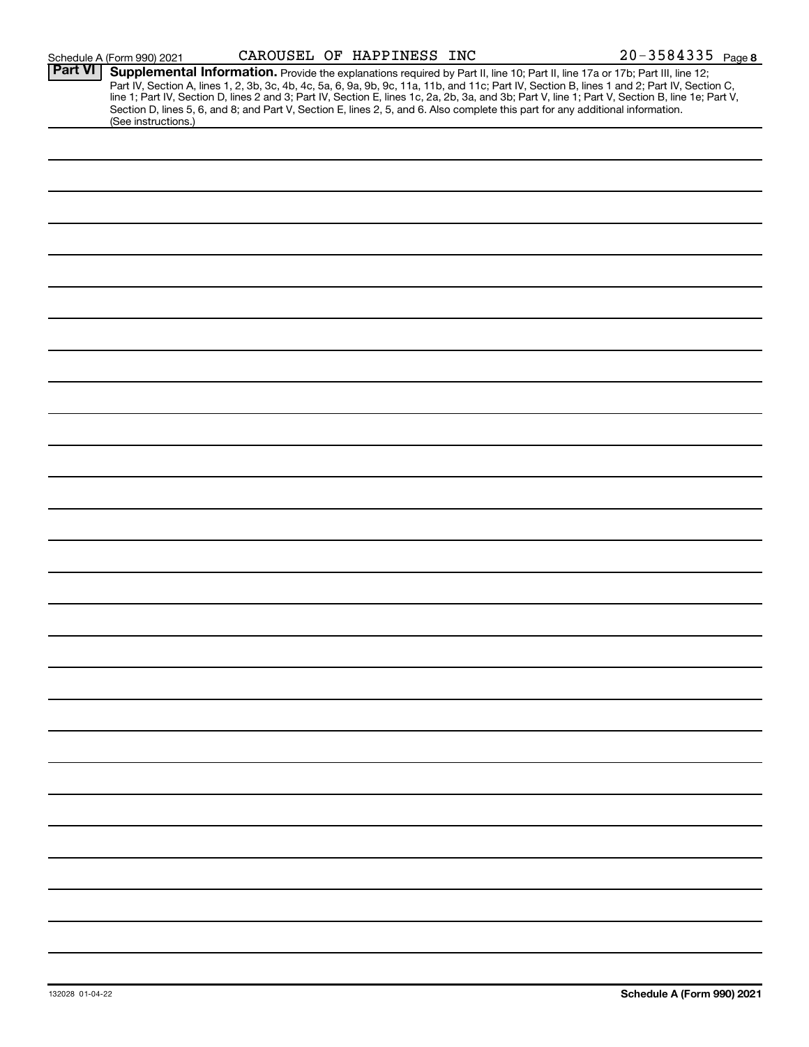Schedule A (Form 990) 2021 CAROUSEL OF HAPPINESS INC 20-3584335

## Part VI Supplemental Information.

Provide the explanations required by Part II, line 10; Part II, line 17a or 17b; Part III, line 12; Part IV, Section A, lines 1, 2, 3b, 3c, 4b, 4c, 5a, 6, 9a, 9b, 9c, 11a, 11b, and 11c; Part IV, Section B, lines 1 and 2; Part IV, Section C, line 1; Part IV, Section D, lines 2 and 3; Part IV, Section E, lines 1c, 2a, 2b, 3a, and 3b; Part V, line 1; Part V, Section B, line 1e; Part V, Section D, lines 5, 6, and 8; and Part V, Section E, lines 2, 5, and 6. Also complete this part for any additional information. (See instructions.)

132028 01-04-22

Schedule A (Form 990) 2021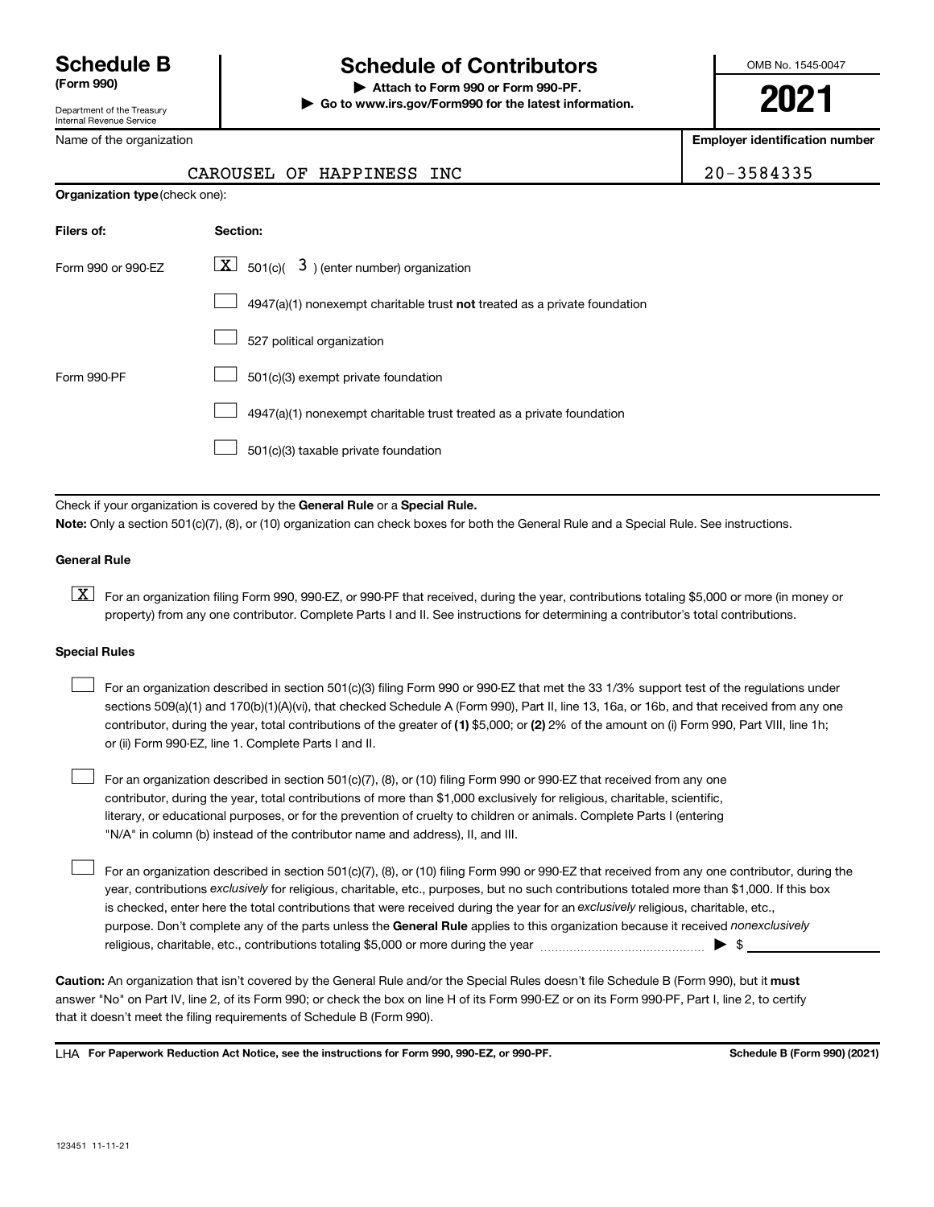# Schedule B (Form 990)

Department of the Treasury
Internal Revenue Service

## Schedule of Contributors

▶ Attach to Form 990 or Form 990-PF.
▶ Go to www.irs.gov/Form990 for the latest information.

OMB No. 1545-0047

**2021**

| Name of the organization | Employer identification number |
| --- | --- |
| CAROUSEL OF HAPPINESS INC | 20-3584335 |

**Organization type** (check one):

| Filers of: | Section: |
| --- | --- |
| Form 990 or 990-EZ | [X] 501(c)( 3 ) (enter number) organization |
| | [ ] 4947(a)(1) nonexempt charitable trust **not** treated as a private foundation |
| | [ ] 527 political organization |
| Form 990-PF | [ ] 501(c)(3) exempt private foundation |
| | [ ] 4947(a)(1) nonexempt charitable trust treated as a private foundation |
| | [ ] 501(c)(3) taxable private foundation |

Check if your organization is covered by the **General Rule** or a **Special Rule.**

**Note:** Only a section 501(c)(7), (8), or (10) organization can check boxes for both the General Rule and a Special Rule. See instructions.

### General Rule

[X] For an organization filing Form 990, 990-EZ, or 990-PF that received, during the year, contributions totaling $5,000 or more (in money or property) from any one contributor. Complete Parts I and II. See instructions for determining a contributor's total contributions.

### Special Rules

[ ] For an organization described in section 501(c)(3) filing Form 990 or 990-EZ that met the 33 1/3% support test of the regulations under sections 509(a)(1) and 170(b)(1)(A)(vi), that checked Schedule A (Form 990), Part II, line 13, 16a, or 16b, and that received from any one contributor, during the year, total contributions of the greater of **(1)** $5,000; or **(2)** 2% of the amount on (i) Form 990, Part VIII, line 1h; or (ii) Form 990-EZ, line 1. Complete Parts I and II.

[ ] For an organization described in section 501(c)(7), (8), or (10) filing Form 990 or 990-EZ that received from any one contributor, during the year, total contributions of more than $1,000 exclusively for religious, charitable, scientific, literary, or educational purposes, or for the prevention of cruelty to children or animals. Complete Parts I (entering "N/A" in column (b) instead of the contributor name and address), II, and III.

[ ] For an organization described in section 501(c)(7), (8), or (10) filing Form 990 or 990-EZ that received from any one contributor, during the year, contributions *exclusively* for religious, charitable, etc., purposes, but no such contributions totaled more than $1,000. If this box is checked, enter here the total contributions that were received during the year for an *exclusively* religious, charitable, etc., purpose. Don't complete any of the parts unless the **General Rule** applies to this organization because it received *nonexclusively* religious, charitable, etc., contributions totaling $5,000 or more during the year ▶ $ ______

**Caution:** An organization that isn't covered by the General Rule and/or the Special Rules doesn't file Schedule B (Form 990), but it **must** answer "No" on Part IV, line 2, of its Form 990; or check the box on line H of its Form 990-EZ or on its Form 990-PF, Part I, line 2, to certify that it doesn't meet the filing requirements of Schedule B (Form 990).

LHA **For Paperwork Reduction Act Notice, see the instructions for Form 990, 990-EZ, or 990-PF.** **Schedule B (Form 990) (2021)**

123451 11-11-21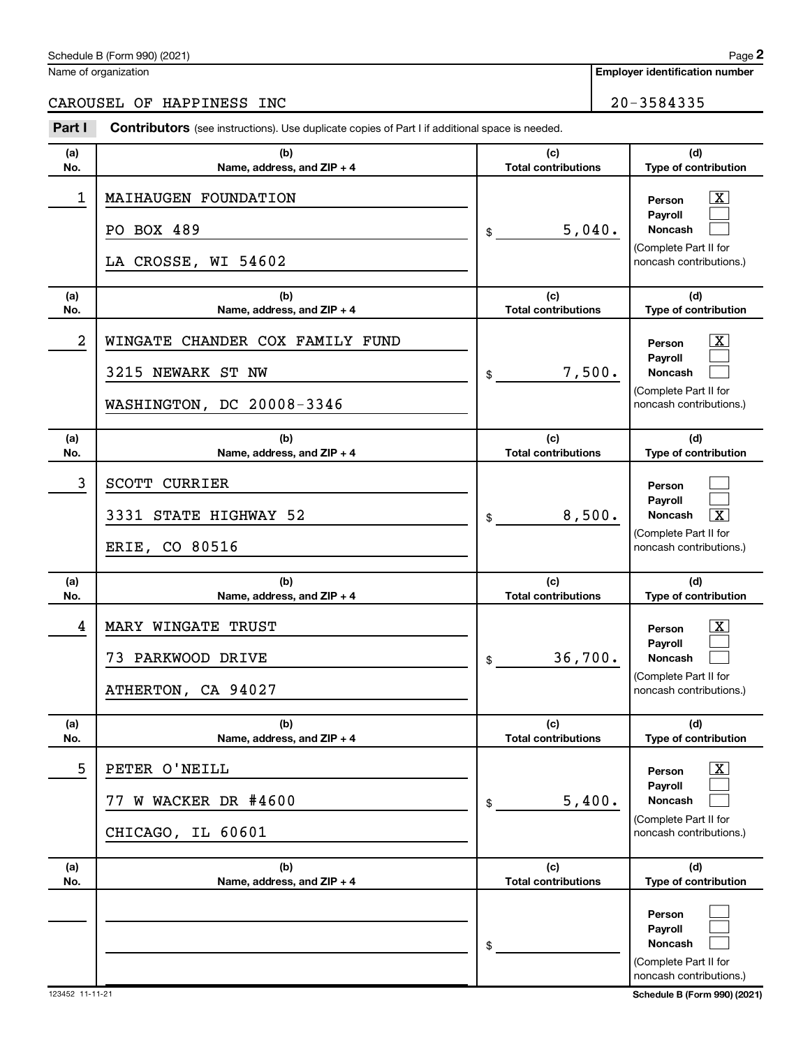Schedule B (Form 990) (2021)

Name of organization: CAROUSEL OF HAPPINESS INC

Employer identification number: 20-3584335

**Part I** **Contributors** (see instructions). Use duplicate copies of Part I if additional space is needed.

| (a) No. | (b) Name, address, and ZIP + 4 | (c) Total contributions | (d) Type of contribution |
|---|---|---|---|
| 1 | MAIHAUGEN FOUNDATION<br>PO BOX 489<br>LA CROSSE, WI 54602 | $ 5,040. | Person [X]<br>Payroll [ ]<br>Noncash [ ]<br>(Complete Part II for noncash contributions.) |
| 2 | WINGATE CHANDER COX FAMILY FUND<br>3215 NEWARK ST NW<br>WASHINGTON, DC 20008-3346 | $ 7,500. | Person [X]<br>Payroll [ ]<br>Noncash [ ]<br>(Complete Part II for noncash contributions.) |
| 3 | SCOTT CURRIER<br>3331 STATE HIGHWAY 52<br>ERIE, CO 80516 | $ 8,500. | Person [ ]<br>Payroll [ ]<br>Noncash [X]<br>(Complete Part II for noncash contributions.) |
| 4 | MARY WINGATE TRUST<br>73 PARKWOOD DRIVE<br>ATHERTON, CA 94027 | $ 36,700. | Person [X]<br>Payroll [ ]<br>Noncash [ ]<br>(Complete Part II for noncash contributions.) |
| 5 | PETER O'NEILL<br>77 W WACKER DR #4600<br>CHICAGO, IL 60601 | $ 5,400. | Person [X]<br>Payroll [ ]<br>Noncash [ ]<br>(Complete Part II for noncash contributions.) |
| | | $ | Person [ ]<br>Payroll [ ]<br>Noncash [ ]<br>(Complete Part II for noncash contributions.) |

123452 11-11-21

Schedule B (Form 990) (2021)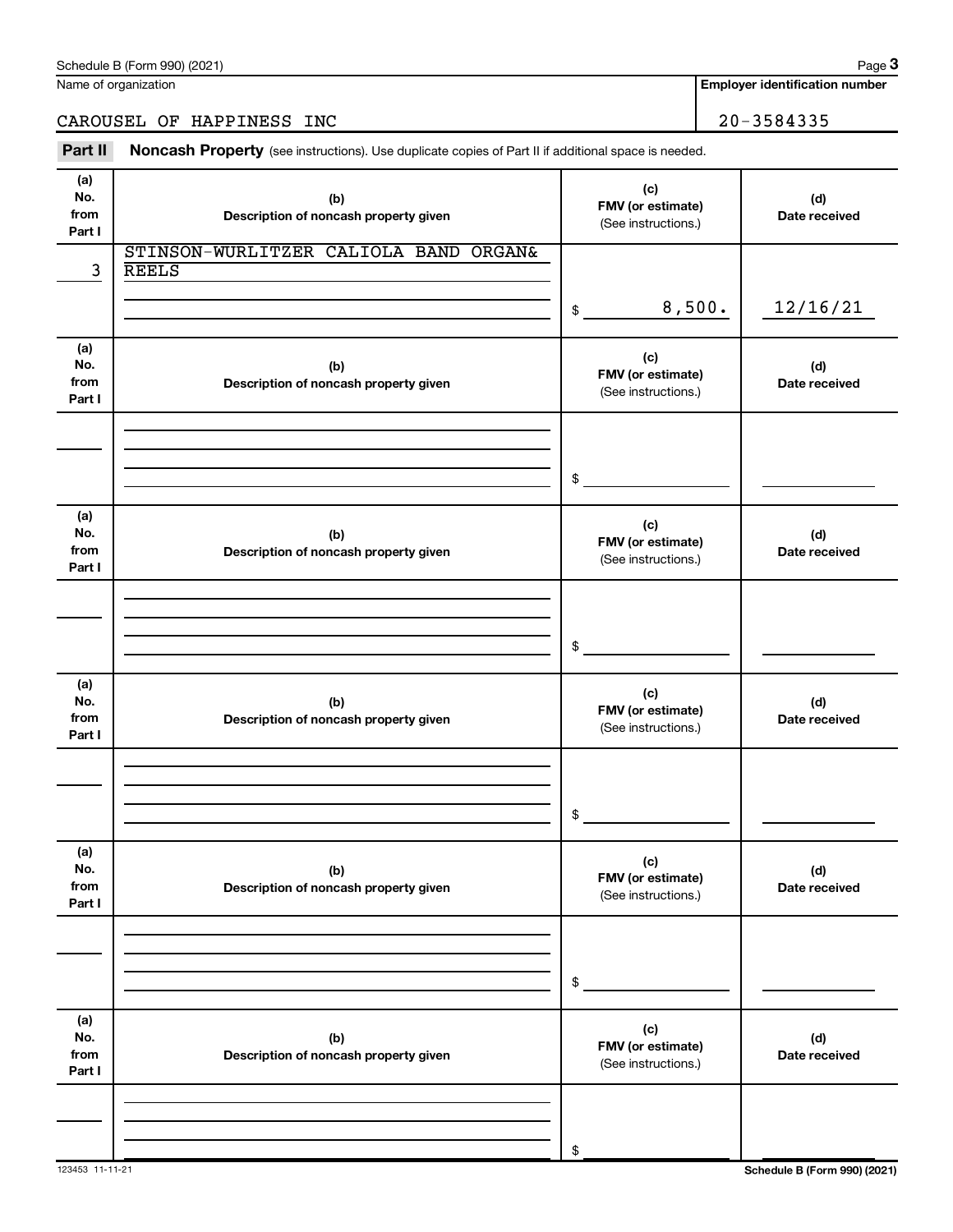Schedule B (Form 990) (2021) Page **3**

Name of organization: CAROUSEL OF HAPPINESS INC

**Employer identification number:** 20-3584335

**Part II** **Noncash Property** (see instructions). Use duplicate copies of Part II if additional space is needed.

| (a) No. from Part I | (b) Description of noncash property given | (c) FMV (or estimate) (See instructions.) | (d) Date received |
|---|---|---|---|
| 3 | STINSON-WURLITZER CALIOLA BAND ORGAN& REELS | $ 8,500. | 12/16/21 |

| (a) No. from Part I | (b) Description of noncash property given | (c) FMV (or estimate) (See instructions.) | (d) Date received |
|---|---|---|---|
| | | $ | |

| (a) No. from Part I | (b) Description of noncash property given | (c) FMV (or estimate) (See instructions.) | (d) Date received |
|---|---|---|---|
| | | $ | |

| (a) No. from Part I | (b) Description of noncash property given | (c) FMV (or estimate) (See instructions.) | (d) Date received |
|---|---|---|---|
| | | $ | |

| (a) No. from Part I | (b) Description of noncash property given | (c) FMV (or estimate) (See instructions.) | (d) Date received |
|---|---|---|---|
| | | $ | |

| (a) No. from Part I | (b) Description of noncash property given | (c) FMV (or estimate) (See instructions.) | (d) Date received |
|---|---|---|---|
| | | $ | |

123453 11-11-21 **Schedule B (Form 990) (2021)**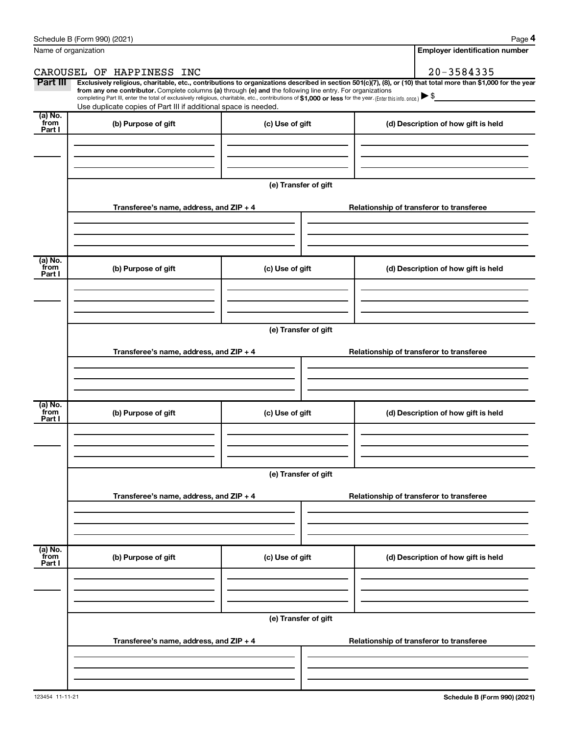Name of organization

CAROUSEL OF HAPPINESS INC

**Employer identification number**

20-3584335

**Part III** **Exclusively religious, charitable, etc., contributions to organizations described in section 501(c)(7), (8), or (10) that total more than $1,000 for the year from any one contributor.** Complete columns **(a)** through **(e) and** the following line entry. For organizations completing Part III, enter the total of exclusively religious, charitable, etc., contributions of **$1,000 or less** for the year. (Enter this info. once.) ▶ $

Use duplicate copies of Part III if additional space is needed.

| (a) No. from Part I | (b) Purpose of gift | (c) Use of gift | (d) Description of how gift is held |
|---|---|---|---|
| | | | |

**(e) Transfer of gift**

| Transferee's name, address, and ZIP + 4 | Relationship of transferor to transferee |
|---|---|
| | |

| (a) No. from Part I | (b) Purpose of gift | (c) Use of gift | (d) Description of how gift is held |
|---|---|---|---|
| | | | |

**(e) Transfer of gift**

| Transferee's name, address, and ZIP + 4 | Relationship of transferor to transferee |
|---|---|
| | |

| (a) No. from Part I | (b) Purpose of gift | (c) Use of gift | (d) Description of how gift is held |
|---|---|---|---|
| | | | |

**(e) Transfer of gift**

| Transferee's name, address, and ZIP + 4 | Relationship of transferor to transferee |
|---|---|
| | |

| (a) No. from Part I | (b) Purpose of gift | (c) Use of gift | (d) Description of how gift is held |
|---|---|---|---|
| | | | |

**(e) Transfer of gift**

| Transferee's name, address, and ZIP + 4 | Relationship of transferor to transferee |
|---|---|
| | |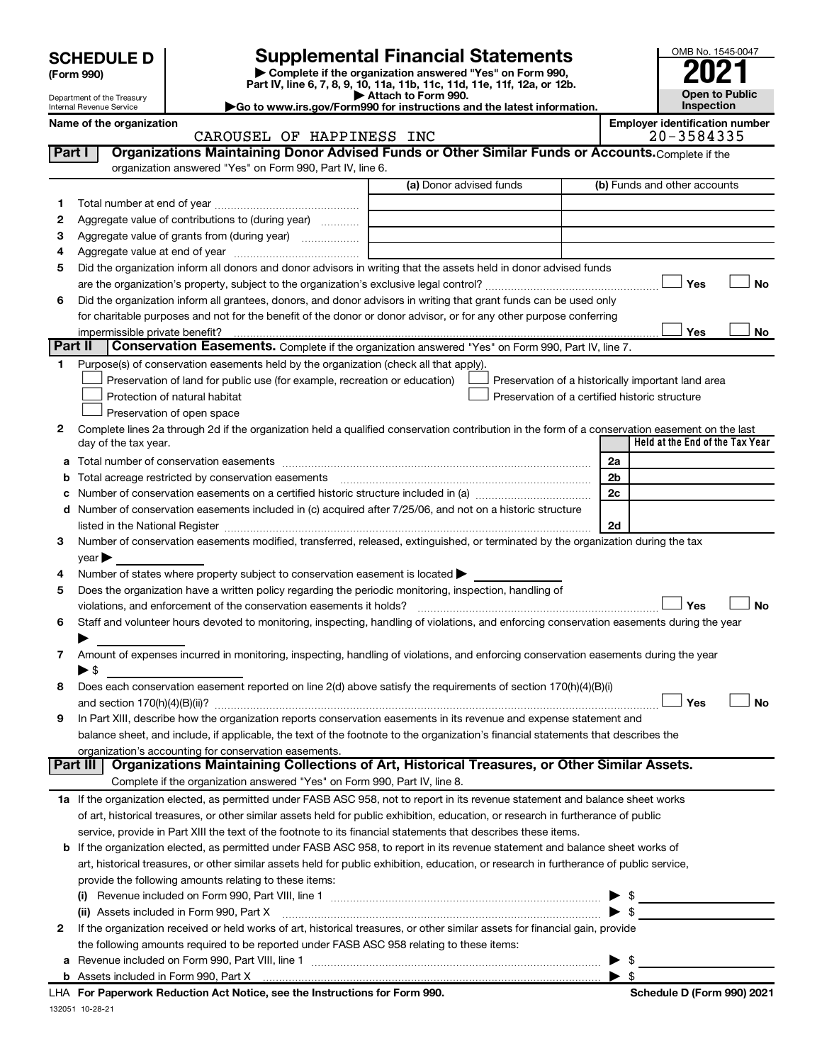# SCHEDULE D (Form 990)

Department of the Treasury
Internal Revenue Service

## Supplemental Financial Statements

▶ Complete if the organization answered "Yes" on Form 990, Part IV, line 6, 7, 8, 9, 10, 11a, 11b, 11c, 11d, 11e, 11f, 12a, or 12b.
▶ Attach to Form 990.
▶Go to www.irs.gov/Form990 for instructions and the latest information.

OMB No. 1545-0047
**2021**
**Open to Public Inspection**

**Name of the organization:** CAROUSEL OF HAPPINESS INC
**Employer identification number:** 20-3584335

### Part I — Organizations Maintaining Donor Advised Funds or Other Similar Funds or Accounts.
Complete if the organization answered "Yes" on Form 990, Part IV, line 6.

| | | (a) Donor advised funds | (b) Funds and other accounts |
|---|---|---|---|
| 1 | Total number at end of year | | |
| 2 | Aggregate value of contributions to (during year) | | |
| 3 | Aggregate value of grants from (during year) | | |
| 4 | Aggregate value at end of year | | |

5 Did the organization inform all donors and donor advisors in writing that the assets held in donor advised funds are the organization's property, subject to the organization's exclusive legal control? ☐ Yes ☐ No

6 Did the organization inform all grantees, donors, and donor advisors in writing that grant funds can be used only for charitable purposes and not for the benefit of the donor or donor advisor, or for any other purpose conferring impermissible private benefit? ☐ Yes ☐ No

### Part II — Conservation Easements.
Complete if the organization answered "Yes" on Form 990, Part IV, line 7.

1 Purpose(s) of conservation easements held by the organization (check all that apply).
- ☐ Preservation of land for public use (for example, recreation or education)
- ☐ Preservation of a historically important land area
- ☐ Protection of natural habitat
- ☐ Preservation of a certified historic structure
- ☐ Preservation of open space

2 Complete lines 2a through 2d if the organization held a qualified conservation contribution in the form of a conservation easement on the last day of the tax year.

| | | | Held at the End of the Tax Year |
|---|---|---|---|
| a | Total number of conservation easements | 2a | |
| b | Total acreage restricted by conservation easements | 2b | |
| c | Number of conservation easements on a certified historic structure included in (a) | 2c | |
| d | Number of conservation easements included in (c) acquired after 7/25/06, and not on a historic structure listed in the National Register | 2d | |

3 Number of conservation easements modified, transferred, released, extinguished, or terminated by the organization during the tax year ▶

4 Number of states where property subject to conservation easement is located ▶

5 Does the organization have a written policy regarding the periodic monitoring, inspection, handling of violations, and enforcement of the conservation easements it holds? ☐ Yes ☐ No

6 Staff and volunteer hours devoted to monitoring, inspecting, handling of violations, and enforcing conservation easements during the year ▶

7 Amount of expenses incurred in monitoring, inspecting, handling of violations, and enforcing conservation easements during the year ▶ $

8 Does each conservation easement reported on line 2(d) above satisfy the requirements of section 170(h)(4)(B)(i) and section 170(h)(4)(B)(ii)? ☐ Yes ☐ No

9 In Part XIII, describe how the organization reports conservation easements in its revenue and expense statement and balance sheet, and include, if applicable, the text of the footnote to the organization's financial statements that describes the organization's accounting for conservation easements.

### Part III — Organizations Maintaining Collections of Art, Historical Treasures, or Other Similar Assets.
Complete if the organization answered "Yes" on Form 990, Part IV, line 8.

1a If the organization elected, as permitted under FASB ASC 958, not to report in its revenue statement and balance sheet works of art, historical treasures, or other similar assets held for public exhibition, education, or research in furtherance of public service, provide in Part XIII the text of the footnote to its financial statements that describes these items.

b If the organization elected, as permitted under FASB ASC 958, to report in its revenue statement and balance sheet works of art, historical treasures, or other similar assets held for public exhibition, education, or research in furtherance of public service, provide the following amounts relating to these items:

(i) Revenue included on Form 990, Part VIII, line 1 ▶ $

(ii) Assets included in Form 990, Part X ▶ $

2 If the organization received or held works of art, historical treasures, or other similar assets for financial gain, provide the following amounts required to be reported under FASB ASC 958 relating to these items:

a Revenue included on Form 990, Part VIII, line 1 ▶ $

b Assets included in Form 990, Part X ▶ $

LHA For Paperwork Reduction Act Notice, see the Instructions for Form 990. Schedule D (Form 990) 2021

132051 10-28-21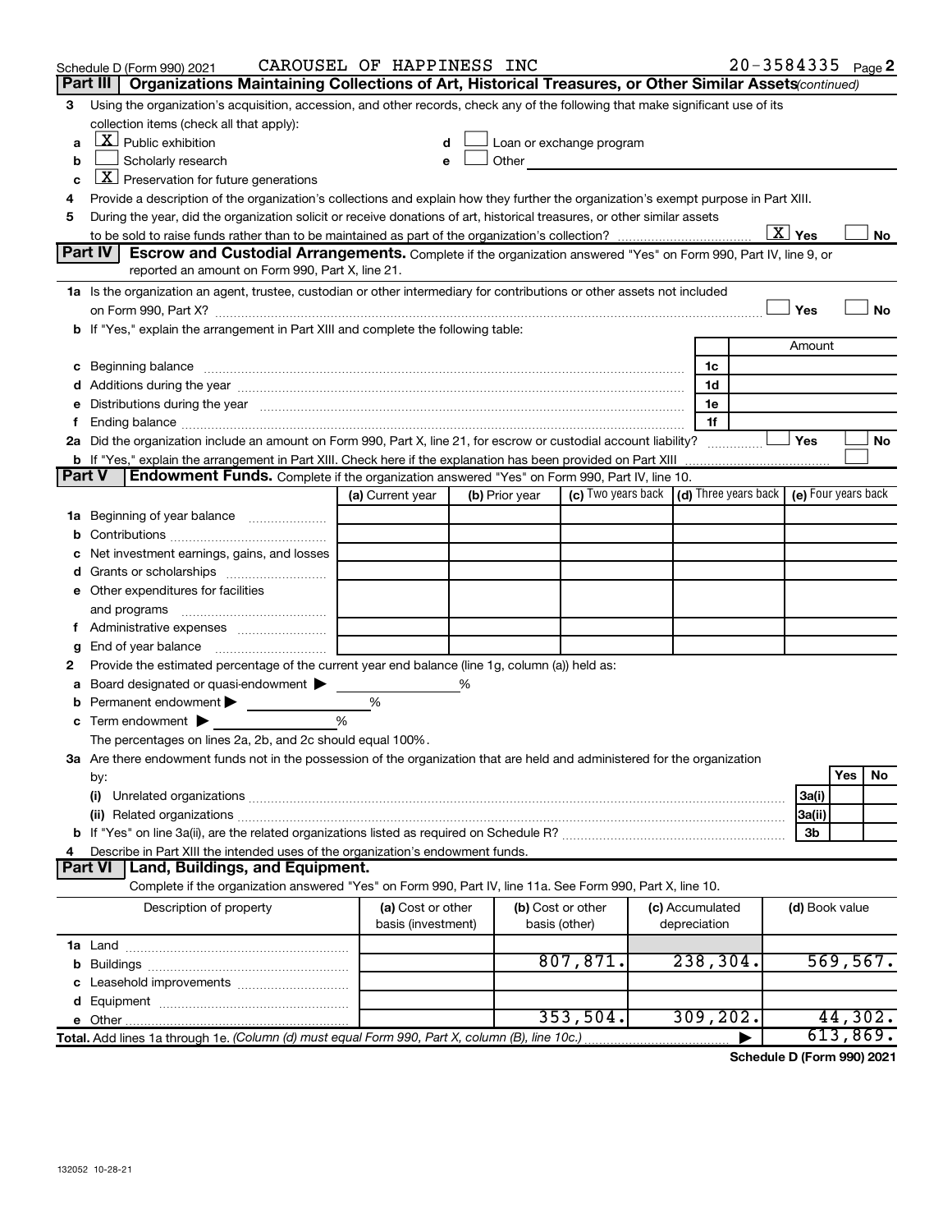Schedule D (Form 990) 2021 CAROUSEL OF HAPPINESS INC 20-3584335 Page 2

## Part III Organizations Maintaining Collections of Art, Historical Treasures, or Other Similar Assets *(continued)*

3 Using the organization's acquisition, accession, and other records, check any of the following that make significant use of its collection items (check all that apply):

- a [X] Public exhibition
- b [ ] Scholarly research
- c [X] Preservation for future generations
- d [ ] Loan or exchange program
- e [ ] Other

4 Provide a description of the organization's collections and explain how they further the organization's exempt purpose in Part XIII.

5 During the year, did the organization solicit or receive donations of art, historical treasures, or other similar assets to be sold to raise funds rather than to be maintained as part of the organization's collection? [X] Yes [ ] No

## Part IV Escrow and Custodial Arrangements.

Complete if the organization answered "Yes" on Form 990, Part IV, line 9, or reported an amount on Form 990, Part X, line 21.

1a Is the organization an agent, trustee, custodian or other intermediary for contributions or other assets not included on Form 990, Part X? [ ] Yes [ ] No

b If "Yes," explain the arrangement in Part XIII and complete the following table:

| | | Amount |
|---|---|---|
| c Beginning balance | 1c | |
| d Additions during the year | 1d | |
| e Distributions during the year | 1e | |
| f Ending balance | 1f | |

2a Did the organization include an amount on Form 990, Part X, line 21, for escrow or custodial account liability? [ ] Yes [ ] No

b If "Yes," explain the arrangement in Part XIII. Check here if the explanation has been provided on Part XIII [ ]

## Part V Endowment Funds.

Complete if the organization answered "Yes" on Form 990, Part IV, line 10.

| | (a) Current year | (b) Prior year | (c) Two years back | (d) Three years back | (e) Four years back |
|---|---|---|---|---|---|
| 1a Beginning of year balance | | | | | |
| b Contributions | | | | | |
| c Net investment earnings, gains, and losses | | | | | |
| d Grants or scholarships | | | | | |
| e Other expenditures for facilities and programs | | | | | |
| f Administrative expenses | | | | | |
| g End of year balance | | | | | |

2 Provide the estimated percentage of the current year end balance (line 1g, column (a)) held as:

- a Board designated or quasi-endowment ▶ %
- b Permanent endowment ▶ %
- c Term endowment ▶ %

The percentages on lines 2a, 2b, and 2c should equal 100%.

3a Are there endowment funds not in the possession of the organization that are held and administered for the organization by:

| | | Yes | No |
|---|---|---|---|
| (i) Unrelated organizations | 3a(i) | | |
| (ii) Related organizations | 3a(ii) | | |
| b If "Yes" on line 3a(ii), are the related organizations listed as required on Schedule R? | 3b | | |

4 Describe in Part XIII the intended uses of the organization's endowment funds.

## Part VI Land, Buildings, and Equipment.

Complete if the organization answered "Yes" on Form 990, Part IV, line 11a. See Form 990, Part X, line 10.

| Description of property | (a) Cost or other basis (investment) | (b) Cost or other basis (other) | (c) Accumulated depreciation | (d) Book value |
|---|---|---|---|---|
| 1a Land | | | | |
| b Buildings | | 807,871. | 238,304. | 569,567. |
| c Leasehold improvements | | | | |
| d Equipment | | | | |
| e Other | | 353,504. | 309,202. | 44,302. |
| Total. Add lines 1a through 1e. *(Column (d) must equal Form 990, Part X, column (B), line 10c.)* | | | ▶ | 613,869. |

Schedule D (Form 990) 2021

132052 10-28-21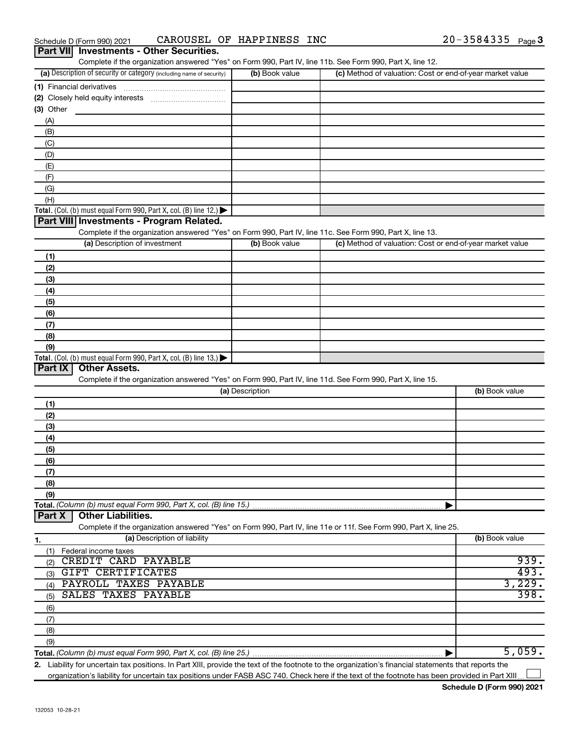Schedule D (Form 990) 2021 CAROUSEL OF HAPPINESS INC 20-3584335

## Part VII Investments - Other Securities.

Complete if the organization answered "Yes" on Form 990, Part IV, line 11b. See Form 990, Part X, line 12.

| (a) Description of security or category (including name of security) | (b) Book value | (c) Method of valuation: Cost or end-of-year market value |
|---|---|---|
| (1) Financial derivatives | | |
| (2) Closely held equity interests | | |
| (3) Other | | |
| (A) | | |
| (B) | | |
| (C) | | |
| (D) | | |
| (E) | | |
| (F) | | |
| (G) | | |
| (H) | | |
| **Total.** (Col. (b) must equal Form 990, Part X, col. (B) line 12.) | | |

## Part VIII Investments - Program Related.

Complete if the organization answered "Yes" on Form 990, Part IV, line 11c. See Form 990, Part X, line 13.

| (a) Description of investment | (b) Book value | (c) Method of valuation: Cost or end-of-year market value |
|---|---|---|
| (1) | | |
| (2) | | |
| (3) | | |
| (4) | | |
| (5) | | |
| (6) | | |
| (7) | | |
| (8) | | |
| (9) | | |
| **Total.** (Col. (b) must equal Form 990, Part X, col. (B) line 13.) | | |

## Part IX Other Assets.

Complete if the organization answered "Yes" on Form 990, Part IV, line 11d. See Form 990, Part X, line 15.

| (a) Description | (b) Book value |
|---|---|
| (1) | |
| (2) | |
| (3) | |
| (4) | |
| (5) | |
| (6) | |
| (7) | |
| (8) | |
| (9) | |
| **Total.** *(Column (b) must equal Form 990, Part X, col. (B) line 15.)* | |

## Part X Other Liabilities.

Complete if the organization answered "Yes" on Form 990, Part IV, line 11e or 11f. See Form 990, Part X, line 25.

| 1. (a) Description of liability | (b) Book value |
|---|---|
| (1) Federal income taxes | |
| (2) CREDIT CARD PAYABLE | 939. |
| (3) GIFT CERTIFICATES | 493. |
| (4) PAYROLL TAXES PAYABLE | 3,229. |
| (5) SALES TAXES PAYABLE | 398. |
| (6) | |
| (7) | |
| (8) | |
| (9) | |
| **Total.** *(Column (b) must equal Form 990, Part X, col. (B) line 25.)* | 5,059. |

2. Liability for uncertain tax positions. In Part XIII, provide the text of the footnote to the organization's financial statements that reports the organization's liability for uncertain tax positions under FASB ASC 740. Check here if the text of the footnote has been provided in Part XIII ☐

Schedule D (Form 990) 2021

132053 10-28-21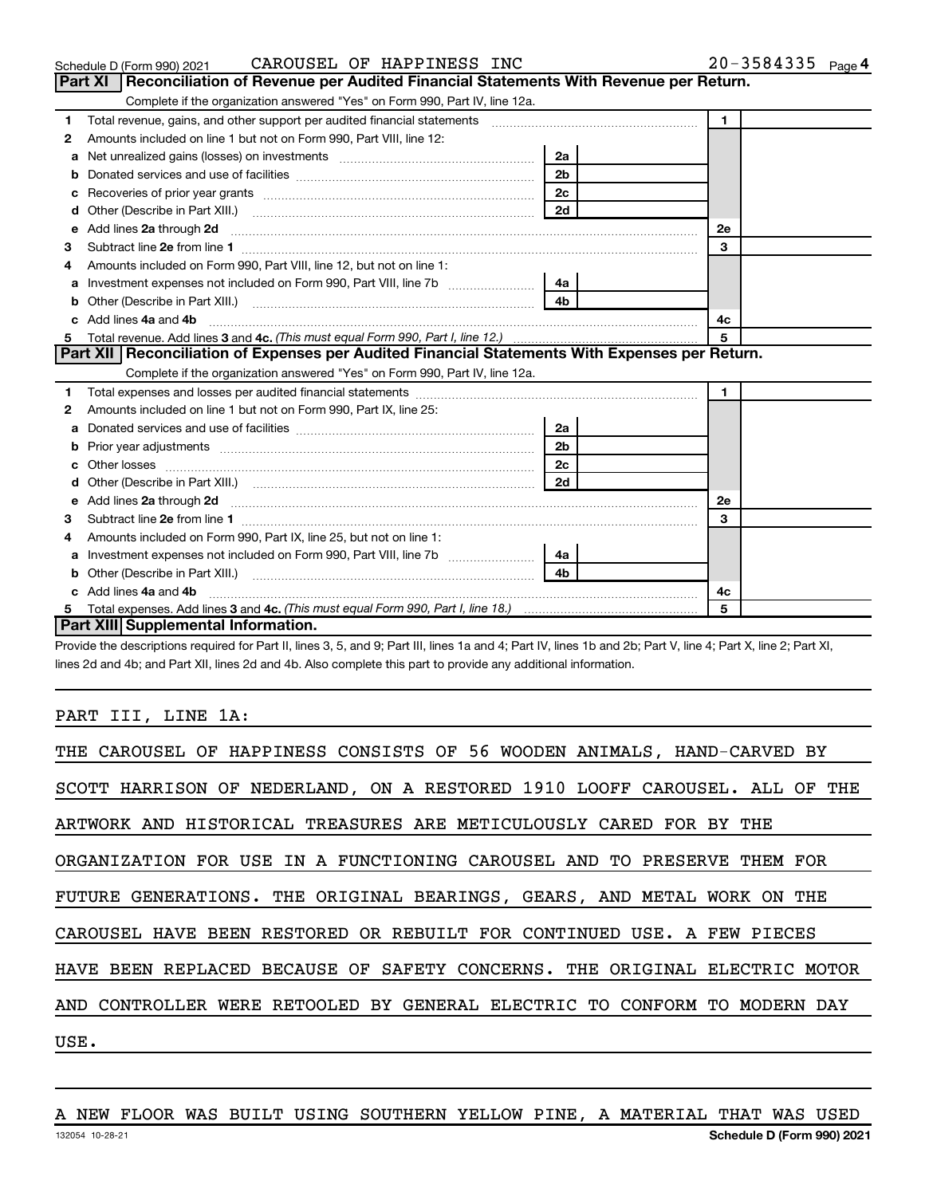Schedule D (Form 990) 2021 CAROUSEL OF HAPPINESS INC 20-3584335 Page 4

## Part XI Reconciliation of Revenue per Audited Financial Statements With Revenue per Return.

Complete if the organization answered "Yes" on Form 990, Part IV, line 12a.

| | | | | | |
|---|---|---|---|---|---|
| 1 | Total revenue, gains, and other support per audited financial statements | | | 1 | |
| 2 | Amounts included on line 1 but not on Form 990, Part VIII, line 12: | | | | |
| a | Net unrealized gains (losses) on investments | 2a | | | |
| b | Donated services and use of facilities | 2b | | | |
| c | Recoveries of prior year grants | 2c | | | |
| d | Other (Describe in Part XIII.) | 2d | | | |
| e | Add lines **2a** through **2d** | | | 2e | |
| 3 | Subtract line **2e** from line **1** | | | 3 | |
| 4 | Amounts included on Form 990, Part VIII, line 12, but not on line 1: | | | | |
| a | Investment expenses not included on Form 990, Part VIII, line 7b | 4a | | | |
| b | Other (Describe in Part XIII.) | 4b | | | |
| c | Add lines **4a** and **4b** | | | 4c | |
| 5 | Total revenue. Add lines **3** and **4c.** *(This must equal Form 990, Part I, line 12.)* | | | 5 | |

## Part XII Reconciliation of Expenses per Audited Financial Statements With Expenses per Return.

Complete if the organization answered "Yes" on Form 990, Part IV, line 12a.

| | | | | | |
|---|---|---|---|---|---|
| 1 | Total expenses and losses per audited financial statements | | | 1 | |
| 2 | Amounts included on line 1 but not on Form 990, Part IX, line 25: | | | | |
| a | Donated services and use of facilities | 2a | | | |
| b | Prior year adjustments | 2b | | | |
| c | Other losses | 2c | | | |
| d | Other (Describe in Part XIII.) | 2d | | | |
| e | Add lines **2a** through **2d** | | | 2e | |
| 3 | Subtract line **2e** from line **1** | | | 3 | |
| 4 | Amounts included on Form 990, Part IX, line 25, but not on line 1: | | | | |
| a | Investment expenses not included on Form 990, Part VIII, line 7b | 4a | | | |
| b | Other (Describe in Part XIII.) | 4b | | | |
| c | Add lines **4a** and **4b** | | | 4c | |
| 5 | Total expenses. Add lines **3** and **4c.** *(This must equal Form 990, Part I, line 18.)* | | | 5 | |

## Part XIII Supplemental Information.

Provide the descriptions required for Part II, lines 3, 5, and 9; Part III, lines 1a and 4; Part IV, lines 1b and 2b; Part V, line 4; Part X, line 2; Part XI, lines 2d and 4b; and Part XII, lines 2d and 4b. Also complete this part to provide any additional information.

PART III, LINE 1A:

THE CAROUSEL OF HAPPINESS CONSISTS OF 56 WOODEN ANIMALS, HAND-CARVED BY SCOTT HARRISON OF NEDERLAND, ON A RESTORED 1910 LOOFF CAROUSEL. ALL OF THE ARTWORK AND HISTORICAL TREASURES ARE METICULOUSLY CARED FOR BY THE ORGANIZATION FOR USE IN A FUNCTIONING CAROUSEL AND TO PRESERVE THEM FOR FUTURE GENERATIONS. THE ORIGINAL BEARINGS, GEARS, AND METAL WORK ON THE CAROUSEL HAVE BEEN RESTORED OR REBUILT FOR CONTINUED USE. A FEW PIECES HAVE BEEN REPLACED BECAUSE OF SAFETY CONCERNS. THE ORIGINAL ELECTRIC MOTOR AND CONTROLLER WERE RETOOLED BY GENERAL ELECTRIC TO CONFORM TO MODERN DAY USE.

A NEW FLOOR WAS BUILT USING SOUTHERN YELLOW PINE, A MATERIAL THAT WAS USED

132054 10-28-21 **Schedule D (Form 990) 2021**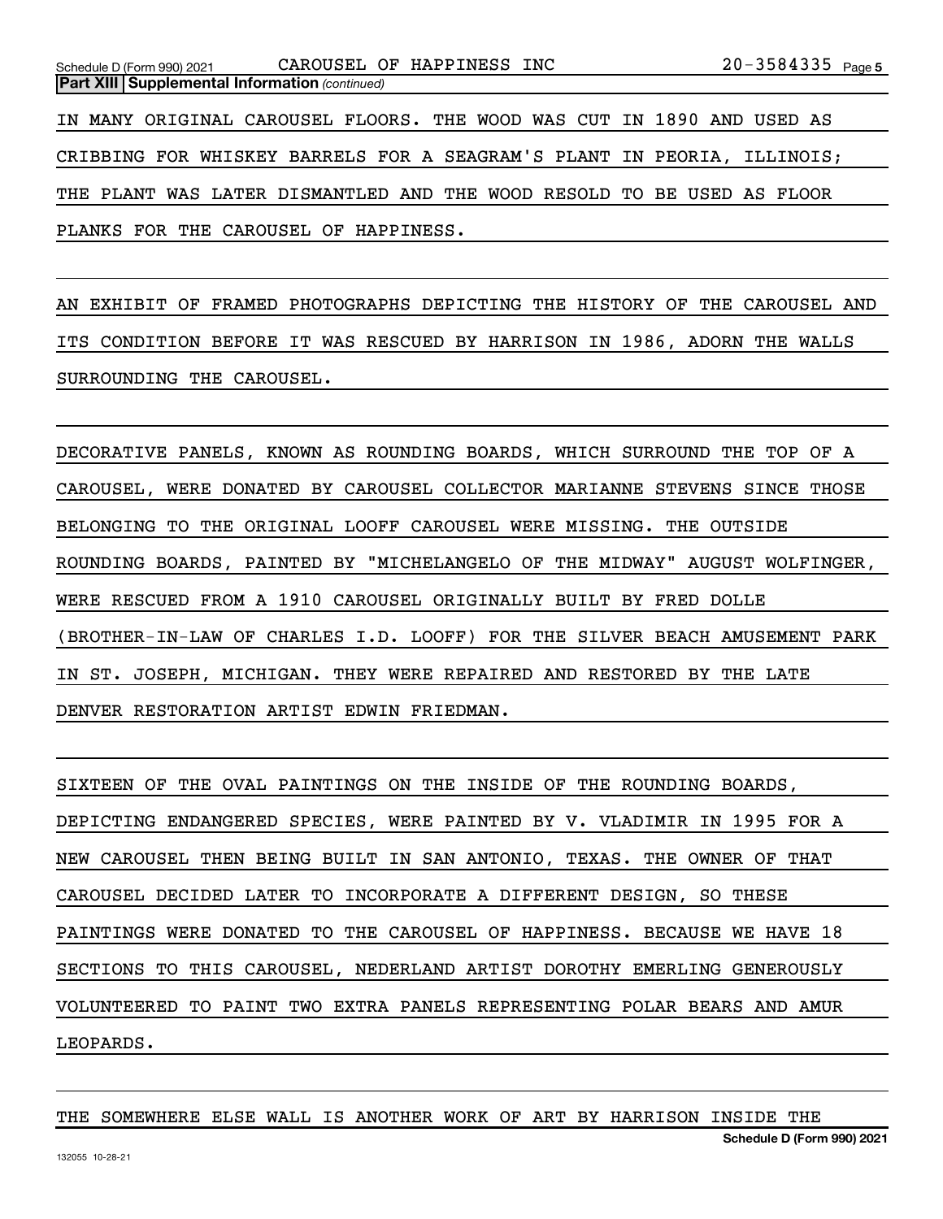**Part XIII Supplemental Information** *(continued)*

IN MANY ORIGINAL CAROUSEL FLOORS. THE WOOD WAS CUT IN 1890 AND USED AS CRIBBING FOR WHISKEY BARRELS FOR A SEAGRAM'S PLANT IN PEORIA, ILLINOIS; THE PLANT WAS LATER DISMANTLED AND THE WOOD RESOLD TO BE USED AS FLOOR PLANKS FOR THE CAROUSEL OF HAPPINESS.

AN EXHIBIT OF FRAMED PHOTOGRAPHS DEPICTING THE HISTORY OF THE CAROUSEL AND ITS CONDITION BEFORE IT WAS RESCUED BY HARRISON IN 1986, ADORN THE WALLS SURROUNDING THE CAROUSEL.

DECORATIVE PANELS, KNOWN AS ROUNDING BOARDS, WHICH SURROUND THE TOP OF A CAROUSEL, WERE DONATED BY CAROUSEL COLLECTOR MARIANNE STEVENS SINCE THOSE BELONGING TO THE ORIGINAL LOOFF CAROUSEL WERE MISSING. THE OUTSIDE ROUNDING BOARDS, PAINTED BY "MICHELANGELO OF THE MIDWAY" AUGUST WOLFINGER, WERE RESCUED FROM A 1910 CAROUSEL ORIGINALLY BUILT BY FRED DOLLE (BROTHER-IN-LAW OF CHARLES I.D. LOOFF) FOR THE SILVER BEACH AMUSEMENT PARK IN ST. JOSEPH, MICHIGAN. THEY WERE REPAIRED AND RESTORED BY THE LATE DENVER RESTORATION ARTIST EDWIN FRIEDMAN.

SIXTEEN OF THE OVAL PAINTINGS ON THE INSIDE OF THE ROUNDING BOARDS, DEPICTING ENDANGERED SPECIES, WERE PAINTED BY V. VLADIMIR IN 1995 FOR A NEW CAROUSEL THEN BEING BUILT IN SAN ANTONIO, TEXAS. THE OWNER OF THAT CAROUSEL DECIDED LATER TO INCORPORATE A DIFFERENT DESIGN, SO THESE PAINTINGS WERE DONATED TO THE CAROUSEL OF HAPPINESS. BECAUSE WE HAVE 18 SECTIONS TO THIS CAROUSEL, NEDERLAND ARTIST DOROTHY EMERLING GENEROUSLY VOLUNTEERED TO PAINT TWO EXTRA PANELS REPRESENTING POLAR BEARS AND AMUR LEOPARDS.

THE SOMEWHERE ELSE WALL IS ANOTHER WORK OF ART BY HARRISON INSIDE THE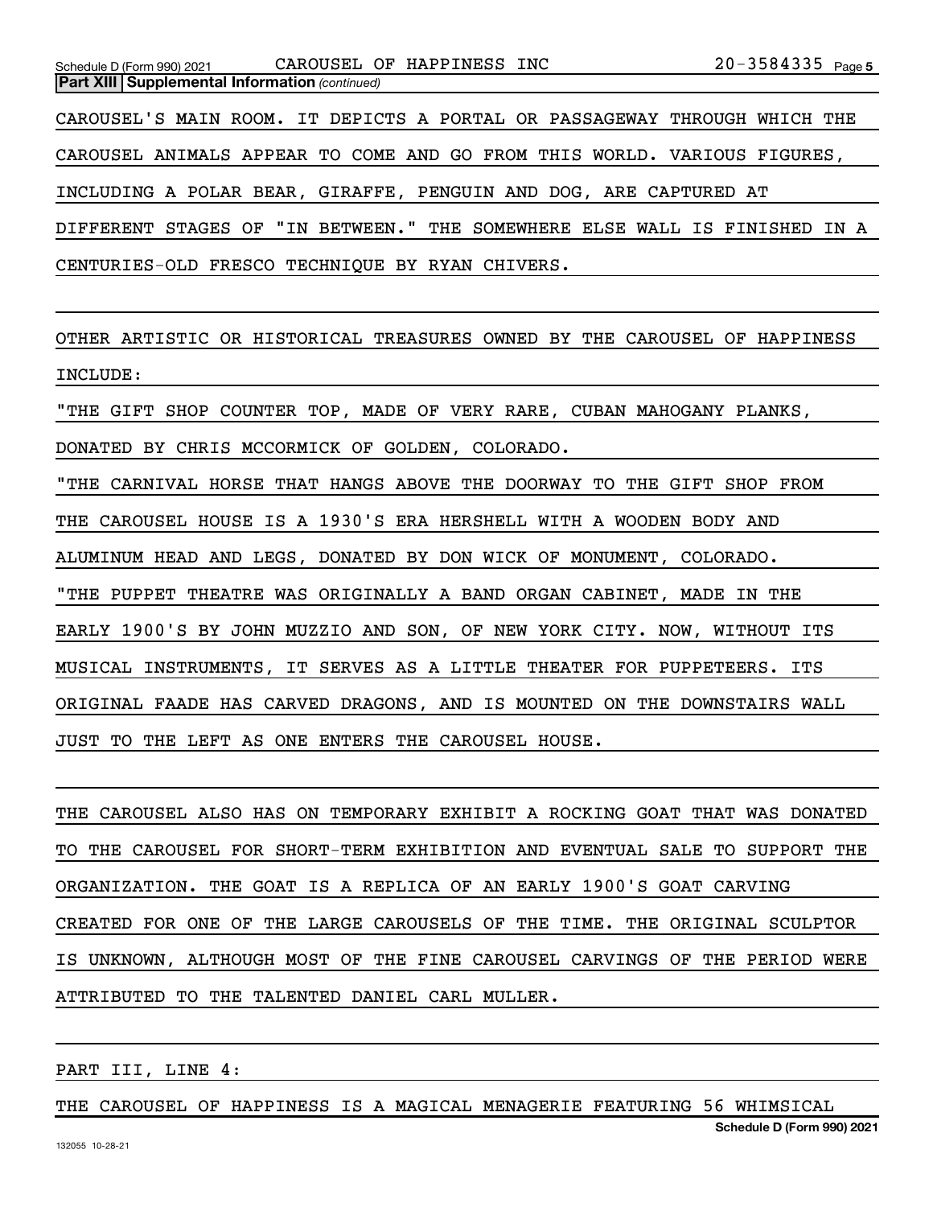**Part XIII Supplemental Information** *(continued)*

CAROUSEL'S MAIN ROOM. IT DEPICTS A PORTAL OR PASSAGEWAY THROUGH WHICH THE CAROUSEL ANIMALS APPEAR TO COME AND GO FROM THIS WORLD. VARIOUS FIGURES, INCLUDING A POLAR BEAR, GIRAFFE, PENGUIN AND DOG, ARE CAPTURED AT DIFFERENT STAGES OF "IN BETWEEN." THE SOMEWHERE ELSE WALL IS FINISHED IN A CENTURIES-OLD FRESCO TECHNIQUE BY RYAN CHIVERS.

OTHER ARTISTIC OR HISTORICAL TREASURES OWNED BY THE CAROUSEL OF HAPPINESS INCLUDE:

"THE GIFT SHOP COUNTER TOP, MADE OF VERY RARE, CUBAN MAHOGANY PLANKS, DONATED BY CHRIS MCCORMICK OF GOLDEN, COLORADO.

"THE CARNIVAL HORSE THAT HANGS ABOVE THE DOORWAY TO THE GIFT SHOP FROM THE CAROUSEL HOUSE IS A 1930'S ERA HERSHELL WITH A WOODEN BODY AND ALUMINUM HEAD AND LEGS, DONATED BY DON WICK OF MONUMENT, COLORADO.

"THE PUPPET THEATRE WAS ORIGINALLY A BAND ORGAN CABINET, MADE IN THE EARLY 1900'S BY JOHN MUZZIO AND SON, OF NEW YORK CITY. NOW, WITHOUT ITS MUSICAL INSTRUMENTS, IT SERVES AS A LITTLE THEATER FOR PUPPETEERS. ITS ORIGINAL FAADE HAS CARVED DRAGONS, AND IS MOUNTED ON THE DOWNSTAIRS WALL JUST TO THE LEFT AS ONE ENTERS THE CAROUSEL HOUSE.

THE CAROUSEL ALSO HAS ON TEMPORARY EXHIBIT A ROCKING GOAT THAT WAS DONATED TO THE CAROUSEL FOR SHORT-TERM EXHIBITION AND EVENTUAL SALE TO SUPPORT THE ORGANIZATION. THE GOAT IS A REPLICA OF AN EARLY 1900'S GOAT CARVING CREATED FOR ONE OF THE LARGE CAROUSELS OF THE TIME. THE ORIGINAL SCULPTOR IS UNKNOWN, ALTHOUGH MOST OF THE FINE CAROUSEL CARVINGS OF THE PERIOD WERE ATTRIBUTED TO THE TALENTED DANIEL CARL MULLER.

PART III, LINE 4:

THE CAROUSEL OF HAPPINESS IS A MAGICAL MENAGERIE FEATURING 56 WHIMSICAL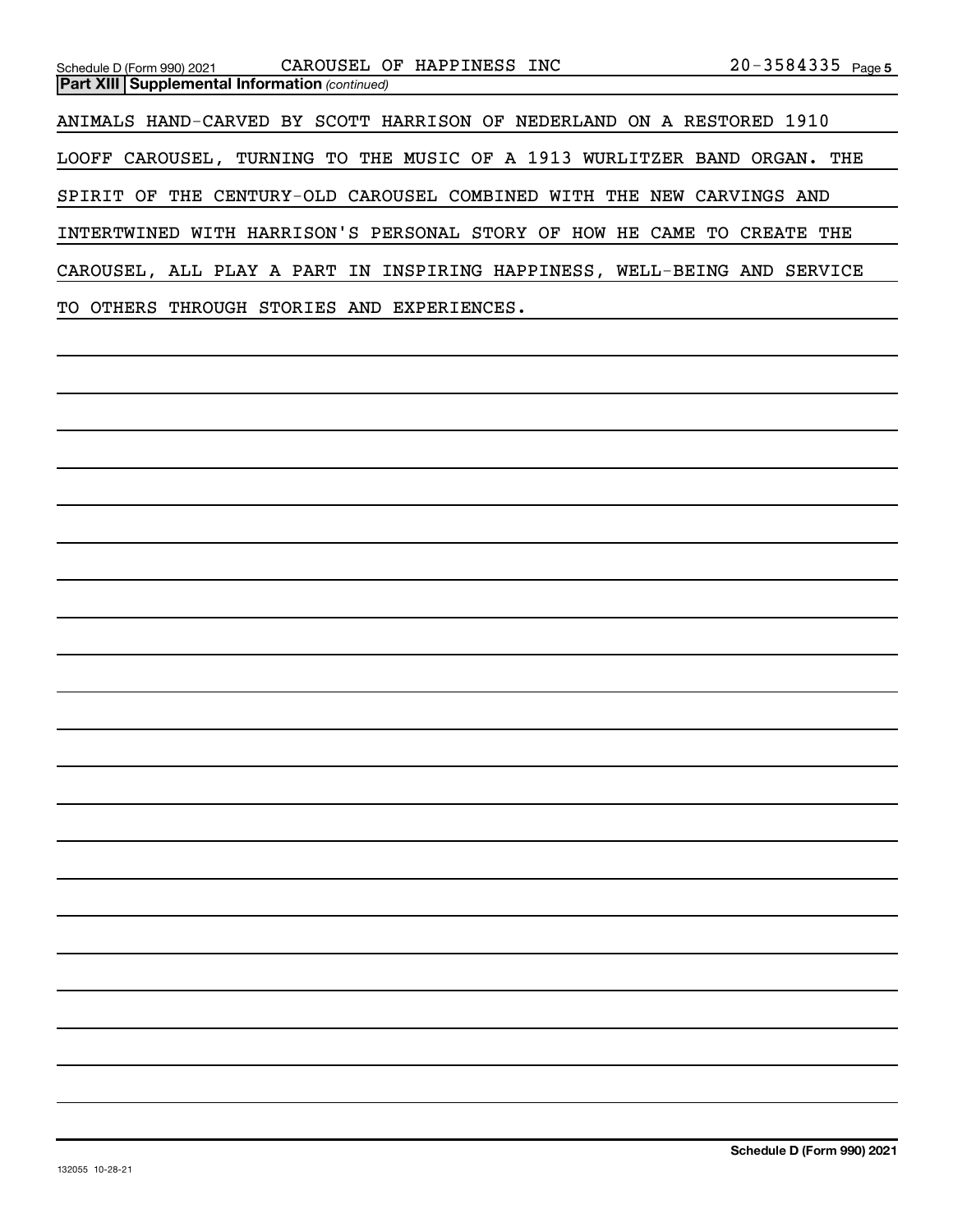**Part XIII Supplemental Information** *(continued)*

ANIMALS HAND-CARVED BY SCOTT HARRISON OF NEDERLAND ON A RESTORED 1910 LOOFF CAROUSEL, TURNING TO THE MUSIC OF A 1913 WURLITZER BAND ORGAN. THE SPIRIT OF THE CENTURY-OLD CAROUSEL COMBINED WITH THE NEW CARVINGS AND INTERTWINED WITH HARRISON'S PERSONAL STORY OF HOW HE CAME TO CREATE THE CAROUSEL, ALL PLAY A PART IN INSPIRING HAPPINESS, WELL-BEING AND SERVICE TO OTHERS THROUGH STORIES AND EXPERIENCES.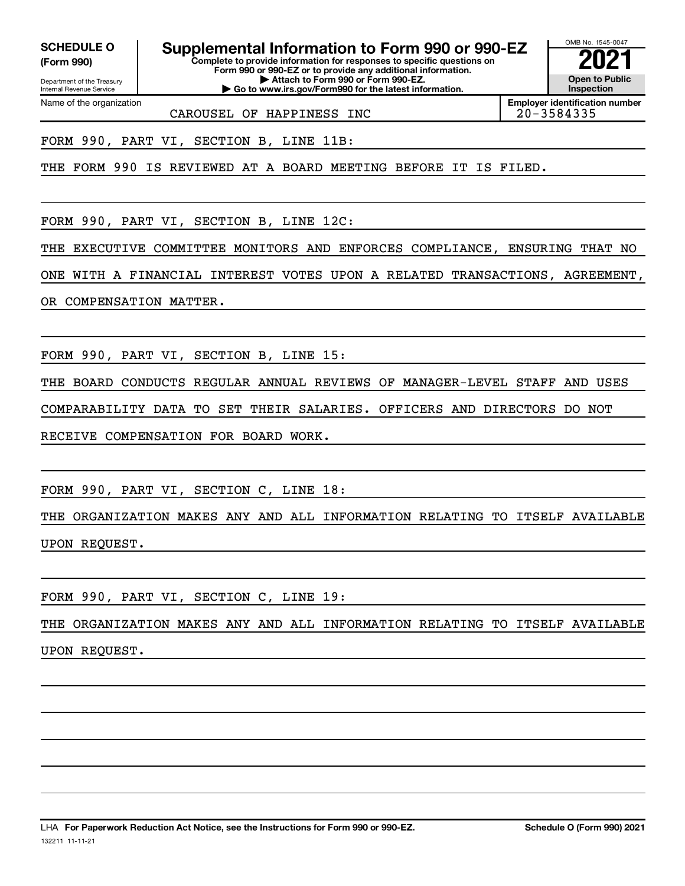**SCHEDULE O**
**(Form 990)**

Department of the Treasury
Internal Revenue Service

# Supplemental Information to Form 990 or 990-EZ

**Complete to provide information for responses to specific questions on Form 990 or 990-EZ or to provide any additional information.**
**▶ Attach to Form 990 or Form 990-EZ.**
**▶ Go to www.irs.gov/Form990 for the latest information.**

OMB No. 1545-0047
**2021**
**Open to Public Inspection**

Name of the organization: CAROUSEL OF HAPPINESS INC

**Employer identification number:** 20-3584335

FORM 990, PART VI, SECTION B, LINE 11B:

THE FORM 990 IS REVIEWED AT A BOARD MEETING BEFORE IT IS FILED.

FORM 990, PART VI, SECTION B, LINE 12C:

THE EXECUTIVE COMMITTEE MONITORS AND ENFORCES COMPLIANCE, ENSURING THAT NO ONE WITH A FINANCIAL INTEREST VOTES UPON A RELATED TRANSACTIONS, AGREEMENT, OR COMPENSATION MATTER.

FORM 990, PART VI, SECTION B, LINE 15:

THE BOARD CONDUCTS REGULAR ANNUAL REVIEWS OF MANAGER-LEVEL STAFF AND USES COMPARABILITY DATA TO SET THEIR SALARIES. OFFICERS AND DIRECTORS DO NOT RECEIVE COMPENSATION FOR BOARD WORK.

FORM 990, PART VI, SECTION C, LINE 18:

THE ORGANIZATION MAKES ANY AND ALL INFORMATION RELATING TO ITSELF AVAILABLE UPON REQUEST.

FORM 990, PART VI, SECTION C, LINE 19:

THE ORGANIZATION MAKES ANY AND ALL INFORMATION RELATING TO ITSELF AVAILABLE UPON REQUEST.

LHA **For Paperwork Reduction Act Notice, see the Instructions for Form 990 or 990-EZ.** **Schedule O (Form 990) 2021**

132211 11-11-21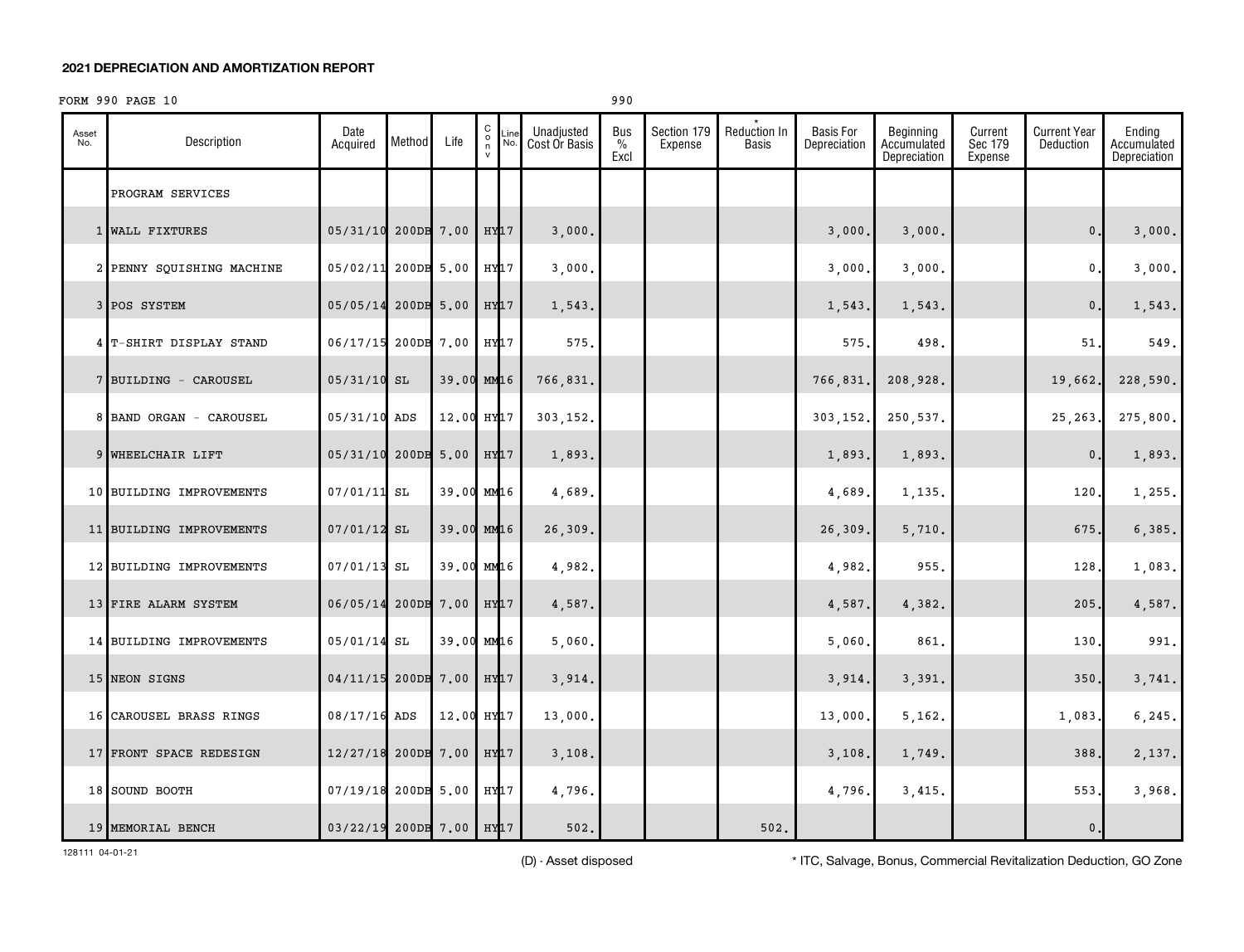# 2021 DEPRECIATION AND AMORTIZATION REPORT

FORM 990 PAGE 10 990

| Asset No. | Description | Date Acquired | Method | Life | C o n v | Line No. | Unadjusted Cost Or Basis | Bus % Excl | Section 179 Expense | * Reduction In Basis | Basis For Depreciation | Beginning Accumulated Depreciation | Current Sec 179 Expense | Current Year Deduction | Ending Accumulated Depreciation |
|---|---|---|---|---|---|---|---|---|---|---|---|---|---|---|---|
| | PROGRAM SERVICES | | | | | | | | | | | | | | |
| 1 | WALL FIXTURES | 05/31/10 | 200DB | 7.00 | HY | 17 | 3,000. | | | | 3,000. | 3,000. | | 0. | 3,000. |
| 2 | PENNY SQUISHING MACHINE | 05/02/11 | 200DB | 5.00 | HY | 17 | 3,000. | | | | 3,000. | 3,000. | | 0. | 3,000. |
| 3 | POS SYSTEM | 05/05/14 | 200DB | 5.00 | HY | 17 | 1,543. | | | | 1,543. | 1,543. | | 0. | 1,543. |
| 4 | T-SHIRT DISPLAY STAND | 06/17/15 | 200DB | 7.00 | HY | 17 | 575. | | | | 575. | 498. | | 51. | 549. |
| 7 | BUILDING - CAROUSEL | 05/31/10 | SL | 39.00 | MM | 16 | 766,831. | | | | 766,831. | 208,928. | | 19,662. | 228,590. |
| 8 | BAND ORGAN - CAROUSEL | 05/31/10 | ADS | 12.00 | HY | 17 | 303,152. | | | | 303,152. | 250,537. | | 25,263. | 275,800. |
| 9 | WHEELCHAIR LIFT | 05/31/10 | 200DB | 5.00 | HY | 17 | 1,893. | | | | 1,893. | 1,893. | | 0. | 1,893. |
| 10 | BUILDING IMPROVEMENTS | 07/01/11 | SL | 39.00 | MM | 16 | 4,689. | | | | 4,689. | 1,135. | | 120. | 1,255. |
| 11 | BUILDING IMPROVEMENTS | 07/01/12 | SL | 39.00 | MM | 16 | 26,309. | | | | 26,309. | 5,710. | | 675. | 6,385. |
| 12 | BUILDING IMPROVEMENTS | 07/01/13 | SL | 39.00 | MM | 16 | 4,982. | | | | 4,982. | 955. | | 128. | 1,083. |
| 13 | FIRE ALARM SYSTEM | 06/05/14 | 200DB | 7.00 | HY | 17 | 4,587. | | | | 4,587. | 4,382. | | 205. | 4,587. |
| 14 | BUILDING IMPROVEMENTS | 05/01/14 | SL | 39.00 | MM | 16 | 5,060. | | | | 5,060. | 861. | | 130. | 991. |
| 15 | NEON SIGNS | 04/11/15 | 200DB | 7.00 | HY | 17 | 3,914. | | | | 3,914. | 3,391. | | 350. | 3,741. |
| 16 | CAROUSEL BRASS RINGS | 08/17/16 | ADS | 12.00 | HY | 17 | 13,000. | | | | 13,000. | 5,162. | | 1,083. | 6,245. |
| 17 | FRONT SPACE REDESIGN | 12/27/18 | 200DB | 7.00 | HY | 17 | 3,108. | | | | 3,108. | 1,749. | | 388. | 2,137. |
| 18 | SOUND BOOTH | 07/19/18 | 200DB | 5.00 | HY | 17 | 4,796. | | | | 4,796. | 3,415. | | 553. | 3,968. |
| 19 | MEMORIAL BENCH | 03/22/19 | 200DB | 7.00 | HY | 17 | 502. | | | 502. | | | | 0. | |

128111 04-01-21

(D) - Asset disposed

* ITC, Salvage, Bonus, Commercial Revitalization Deduction, GO Zone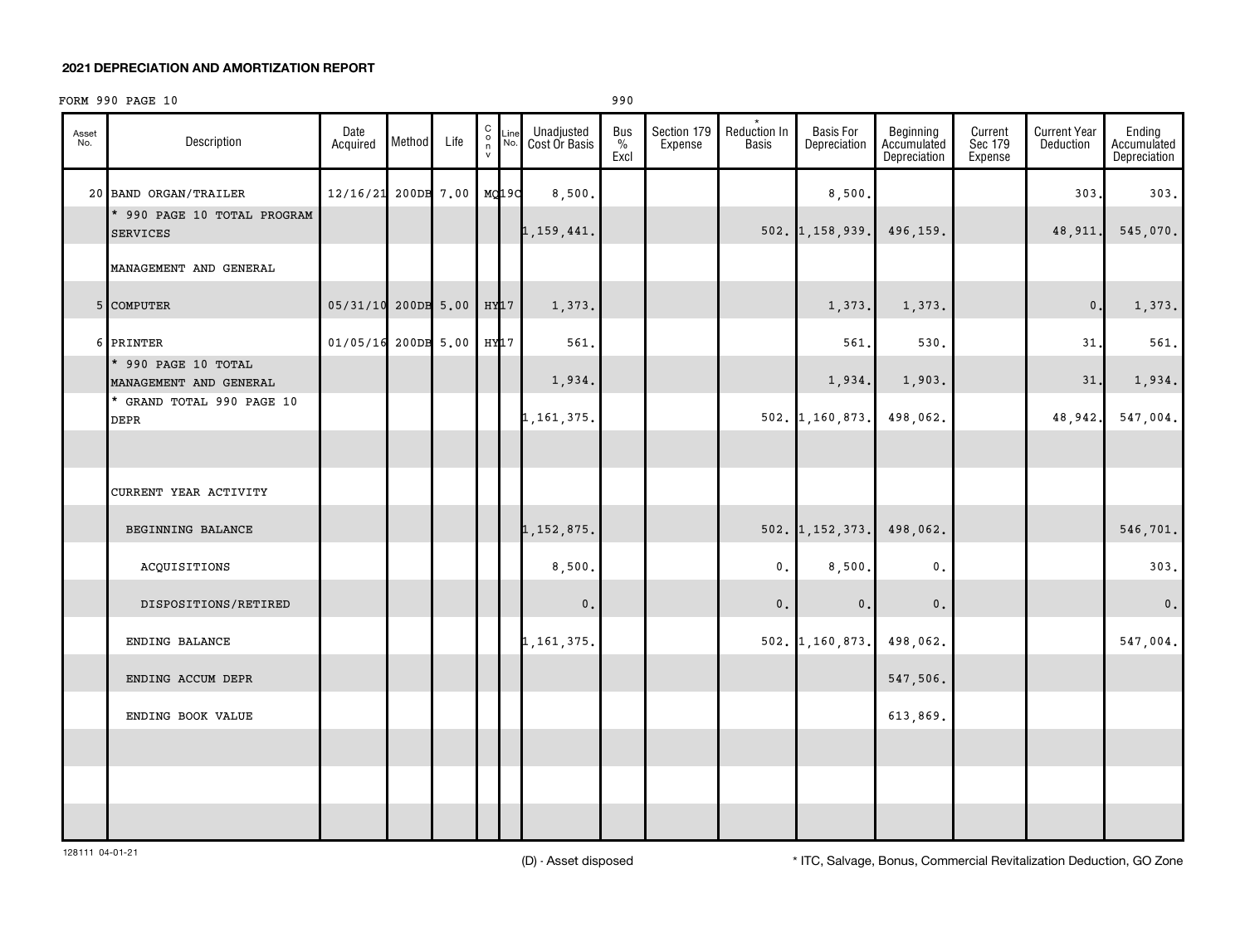## 2021 DEPRECIATION AND AMORTIZATION REPORT

FORM 990 PAGE 10 | 990

| Asset No. | Description | Date Acquired | Method | Life | C o n v | Line No. | Unadjusted Cost Or Basis | Bus % Excl | Section 179 Expense | * Reduction In Basis | Basis For Depreciation | Beginning Accumulated Depreciation | Current Sec 179 Expense | Current Year Deduction | Ending Accumulated Depreciation |
|---|---|---|---|---|---|---|---|---|---|---|---|---|---|---|---|
| 20 | BAND ORGAN/TRAILER | 12/16/21 | 200DB | 7.00 | MQ | 19C | 8,500. | | | | 8,500. | | | 303. | 303. |
| | * 990 PAGE 10 TOTAL PROGRAM SERVICES | | | | | | 1,159,441. | | | 502. | 1,158,939. | 496,159. | | 48,911. | 545,070. |
| | MANAGEMENT AND GENERAL | | | | | | | | | | | | | | |
| 5 | COMPUTER | 05/31/10 | 200DB | 5.00 | HY | 17 | 1,373. | | | | 1,373. | 1,373. | | 0. | 1,373. |
| 6 | PRINTER | 01/05/16 | 200DB | 5.00 | HY | 17 | 561. | | | | 561. | 530. | | 31. | 561. |
| | * 990 PAGE 10 TOTAL MANAGEMENT AND GENERAL | | | | | | 1,934. | | | | 1,934. | 1,903. | | 31. | 1,934. |
| | * GRAND TOTAL 990 PAGE 10 DEPR | | | | | | 1,161,375. | | | 502. | 1,160,873. | 498,062. | | 48,942. | 547,004. |
| | | | | | | | | | | | | | | | |
| | CURRENT YEAR ACTIVITY | | | | | | | | | | | | | | |
| | BEGINNING BALANCE | | | | | | 1,152,875. | | | 502. | 1,152,373. | 498,062. | | | 546,701. |
| | ACQUISITIONS | | | | | | 8,500. | | | 0. | 8,500. | 0. | | | 303. |
| | DISPOSITIONS/RETIRED | | | | | | 0. | | | 0. | 0. | 0. | | | 0. |
| | ENDING BALANCE | | | | | | 1,161,375. | | | 502. | 1,160,873. | 498,062. | | | 547,004. |
| | ENDING ACCUM DEPR | | | | | | | | | | | 547,506. | | | |
| | ENDING BOOK VALUE | | | | | | | | | | | 613,869. | | | |

128111 04-01-21

(D) - Asset disposed

* ITC, Salvage, Bonus, Commercial Revitalization Deduction, GO Zone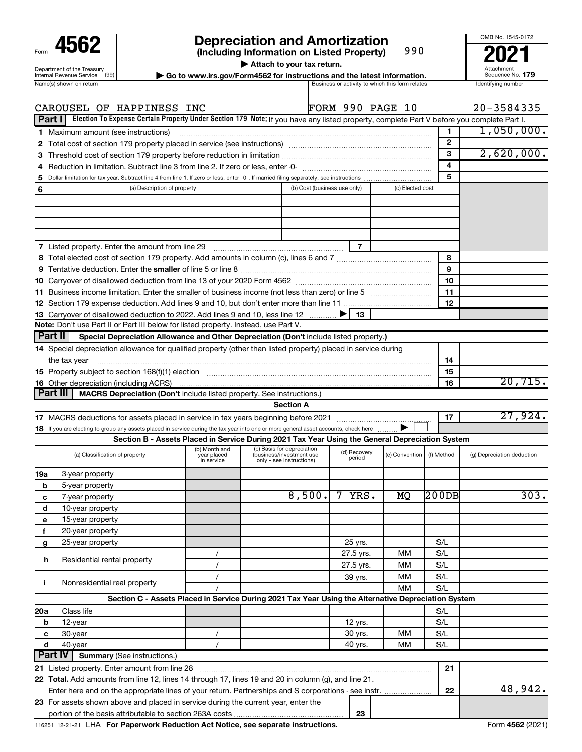Form **4562**

# Depreciation and Amortization

**(Including Information on Listed Property)** 990

▶ Attach to your tax return.

▶ Go to www.irs.gov/Form4562 for instructions and the latest information.

Department of the Treasury Internal Revenue Service (99)

OMB No. 1545-0172

**2021**

Attachment Sequence No. **179**

| Name(s) shown on return | Business or activity to which this form relates | Identifying number |
|---|---|---|
| CAROUSEL OF HAPPINESS INC | FORM 990 PAGE 10 | 20-3584335 |

**Part I** **Election To Expense Certain Property Under Section 179** **Note:** If you have any listed property, complete Part V before you complete Part I.

| | | | |
|---|---|---|---|
| 1 | Maximum amount (see instructions) | 1 | 1,050,000. |
| 2 | Total cost of section 179 property placed in service (see instructions) | 2 | |
| 3 | Threshold cost of section 179 property before reduction in limitation | 3 | 2,620,000. |
| 4 | Reduction in limitation. Subtract line 3 from line 2. If zero or less, enter -0- | 4 | |
| 5 | Dollar limitation for tax year. Subtract line 4 from line 1. If zero or less, enter -0-. If married filing separately, see instructions | 5 | |

| 6 (a) Description of property | (b) Cost (business use only) | (c) Elected cost |
|---|---|---|
| | | |
| | | |
| | | |
| | | |

| | | | |
|---|---|---|---|
| 7 | Listed property. Enter the amount from line 29 | 7 | |
| 8 | Total elected cost of section 179 property. Add amounts in column (c), lines 6 and 7 | 8 | |
| 9 | Tentative deduction. Enter the **smaller** of line 5 or line 8 | 9 | |
| 10 | Carryover of disallowed deduction from line 13 of your 2020 Form 4562 | 10 | |
| 11 | Business income limitation. Enter the smaller of business income (not less than zero) or line 5 | 11 | |
| 12 | Section 179 expense deduction. Add lines 9 and 10, but don't enter more than line 11 | 12 | |
| 13 | Carryover of disallowed deduction to 2022. Add lines 9 and 10, less line 12 ▶ | 13 | |

**Note:** Don't use Part II or Part III below for listed property. Instead, use Part V.

**Part II** **Special Depreciation Allowance and Other Depreciation (Don't** include listed property.**)**

| | | | |
|---|---|---|---|
| 14 | Special depreciation allowance for qualified property (other than listed property) placed in service during the tax year | 14 | |
| 15 | Property subject to section 168(f)(1) election | 15 | |
| 16 | Other depreciation (including ACRS) | 16 | 20,715. |

**Part III** **MACRS Depreciation (Don't** include listed property. See instructions.)

**Section A**

| | | | |
|---|---|---|---|
| 17 | MACRS deductions for assets placed in service in tax years beginning before 2021 | 17 | 27,924. |
| 18 | If you are electing to group any assets placed in service during the tax year into one or more general asset accounts, check here ▶ ☐ | | |

**Section B - Assets Placed in Service During 2021 Tax Year Using the General Depreciation System**

| (a) Classification of property | (b) Month and year placed in service | (c) Basis for depreciation (business/investment use only - see instructions) | (d) Recovery period | (e) Convention | (f) Method | (g) Depreciation deduction |
|---|---|---|---|---|---|---|
| 19a 3-year property | | | | | | |
| b 5-year property | | | | | | |
| c 7-year property | | 8,500. | 7 YRS. | MQ | 200DB | 303. |
| d 10-year property | | | | | | |
| e 15-year property | | | | | | |
| f 20-year property | | | | | | |
| g 25-year property | | | 25 yrs. | | S/L | |
| h Residential rental property | / | | 27.5 yrs. | MM | S/L | |
| | / | | 27.5 yrs. | MM | S/L | |
| i Nonresidential real property | / | | 39 yrs. | MM | S/L | |
| | / | | | MM | S/L | |

**Section C - Assets Placed in Service During 2021 Tax Year Using the Alternative Depreciation System**

| (a) Classification of property | (b) Month and year placed in service | (c) Basis for depreciation | (d) Recovery period | (e) Convention | (f) Method | (g) Depreciation deduction |
|---|---|---|---|---|---|---|
| 20a Class life | | | | | S/L | |
| b 12-year | | | 12 yrs. | | S/L | |
| c 30-year | / | | 30 yrs. | MM | S/L | |
| d 40-year | / | | 40 yrs. | MM | S/L | |

**Part IV** **Summary** (See instructions.)

| | | | |
|---|---|---|---|
| 21 | Listed property. Enter amount from line 28 | 21 | |
| 22 | **Total.** Add amounts from line 12, lines 14 through 17, lines 19 and 20 in column (g), and line 21. Enter here and on the appropriate lines of your return. Partnerships and S corporations - see instr. | 22 | 48,942. |
| 23 | For assets shown above and placed in service during the current year, enter the portion of the basis attributable to section 263A costs | 23 | |

116251 12-21-21 LHA **For Paperwork Reduction Act Notice, see separate instructions.** Form **4562** (2021)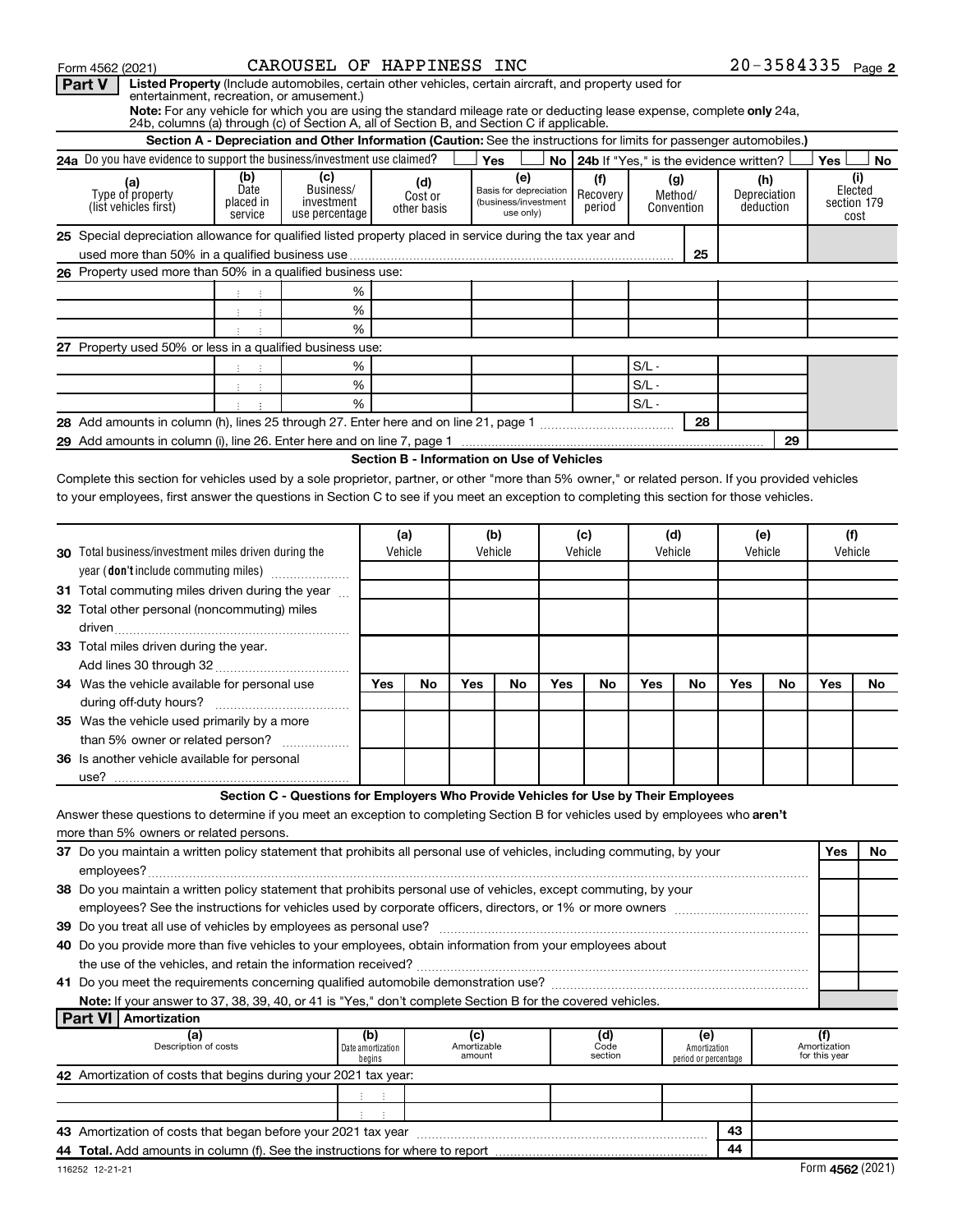Form 4562 (2021) CAROUSEL OF HAPPINESS INC 20-3584335 Page **2**

**Part V** **Listed Property** (Include automobiles, certain other vehicles, certain aircraft, and property used for entertainment, recreation, or amusement.)

**Note:** For any vehicle for which you are using the standard mileage rate or deducting lease expense, complete **only** 24a, 24b, columns (a) through (c) of Section A, all of Section B, and Section C if applicable.

**Section A - Depreciation and Other Information (Caution:** See the instructions for limits for passenger automobiles.**)**

**24a** Do you have evidence to support the business/investment use claimed? ☐ Yes ☐ No **24b** If "Yes," is the evidence written? ☐ Yes ☐ No

| (a) Type of property (list vehicles first) | (b) Date placed in service | (c) Business/ investment use percentage | (d) Cost or other basis | (e) Basis for depreciation (business/investment use only) | (f) Recovery period | (g) Method/ Convention | (h) Depreciation deduction | (i) Elected section 179 cost |
|---|---|---|---|---|---|---|---|---|
| **25** Special depreciation allowance for qualified listed property placed in service during the tax year and used more than 50% in a qualified business use | | | | | | 25 | | |
| **26** Property used more than 50% in a qualified business use: | | | | | | | | |
| | | % | | | | | | |
| | | % | | | | | | |
| | | % | | | | | | |
| **27** Property used 50% or less in a qualified business use: | | | | | | | | |
| | | % | | | | S/L - | | |
| | | % | | | | S/L - | | |
| | | % | | | | S/L - | | |
| **28** Add amounts in column (h), lines 25 through 27. Enter here and on line 21, page 1 | | | | | | 28 | | |
| **29** Add amounts in column (i), line 26. Enter here and on line 7, page 1 | | | | | | | 29 | |

**Section B - Information on Use of Vehicles**

Complete this section for vehicles used by a sole proprietor, partner, or other "more than 5% owner," or related person. If you provided vehicles to your employees, first answer the questions in Section C to see if you meet an exception to completing this section for those vehicles.

| | (a) Vehicle | | (b) Vehicle | | (c) Vehicle | | (d) Vehicle | | (e) Vehicle | | (f) Vehicle | |
|---|---|---|---|---|---|---|---|---|---|---|---|---|
| **30** Total business/investment miles driven during the year (**don't** include commuting miles) | | | | | | | | | | | | |
| **31** Total commuting miles driven during the year | | | | | | | | | | | | |
| **32** Total other personal (noncommuting) miles driven | | | | | | | | | | | | |
| **33** Total miles driven during the year. Add lines 30 through 32 | | | | | | | | | | | | |
| | **Yes** | **No** | **Yes** | **No** | **Yes** | **No** | **Yes** | **No** | **Yes** | **No** | **Yes** | **No** |
| **34** Was the vehicle available for personal use during off-duty hours? | | | | | | | | | | | | |
| **35** Was the vehicle used primarily by a more than 5% owner or related person? | | | | | | | | | | | | |
| **36** Is another vehicle available for personal use? | | | | | | | | | | | | |

**Section C - Questions for Employers Who Provide Vehicles for Use by Their Employees**

Answer these questions to determine if you meet an exception to completing Section B for vehicles used by employees who **aren't** more than 5% owners or related persons.

| | Yes | No |
|---|---|---|
| **37** Do you maintain a written policy statement that prohibits all personal use of vehicles, including commuting, by your employees? | | |
| **38** Do you maintain a written policy statement that prohibits personal use of vehicles, except commuting, by your employees? See the instructions for vehicles used by corporate officers, directors, or 1% or more owners | | |
| **39** Do you treat all use of vehicles by employees as personal use? | | |
| **40** Do you provide more than five vehicles to your employees, obtain information from your employees about the use of the vehicles, and retain the information received? | | |
| **41** Do you meet the requirements concerning qualified automobile demonstration use? | | |

**Note:** If your answer to 37, 38, 39, 40, or 41 is "Yes," don't complete Section B for the covered vehicles.

**Part VI** **Amortization**

| (a) Description of costs | (b) Date amortization begins | (c) Amortizable amount | (d) Code section | (e) Amortization period or percentage | (f) Amortization for this year |
|---|---|---|---|---|---|
| **42** Amortization of costs that begins during your 2021 tax year: | | | | | |
| | | | | | |
| | | | | | |
| **43** Amortization of costs that began before your 2021 tax year | | | | 43 | |
| **44 Total.** Add amounts in column (f). See the instructions for where to report | | | | 44 | |

116252 12-21-21 Form **4562** (2021)